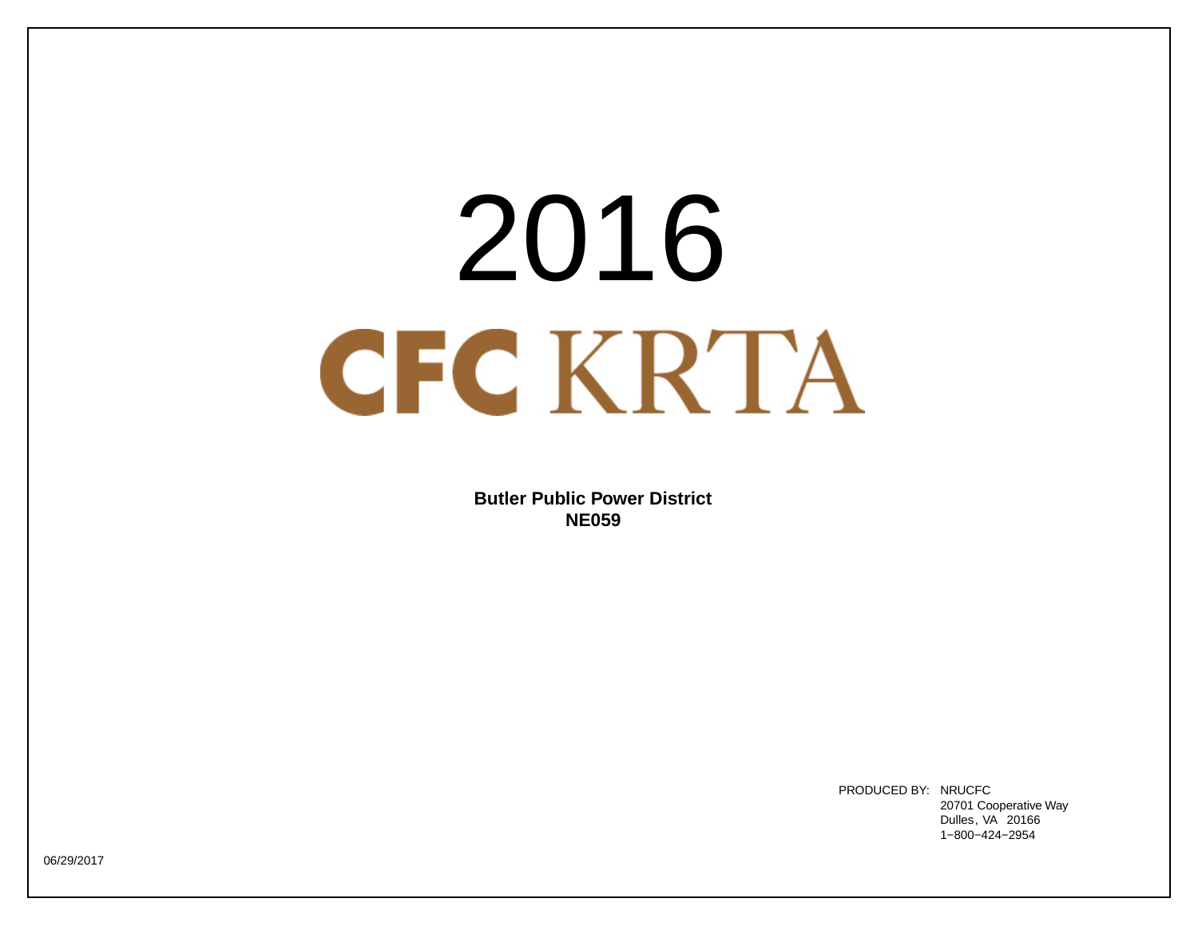# 2016

# CFC KRTA

**Butler Public Power District**
**NE059**

PRODUCED BY: NRUCFC
20701 Cooperative Way
Dulles, VA 20166
1−800−424−2954

06/29/2017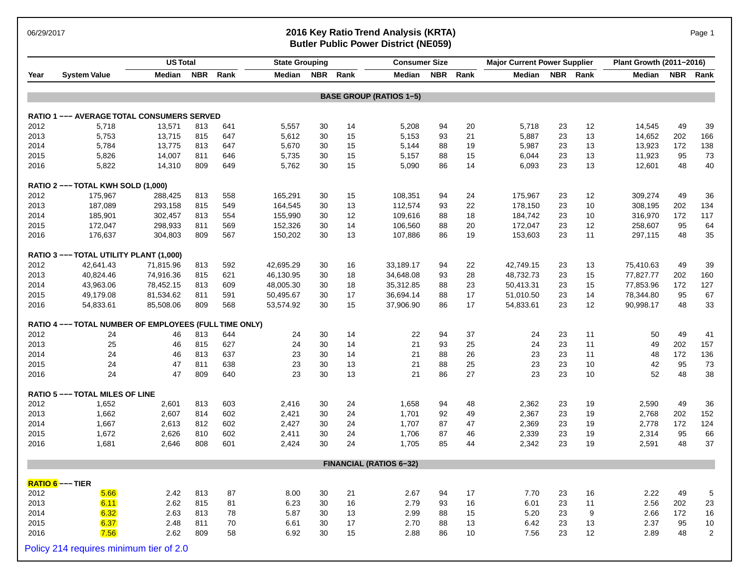# 2016 Key Ratio Trend Analysis (KRTA)
## Butler Public Power District (NE059)

06/29/2017

| Year | System Value | US Total | | | State Grouping | | | Consumer Size | | | Major Current Power Supplier | | | Plant Growth (2011−2016) | | |
|---|---|---|---|---|---|---|---|---|---|---|---|---|---|---|---|---|
| | | Median | NBR | Rank | Median | NBR | Rank | Median | NBR | Rank | Median | NBR | Rank | Median | NBR | Rank |
| **BASE GROUP (RATIOS 1−5)** | | | | | | | | | | | | | | | | |
| **RATIO 1 −−− AVERAGE TOTAL CONSUMERS SERVED** | | | | | | | | | | | | | | | | |
| 2012 | 5,718 | 13,571 | 813 | 641 | 5,557 | 30 | 14 | 5,208 | 94 | 20 | 5,718 | 23 | 12 | 14,545 | 49 | 39 |
| 2013 | 5,753 | 13,715 | 815 | 647 | 5,612 | 30 | 15 | 5,153 | 93 | 21 | 5,887 | 23 | 13 | 14,652 | 202 | 166 |
| 2014 | 5,784 | 13,775 | 813 | 647 | 5,670 | 30 | 15 | 5,144 | 88 | 19 | 5,987 | 23 | 13 | 13,923 | 172 | 138 |
| 2015 | 5,826 | 14,007 | 811 | 646 | 5,735 | 30 | 15 | 5,157 | 88 | 15 | 6,044 | 23 | 13 | 11,923 | 95 | 73 |
| 2016 | 5,822 | 14,310 | 809 | 649 | 5,762 | 30 | 15 | 5,090 | 86 | 14 | 6,093 | 23 | 13 | 12,601 | 48 | 40 |
| **RATIO 2 −−− TOTAL KWH SOLD (1,000)** | | | | | | | | | | | | | | | | |
| 2012 | 175,967 | 288,425 | 813 | 558 | 165,291 | 30 | 15 | 108,351 | 94 | 24 | 175,967 | 23 | 12 | 309,274 | 49 | 36 |
| 2013 | 187,089 | 293,158 | 815 | 549 | 164,545 | 30 | 13 | 112,574 | 93 | 22 | 178,150 | 23 | 10 | 308,195 | 202 | 134 |
| 2014 | 185,901 | 302,457 | 813 | 554 | 155,990 | 30 | 12 | 109,616 | 88 | 18 | 184,742 | 23 | 10 | 316,970 | 172 | 117 |
| 2015 | 172,047 | 298,933 | 811 | 569 | 152,326 | 30 | 14 | 106,560 | 88 | 20 | 172,047 | 23 | 12 | 258,607 | 95 | 64 |
| 2016 | 176,637 | 304,803 | 809 | 567 | 150,202 | 30 | 13 | 107,886 | 86 | 19 | 153,603 | 23 | 11 | 297,115 | 48 | 35 |
| **RATIO 3 −−− TOTAL UTILITY PLANT (1,000)** | | | | | | | | | | | | | | | | |
| 2012 | 42,641.43 | 71,815.96 | 813 | 592 | 42,695.29 | 30 | 16 | 33,189.17 | 94 | 22 | 42,749.15 | 23 | 13 | 75,410.63 | 49 | 39 |
| 2013 | 40,824.46 | 74,916.36 | 815 | 621 | 46,130.95 | 30 | 18 | 34,648.08 | 93 | 28 | 48,732.73 | 23 | 15 | 77,827.77 | 202 | 160 |
| 2014 | 43,963.06 | 78,452.15 | 813 | 609 | 48,005.30 | 30 | 18 | 35,312.85 | 88 | 23 | 50,413.31 | 23 | 15 | 77,853.96 | 172 | 127 |
| 2015 | 49,179.08 | 81,534.62 | 811 | 591 | 50,495.67 | 30 | 17 | 36,694.14 | 88 | 17 | 51,010.50 | 23 | 14 | 78,344.80 | 95 | 67 |
| 2016 | 54,833.61 | 85,508.06 | 809 | 568 | 53,574.92 | 30 | 15 | 37,906.90 | 86 | 17 | 54,833.61 | 23 | 12 | 90,998.17 | 48 | 33 |
| **RATIO 4 −−− TOTAL NUMBER OF EMPLOYEES (FULL TIME ONLY)** | | | | | | | | | | | | | | | | |
| 2012 | 24 | 46 | 813 | 644 | 24 | 30 | 14 | 22 | 94 | 37 | 24 | 23 | 11 | 50 | 49 | 41 |
| 2013 | 25 | 46 | 815 | 627 | 24 | 30 | 14 | 21 | 93 | 25 | 24 | 23 | 11 | 49 | 202 | 157 |
| 2014 | 24 | 46 | 813 | 637 | 23 | 30 | 14 | 21 | 88 | 26 | 23 | 23 | 11 | 48 | 172 | 136 |
| 2015 | 24 | 47 | 811 | 638 | 23 | 30 | 13 | 21 | 88 | 25 | 23 | 23 | 10 | 42 | 95 | 73 |
| 2016 | 24 | 47 | 809 | 640 | 23 | 30 | 13 | 21 | 86 | 27 | 23 | 23 | 10 | 52 | 48 | 38 |
| **RATIO 5 −−− TOTAL MILES OF LINE** | | | | | | | | | | | | | | | | |
| 2012 | 1,652 | 2,601 | 813 | 603 | 2,416 | 30 | 24 | 1,658 | 94 | 48 | 2,362 | 23 | 19 | 2,590 | 49 | 36 |
| 2013 | 1,662 | 2,607 | 814 | 602 | 2,421 | 30 | 24 | 1,701 | 92 | 49 | 2,367 | 23 | 19 | 2,768 | 202 | 152 |
| 2014 | 1,667 | 2,613 | 812 | 602 | 2,427 | 30 | 24 | 1,707 | 87 | 47 | 2,369 | 23 | 19 | 2,778 | 172 | 124 |
| 2015 | 1,672 | 2,626 | 810 | 602 | 2,411 | 30 | 24 | 1,706 | 87 | 46 | 2,339 | 23 | 19 | 2,314 | 95 | 66 |
| 2016 | 1,681 | 2,646 | 808 | 601 | 2,424 | 30 | 24 | 1,705 | 85 | 44 | 2,342 | 23 | 19 | 2,591 | 48 | 37 |
| **FINANCIAL (RATIOS 6−32)** | | | | | | | | | | | | | | | | |
| **RATIO 6 −−− TIER** | | | | | | | | | | | | | | | | |
| 2012 | 5.66 | 2.42 | 813 | 87 | 8.00 | 30 | 21 | 2.67 | 94 | 17 | 7.70 | 23 | 16 | 2.22 | 49 | 5 |
| 2013 | 6.11 | 2.62 | 815 | 81 | 6.23 | 30 | 16 | 2.79 | 93 | 16 | 6.01 | 23 | 11 | 2.56 | 202 | 23 |
| 2014 | 6.32 | 2.63 | 813 | 78 | 5.87 | 30 | 13 | 2.99 | 88 | 15 | 5.20 | 23 | 9 | 2.66 | 172 | 16 |
| 2015 | 6.37 | 2.48 | 811 | 70 | 6.61 | 30 | 17 | 2.70 | 88 | 13 | 6.42 | 23 | 13 | 2.37 | 95 | 10 |
| 2016 | 7.56 | 2.62 | 809 | 58 | 6.92 | 30 | 15 | 2.88 | 86 | 10 | 7.56 | 23 | 12 | 2.89 | 48 | 2 |

Policy 214 requires minimum tier of 2.0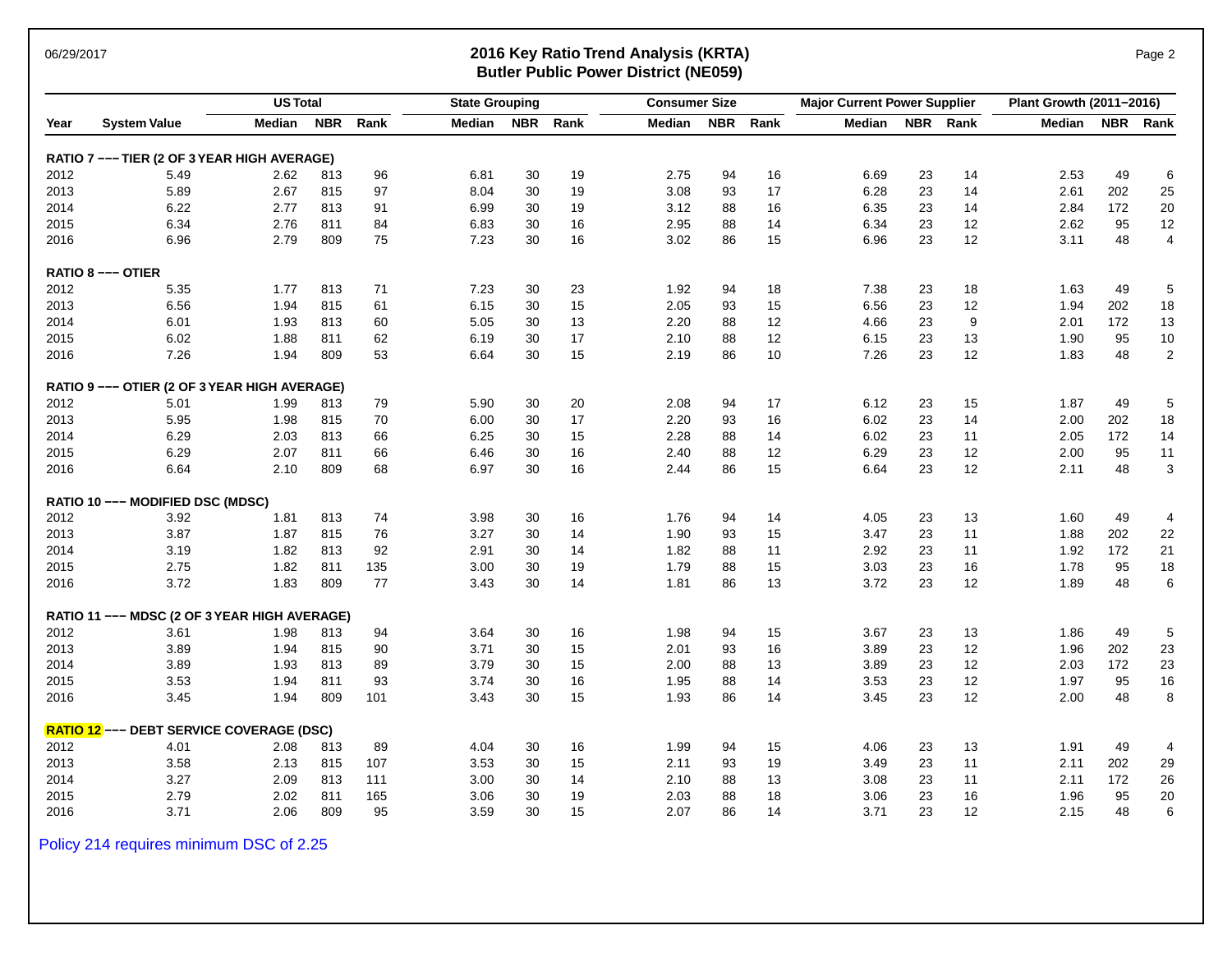# 2016 Key Ratio Trend Analysis (KRTA)
## Butler Public Power District (NE059)

| Year | System Value | US Total | | | State Grouping | | | Consumer Size | | | Major Current Power Supplier | | | Plant Growth (2011−2016) | | |
|---|---|---|---|---|---|---|---|---|---|---|---|---|---|---|---|---|
| | | Median | NBR | Rank | Median | NBR | Rank | Median | NBR | Rank | Median | NBR | Rank | Median | NBR | Rank |
| **RATIO 7 −−− TIER (2 OF 3 YEAR HIGH AVERAGE)** | | | | | | | | | | | | | | | | |
| 2012 | 5.49 | 2.62 | 813 | 96 | 6.81 | 30 | 19 | 2.75 | 94 | 16 | 6.69 | 23 | 14 | 2.53 | 49 | 6 |
| 2013 | 5.89 | 2.67 | 815 | 97 | 8.04 | 30 | 19 | 3.08 | 93 | 17 | 6.28 | 23 | 14 | 2.61 | 202 | 25 |
| 2014 | 6.22 | 2.77 | 813 | 91 | 6.99 | 30 | 19 | 3.12 | 88 | 16 | 6.35 | 23 | 14 | 2.84 | 172 | 20 |
| 2015 | 6.34 | 2.76 | 811 | 84 | 6.83 | 30 | 16 | 2.95 | 88 | 14 | 6.34 | 23 | 12 | 2.62 | 95 | 12 |
| 2016 | 6.96 | 2.79 | 809 | 75 | 7.23 | 30 | 16 | 3.02 | 86 | 15 | 6.96 | 23 | 12 | 3.11 | 48 | 4 |
| **RATIO 8 −−− OTIER** | | | | | | | | | | | | | | | | |
| 2012 | 5.35 | 1.77 | 813 | 71 | 7.23 | 30 | 23 | 1.92 | 94 | 18 | 7.38 | 23 | 18 | 1.63 | 49 | 5 |
| 2013 | 6.56 | 1.94 | 815 | 61 | 6.15 | 30 | 15 | 2.05 | 93 | 15 | 6.56 | 23 | 12 | 1.94 | 202 | 18 |
| 2014 | 6.01 | 1.93 | 813 | 60 | 5.05 | 30 | 13 | 2.20 | 88 | 12 | 4.66 | 23 | 9 | 2.01 | 172 | 13 |
| 2015 | 6.02 | 1.88 | 811 | 62 | 6.19 | 30 | 17 | 2.10 | 88 | 12 | 6.15 | 23 | 13 | 1.90 | 95 | 10 |
| 2016 | 7.26 | 1.94 | 809 | 53 | 6.64 | 30 | 15 | 2.19 | 86 | 10 | 7.26 | 23 | 12 | 1.83 | 48 | 2 |
| **RATIO 9 −−− OTIER (2 OF 3 YEAR HIGH AVERAGE)** | | | | | | | | | | | | | | | | |
| 2012 | 5.01 | 1.99 | 813 | 79 | 5.90 | 30 | 20 | 2.08 | 94 | 17 | 6.12 | 23 | 15 | 1.87 | 49 | 5 |
| 2013 | 5.95 | 1.98 | 815 | 70 | 6.00 | 30 | 17 | 2.20 | 93 | 16 | 6.02 | 23 | 14 | 2.00 | 202 | 18 |
| 2014 | 6.29 | 2.03 | 813 | 66 | 6.25 | 30 | 15 | 2.28 | 88 | 14 | 6.02 | 23 | 11 | 2.05 | 172 | 14 |
| 2015 | 6.29 | 2.07 | 811 | 66 | 6.46 | 30 | 16 | 2.40 | 88 | 12 | 6.29 | 23 | 12 | 2.00 | 95 | 11 |
| 2016 | 6.64 | 2.10 | 809 | 68 | 6.97 | 30 | 16 | 2.44 | 86 | 15 | 6.64 | 23 | 12 | 2.11 | 48 | 3 |
| **RATIO 10 −−− MODIFIED DSC (MDSC)** | | | | | | | | | | | | | | | | |
| 2012 | 3.92 | 1.81 | 813 | 74 | 3.98 | 30 | 16 | 1.76 | 94 | 14 | 4.05 | 23 | 13 | 1.60 | 49 | 4 |
| 2013 | 3.87 | 1.87 | 815 | 76 | 3.27 | 30 | 14 | 1.90 | 93 | 15 | 3.47 | 23 | 11 | 1.88 | 202 | 22 |
| 2014 | 3.19 | 1.82 | 813 | 92 | 2.91 | 30 | 14 | 1.82 | 88 | 11 | 2.92 | 23 | 11 | 1.92 | 172 | 21 |
| 2015 | 2.75 | 1.82 | 811 | 135 | 3.00 | 30 | 19 | 1.79 | 88 | 15 | 3.03 | 23 | 16 | 1.78 | 95 | 18 |
| 2016 | 3.72 | 1.83 | 809 | 77 | 3.43 | 30 | 14 | 1.81 | 86 | 13 | 3.72 | 23 | 12 | 1.89 | 48 | 6 |
| **RATIO 11 −−− MDSC (2 OF 3 YEAR HIGH AVERAGE)** | | | | | | | | | | | | | | | | |
| 2012 | 3.61 | 1.98 | 813 | 94 | 3.64 | 30 | 16 | 1.98 | 94 | 15 | 3.67 | 23 | 13 | 1.86 | 49 | 5 |
| 2013 | 3.89 | 1.94 | 815 | 90 | 3.71 | 30 | 15 | 2.01 | 93 | 16 | 3.89 | 23 | 12 | 1.96 | 202 | 23 |
| 2014 | 3.89 | 1.93 | 813 | 89 | 3.79 | 30 | 15 | 2.00 | 88 | 13 | 3.89 | 23 | 12 | 2.03 | 172 | 23 |
| 2015 | 3.53 | 1.94 | 811 | 93 | 3.74 | 30 | 16 | 1.95 | 88 | 14 | 3.53 | 23 | 12 | 1.97 | 95 | 16 |
| 2016 | 3.45 | 1.94 | 809 | 101 | 3.43 | 30 | 15 | 1.93 | 86 | 14 | 3.45 | 23 | 12 | 2.00 | 48 | 8 |
| **RATIO 12 −−− DEBT SERVICE COVERAGE (DSC)** | | | | | | | | | | | | | | | | |
| 2012 | 4.01 | 2.08 | 813 | 89 | 4.04 | 30 | 16 | 1.99 | 94 | 15 | 4.06 | 23 | 13 | 1.91 | 49 | 4 |
| 2013 | 3.58 | 2.13 | 815 | 107 | 3.53 | 30 | 15 | 2.11 | 93 | 19 | 3.49 | 23 | 11 | 2.11 | 202 | 29 |
| 2014 | 3.27 | 2.09 | 813 | 111 | 3.00 | 30 | 14 | 2.10 | 88 | 13 | 3.08 | 23 | 11 | 2.11 | 172 | 26 |
| 2015 | 2.79 | 2.02 | 811 | 165 | 3.06 | 30 | 19 | 2.03 | 88 | 18 | 3.06 | 23 | 16 | 1.96 | 95 | 20 |
| 2016 | 3.71 | 2.06 | 809 | 95 | 3.59 | 30 | 15 | 2.07 | 86 | 14 | 3.71 | 23 | 12 | 2.15 | 48 | 6 |

Policy 214 requires minimum DSC of 2.25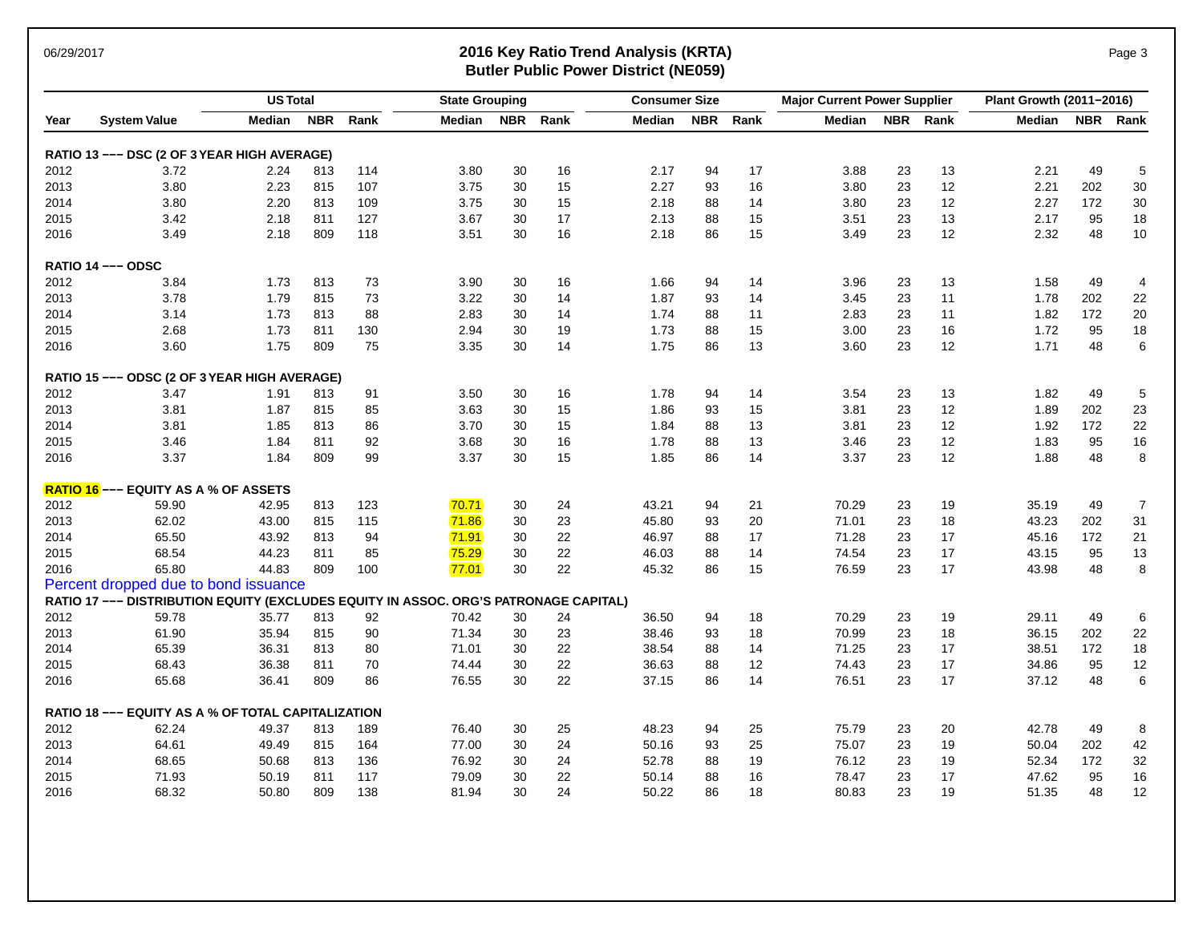# 2016 Key Ratio Trend Analysis (KRTA)
## Butler Public Power District (NE059)

06/29/2017

| Year | System Value | US Total | | | State Grouping | | | Consumer Size | | | Major Current Power Supplier | | | Plant Growth (2011−2016) | | |
|---|---|---|---|---|---|---|---|---|---|---|---|---|---|---|---|---|
| | | Median | NBR | Rank | Median | NBR | Rank | Median | NBR | Rank | Median | NBR | Rank | Median | NBR | Rank |
| **RATIO 13 −−− DSC (2 OF 3 YEAR HIGH AVERAGE)** | | | | | | | | | | | | | | | | |
| 2012 | 3.72 | 2.24 | 813 | 114 | 3.80 | 30 | 16 | 2.17 | 94 | 17 | 3.88 | 23 | 13 | 2.21 | 49 | 5 |
| 2013 | 3.80 | 2.23 | 815 | 107 | 3.75 | 30 | 15 | 2.27 | 93 | 16 | 3.80 | 23 | 12 | 2.21 | 202 | 30 |
| 2014 | 3.80 | 2.20 | 813 | 109 | 3.75 | 30 | 15 | 2.18 | 88 | 14 | 3.80 | 23 | 12 | 2.27 | 172 | 30 |
| 2015 | 3.42 | 2.18 | 811 | 127 | 3.67 | 30 | 17 | 2.13 | 88 | 15 | 3.51 | 23 | 13 | 2.17 | 95 | 18 |
| 2016 | 3.49 | 2.18 | 809 | 118 | 3.51 | 30 | 16 | 2.18 | 86 | 15 | 3.49 | 23 | 12 | 2.32 | 48 | 10 |
| **RATIO 14 −−− ODSC** | | | | | | | | | | | | | | | | |
| 2012 | 3.84 | 1.73 | 813 | 73 | 3.90 | 30 | 16 | 1.66 | 94 | 14 | 3.96 | 23 | 13 | 1.58 | 49 | 4 |
| 2013 | 3.78 | 1.79 | 815 | 73 | 3.22 | 30 | 14 | 1.87 | 93 | 14 | 3.45 | 23 | 11 | 1.78 | 202 | 22 |
| 2014 | 3.14 | 1.73 | 813 | 88 | 2.83 | 30 | 14 | 1.74 | 88 | 11 | 2.83 | 23 | 11 | 1.82 | 172 | 20 |
| 2015 | 2.68 | 1.73 | 811 | 130 | 2.94 | 30 | 19 | 1.73 | 88 | 15 | 3.00 | 23 | 16 | 1.72 | 95 | 18 |
| 2016 | 3.60 | 1.75 | 809 | 75 | 3.35 | 30 | 14 | 1.75 | 86 | 13 | 3.60 | 23 | 12 | 1.71 | 48 | 6 |
| **RATIO 15 −−− ODSC (2 OF 3 YEAR HIGH AVERAGE)** | | | | | | | | | | | | | | | | |
| 2012 | 3.47 | 1.91 | 813 | 91 | 3.50 | 30 | 16 | 1.78 | 94 | 14 | 3.54 | 23 | 13 | 1.82 | 49 | 5 |
| 2013 | 3.81 | 1.87 | 815 | 85 | 3.63 | 30 | 15 | 1.86 | 93 | 15 | 3.81 | 23 | 12 | 1.89 | 202 | 23 |
| 2014 | 3.81 | 1.85 | 813 | 86 | 3.70 | 30 | 15 | 1.84 | 88 | 13 | 3.81 | 23 | 12 | 1.92 | 172 | 22 |
| 2015 | 3.46 | 1.84 | 811 | 92 | 3.68 | 30 | 16 | 1.78 | 88 | 13 | 3.46 | 23 | 12 | 1.83 | 95 | 16 |
| 2016 | 3.37 | 1.84 | 809 | 99 | 3.37 | 30 | 15 | 1.85 | 86 | 14 | 3.37 | 23 | 12 | 1.88 | 48 | 8 |
| **RATIO 16 −−− EQUITY AS A % OF ASSETS** | | | | | | | | | | | | | | | | |
| 2012 | 59.90 | 42.95 | 813 | 123 | 70.71 | 30 | 24 | 43.21 | 94 | 21 | 70.29 | 23 | 19 | 35.19 | 49 | 7 |
| 2013 | 62.02 | 43.00 | 815 | 115 | 71.86 | 30 | 23 | 45.80 | 93 | 20 | 71.01 | 23 | 18 | 43.23 | 202 | 31 |
| 2014 | 65.50 | 43.92 | 813 | 94 | 71.91 | 30 | 22 | 46.97 | 88 | 17 | 71.28 | 23 | 17 | 45.16 | 172 | 21 |
| 2015 | 68.54 | 44.23 | 811 | 85 | 75.29 | 30 | 22 | 46.03 | 88 | 14 | 74.54 | 23 | 17 | 43.15 | 95 | 13 |
| 2016 | 65.80 | 44.83 | 809 | 100 | 77.01 | 30 | 22 | 45.32 | 86 | 15 | 76.59 | 23 | 17 | 43.98 | 48 | 8 |
| Percent dropped due to bond issuance | | | | | | | | | | | | | | | | |
| **RATIO 17 −−− DISTRIBUTION EQUITY (EXCLUDES EQUITY IN ASSOC. ORG'S PATRONAGE CAPITAL)** | | | | | | | | | | | | | | | | |
| 2012 | 59.78 | 35.77 | 813 | 92 | 70.42 | 30 | 24 | 36.50 | 94 | 18 | 70.29 | 23 | 19 | 29.11 | 49 | 6 |
| 2013 | 61.90 | 35.94 | 815 | 90 | 71.34 | 30 | 23 | 38.46 | 93 | 18 | 70.99 | 23 | 18 | 36.15 | 202 | 22 |
| 2014 | 65.39 | 36.31 | 813 | 80 | 71.01 | 30 | 22 | 38.54 | 88 | 14 | 71.25 | 23 | 17 | 38.51 | 172 | 18 |
| 2015 | 68.43 | 36.38 | 811 | 70 | 74.44 | 30 | 22 | 36.63 | 88 | 12 | 74.43 | 23 | 17 | 34.86 | 95 | 12 |
| 2016 | 65.68 | 36.41 | 809 | 86 | 76.55 | 30 | 22 | 37.15 | 86 | 14 | 76.51 | 23 | 17 | 37.12 | 48 | 6 |
| **RATIO 18 −−− EQUITY AS A % OF TOTAL CAPITALIZATION** | | | | | | | | | | | | | | | | |
| 2012 | 62.24 | 49.37 | 813 | 189 | 76.40 | 30 | 25 | 48.23 | 94 | 25 | 75.79 | 23 | 20 | 42.78 | 49 | 8 |
| 2013 | 64.61 | 49.49 | 815 | 164 | 77.00 | 30 | 24 | 50.16 | 93 | 25 | 75.07 | 23 | 19 | 50.04 | 202 | 42 |
| 2014 | 68.65 | 50.68 | 813 | 136 | 76.92 | 30 | 24 | 52.78 | 88 | 19 | 76.12 | 23 | 19 | 52.34 | 172 | 32 |
| 2015 | 71.93 | 50.19 | 811 | 117 | 79.09 | 30 | 22 | 50.14 | 88 | 16 | 78.47 | 23 | 17 | 47.62 | 95 | 16 |
| 2016 | 68.32 | 50.80 | 809 | 138 | 81.94 | 30 | 24 | 50.22 | 86 | 18 | 80.83 | 23 | 19 | 51.35 | 48 | 12 |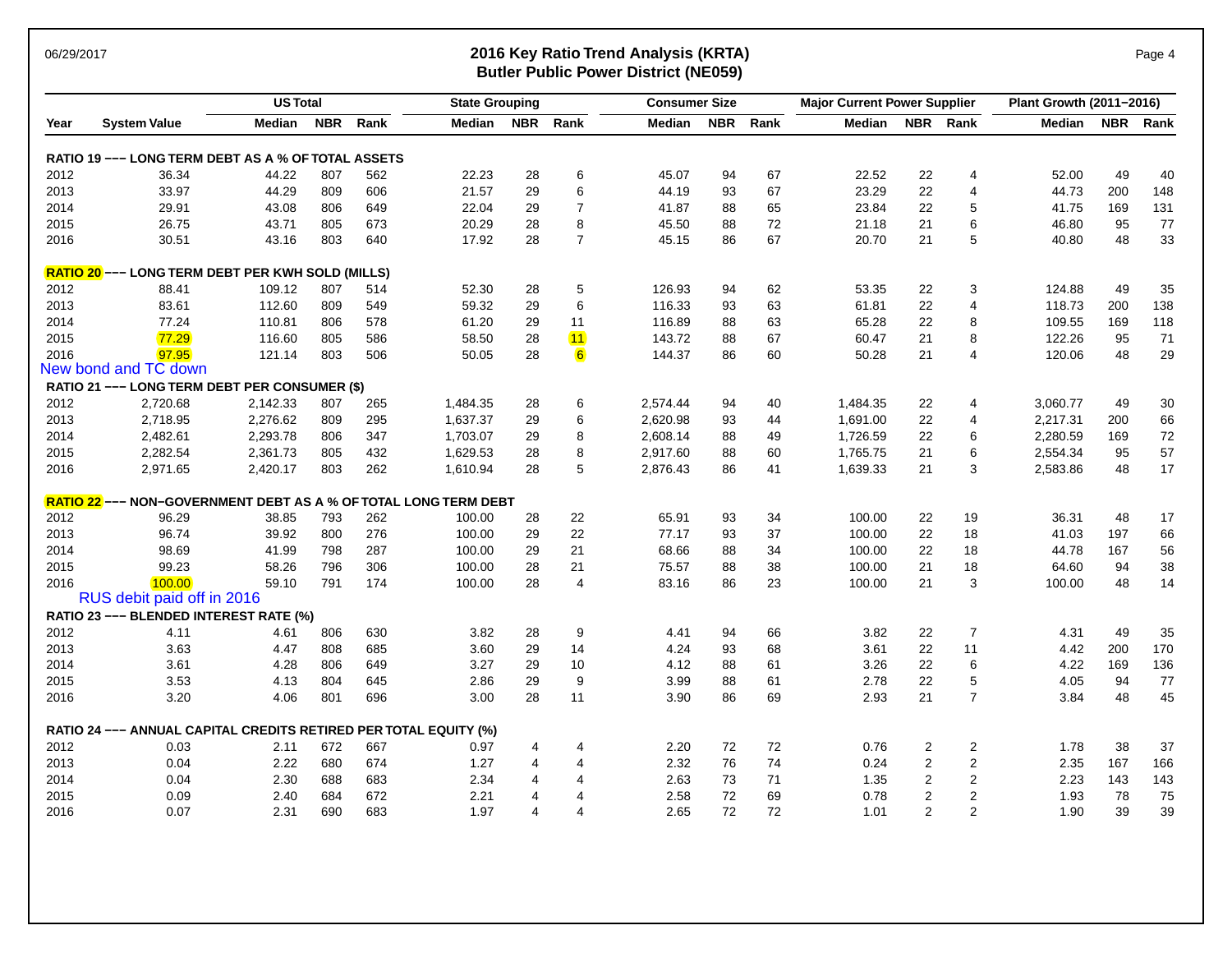# 2016 Key Ratio Trend Analysis (KRTA)
## Butler Public Power District (NE059)

| Year | System Value | US Total Median | US Total NBR | US Total Rank | State Grouping Median | State Grouping NBR | State Grouping Rank | Consumer Size Median | Consumer Size NBR | Consumer Size Rank | Major Current Power Supplier Median | Major Current Power Supplier NBR | Major Current Power Supplier Rank | Plant Growth (2011−2016) Median | Plant Growth NBR | Plant Growth Rank |
|---|---|---|---|---|---|---|---|---|---|---|---|---|---|---|---|---|
| **RATIO 19 −−− LONG TERM DEBT AS A % OF TOTAL ASSETS** | | | | | | | | | | | | | | | | |
| 2012 | 36.34 | 44.22 | 807 | 562 | 22.23 | 28 | 6 | 45.07 | 94 | 67 | 22.52 | 22 | 4 | 52.00 | 49 | 40 |
| 2013 | 33.97 | 44.29 | 809 | 606 | 21.57 | 29 | 6 | 44.19 | 93 | 67 | 23.29 | 22 | 4 | 44.73 | 200 | 148 |
| 2014 | 29.91 | 43.08 | 806 | 649 | 22.04 | 29 | 7 | 41.87 | 88 | 65 | 23.84 | 22 | 5 | 41.75 | 169 | 131 |
| 2015 | 26.75 | 43.71 | 805 | 673 | 20.29 | 28 | 8 | 45.50 | 88 | 72 | 21.18 | 21 | 6 | 46.80 | 95 | 77 |
| 2016 | 30.51 | 43.16 | 803 | 640 | 17.92 | 28 | 7 | 45.15 | 86 | 67 | 20.70 | 21 | 5 | 40.80 | 48 | 33 |
| **RATIO 20 −−− LONG TERM DEBT PER KWH SOLD (MILLS)** | | | | | | | | | | | | | | | | |
| 2012 | 88.41 | 109.12 | 807 | 514 | 52.30 | 28 | 5 | 126.93 | 94 | 62 | 53.35 | 22 | 3 | 124.88 | 49 | 35 |
| 2013 | 83.61 | 112.60 | 809 | 549 | 59.32 | 29 | 6 | 116.33 | 93 | 63 | 61.81 | 22 | 4 | 118.73 | 200 | 138 |
| 2014 | 77.24 | 110.81 | 806 | 578 | 61.20 | 29 | 11 | 116.89 | 88 | 63 | 65.28 | 22 | 8 | 109.55 | 169 | 118 |
| 2015 | 77.29 | 116.60 | 805 | 586 | 58.50 | 28 | 11 | 143.72 | 88 | 67 | 60.47 | 21 | 8 | 122.26 | 95 | 71 |
| 2016 | 97.95 | 121.14 | 803 | 506 | 50.05 | 28 | 6 | 144.37 | 86 | 60 | 50.28 | 21 | 4 | 120.06 | 48 | 29 |
| New bond and TC down | | | | | | | | | | | | | | | | |
| **RATIO 21 −−− LONG TERM DEBT PER CONSUMER ($)** | | | | | | | | | | | | | | | | |
| 2012 | 2,720.68 | 2,142.33 | 807 | 265 | 1,484.35 | 28 | 6 | 2,574.44 | 94 | 40 | 1,484.35 | 22 | 4 | 3,060.77 | 49 | 30 |
| 2013 | 2,718.95 | 2,276.62 | 809 | 295 | 1,637.37 | 29 | 6 | 2,620.98 | 93 | 44 | 1,691.00 | 22 | 4 | 2,217.31 | 200 | 66 |
| 2014 | 2,482.61 | 2,293.78 | 806 | 347 | 1,703.07 | 29 | 8 | 2,608.14 | 88 | 49 | 1,726.59 | 22 | 6 | 2,280.59 | 169 | 72 |
| 2015 | 2,282.54 | 2,361.73 | 805 | 432 | 1,629.53 | 28 | 8 | 2,917.60 | 88 | 60 | 1,765.75 | 21 | 6 | 2,554.34 | 95 | 57 |
| 2016 | 2,971.65 | 2,420.17 | 803 | 262 | 1,610.94 | 28 | 5 | 2,876.43 | 86 | 41 | 1,639.33 | 21 | 3 | 2,583.86 | 48 | 17 |
| **RATIO 22 −−− NON−GOVERNMENT DEBT AS A % OF TOTAL LONG TERM DEBT** | | | | | | | | | | | | | | | | |
| 2012 | 96.29 | 38.85 | 793 | 262 | 100.00 | 28 | 22 | 65.91 | 93 | 34 | 100.00 | 22 | 19 | 36.31 | 48 | 17 |
| 2013 | 96.74 | 39.92 | 800 | 276 | 100.00 | 29 | 22 | 77.17 | 93 | 37 | 100.00 | 22 | 18 | 41.03 | 197 | 66 |
| 2014 | 98.69 | 41.99 | 798 | 287 | 100.00 | 29 | 21 | 68.66 | 88 | 34 | 100.00 | 22 | 18 | 44.78 | 167 | 56 |
| 2015 | 99.23 | 58.26 | 796 | 306 | 100.00 | 28 | 21 | 75.57 | 88 | 38 | 100.00 | 21 | 18 | 64.60 | 94 | 38 |
| 2016 | 100.00 | 59.10 | 791 | 174 | 100.00 | 28 | 4 | 83.16 | 86 | 23 | 100.00 | 21 | 3 | 100.00 | 48 | 14 |
| RUS debit paid off in 2016 | | | | | | | | | | | | | | | | |
| **RATIO 23 −−− BLENDED INTEREST RATE (%)** | | | | | | | | | | | | | | | | |
| 2012 | 4.11 | 4.61 | 806 | 630 | 3.82 | 28 | 9 | 4.41 | 94 | 66 | 3.82 | 22 | 7 | 4.31 | 49 | 35 |
| 2013 | 3.63 | 4.47 | 808 | 685 | 3.60 | 29 | 14 | 4.24 | 93 | 68 | 3.61 | 22 | 11 | 4.42 | 200 | 170 |
| 2014 | 3.61 | 4.28 | 806 | 649 | 3.27 | 29 | 10 | 4.12 | 88 | 61 | 3.26 | 22 | 6 | 4.22 | 169 | 136 |
| 2015 | 3.53 | 4.13 | 804 | 645 | 2.86 | 29 | 9 | 3.99 | 88 | 61 | 2.78 | 22 | 5 | 4.05 | 94 | 77 |
| 2016 | 3.20 | 4.06 | 801 | 696 | 3.00 | 28 | 11 | 3.90 | 86 | 69 | 2.93 | 21 | 7 | 3.84 | 48 | 45 |
| **RATIO 24 −−− ANNUAL CAPITAL CREDITS RETIRED PER TOTAL EQUITY (%)** | | | | | | | | | | | | | | | | |
| 2012 | 0.03 | 2.11 | 672 | 667 | 0.97 | 4 | 4 | 2.20 | 72 | 72 | 0.76 | 2 | 2 | 1.78 | 38 | 37 |
| 2013 | 0.04 | 2.22 | 680 | 674 | 1.27 | 4 | 4 | 2.32 | 76 | 74 | 0.24 | 2 | 2 | 2.35 | 167 | 166 |
| 2014 | 0.04 | 2.30 | 688 | 683 | 2.34 | 4 | 4 | 2.63 | 73 | 71 | 1.35 | 2 | 2 | 2.23 | 143 | 143 |
| 2015 | 0.09 | 2.40 | 684 | 672 | 2.21 | 4 | 4 | 2.58 | 72 | 69 | 0.78 | 2 | 2 | 1.93 | 78 | 75 |
| 2016 | 0.07 | 2.31 | 690 | 683 | 1.97 | 4 | 4 | 2.65 | 72 | 72 | 1.01 | 2 | 2 | 1.90 | 39 | 39 |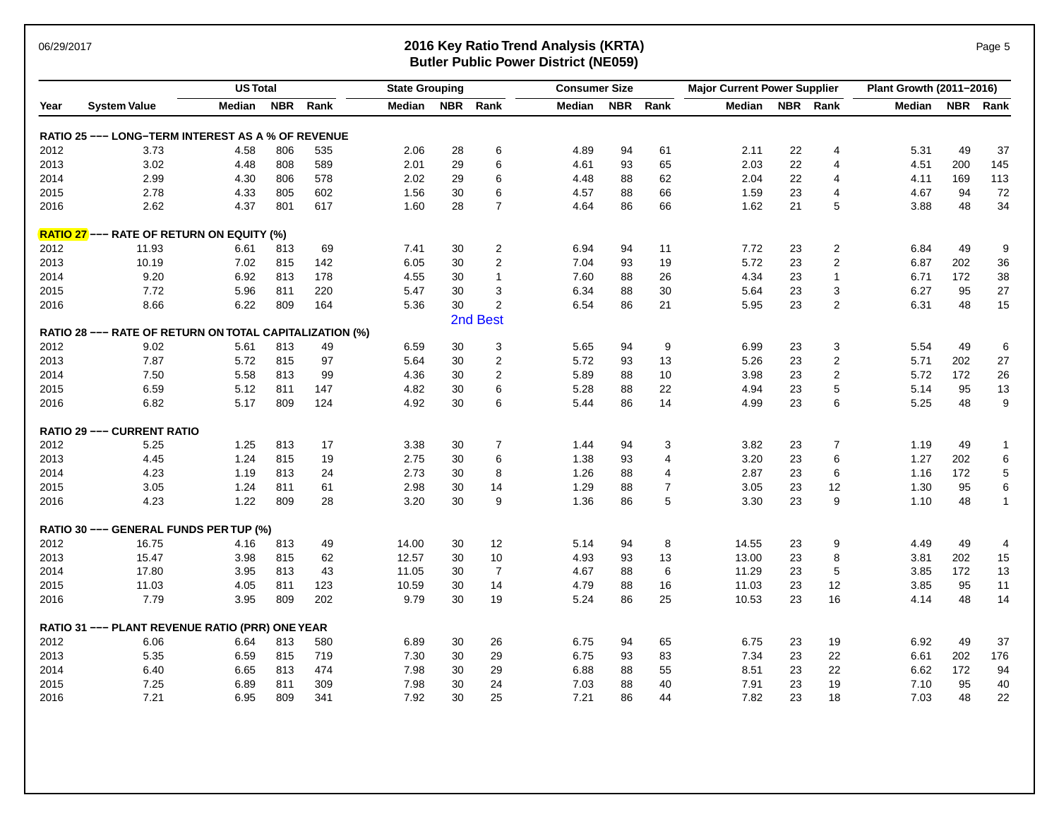## 2016 Key Ratio Trend Analysis (KRTA)
## Butler Public Power District (NE059)

| | | US Total | | | State Grouping | | | Consumer Size | | | Major Current Power Supplier | | | Plant Growth (2011–2016) | | |
|---|---|---|---|---|---|---|---|---|---|---|---|---|---|---|---|---|
| Year | System Value | Median | NBR | Rank | Median | NBR | Rank | Median | NBR | Rank | Median | NBR | Rank | Median | NBR | Rank |
| **RATIO 25 ––– LONG–TERM INTEREST AS A % OF REVENUE** | | | | | | | | | | | | | | | | |
| 2012 | 3.73 | 4.58 | 806 | 535 | 2.06 | 28 | 6 | 4.89 | 94 | 61 | 2.11 | 22 | 4 | 5.31 | 49 | 37 |
| 2013 | 3.02 | 4.48 | 808 | 589 | 2.01 | 29 | 6 | 4.61 | 93 | 65 | 2.03 | 22 | 4 | 4.51 | 200 | 145 |
| 2014 | 2.99 | 4.30 | 806 | 578 | 2.02 | 29 | 6 | 4.48 | 88 | 62 | 2.04 | 22 | 4 | 4.11 | 169 | 113 |
| 2015 | 2.78 | 4.33 | 805 | 602 | 1.56 | 30 | 6 | 4.57 | 88 | 66 | 1.59 | 23 | 4 | 4.67 | 94 | 72 |
| 2016 | 2.62 | 4.37 | 801 | 617 | 1.60 | 28 | 7 | 4.64 | 86 | 66 | 1.62 | 21 | 5 | 3.88 | 48 | 34 |
| **RATIO 27 ––– RATE OF RETURN ON EQUITY (%)** | | | | | | | | | | | | | | | | |
| 2012 | 11.93 | 6.61 | 813 | 69 | 7.41 | 30 | 2 | 6.94 | 94 | 11 | 7.72 | 23 | 2 | 6.84 | 49 | 9 |
| 2013 | 10.19 | 7.02 | 815 | 142 | 6.05 | 30 | 2 | 7.04 | 93 | 19 | 5.72 | 23 | 2 | 6.87 | 202 | 36 |
| 2014 | 9.20 | 6.92 | 813 | 178 | 4.55 | 30 | 1 | 7.60 | 88 | 26 | 4.34 | 23 | 1 | 6.71 | 172 | 38 |
| 2015 | 7.72 | 5.96 | 811 | 220 | 5.47 | 30 | 3 | 6.34 | 88 | 30 | 5.64 | 23 | 3 | 6.27 | 95 | 27 |
| 2016 | 8.66 | 6.22 | 809 | 164 | 5.36 | 30 | 2 | 6.54 | 86 | 21 | 5.95 | 23 | 2 | 6.31 | 48 | 15 |
| | | | | | | 2nd Best | | | | | | | | | | |
| **RATIO 28 ––– RATE OF RETURN ON TOTAL CAPITALIZATION (%)** | | | | | | | | | | | | | | | | |
| 2012 | 9.02 | 5.61 | 813 | 49 | 6.59 | 30 | 3 | 5.65 | 94 | 9 | 6.99 | 23 | 3 | 5.54 | 49 | 6 |
| 2013 | 7.87 | 5.72 | 815 | 97 | 5.64 | 30 | 2 | 5.72 | 93 | 13 | 5.26 | 23 | 2 | 5.71 | 202 | 27 |
| 2014 | 7.50 | 5.58 | 813 | 99 | 4.36 | 30 | 2 | 5.89 | 88 | 10 | 3.98 | 23 | 2 | 5.72 | 172 | 26 |
| 2015 | 6.59 | 5.12 | 811 | 147 | 4.82 | 30 | 6 | 5.28 | 88 | 22 | 4.94 | 23 | 5 | 5.14 | 95 | 13 |
| 2016 | 6.82 | 5.17 | 809 | 124 | 4.92 | 30 | 6 | 5.44 | 86 | 14 | 4.99 | 23 | 6 | 5.25 | 48 | 9 |
| **RATIO 29 ––– CURRENT RATIO** | | | | | | | | | | | | | | | | |
| 2012 | 5.25 | 1.25 | 813 | 17 | 3.38 | 30 | 7 | 1.44 | 94 | 3 | 3.82 | 23 | 7 | 1.19 | 49 | 1 |
| 2013 | 4.45 | 1.24 | 815 | 19 | 2.75 | 30 | 6 | 1.38 | 93 | 4 | 3.20 | 23 | 6 | 1.27 | 202 | 6 |
| 2014 | 4.23 | 1.19 | 813 | 24 | 2.73 | 30 | 8 | 1.26 | 88 | 4 | 2.87 | 23 | 6 | 1.16 | 172 | 5 |
| 2015 | 3.05 | 1.24 | 811 | 61 | 2.98 | 30 | 14 | 1.29 | 88 | 7 | 3.05 | 23 | 12 | 1.30 | 95 | 6 |
| 2016 | 4.23 | 1.22 | 809 | 28 | 3.20 | 30 | 9 | 1.36 | 86 | 5 | 3.30 | 23 | 9 | 1.10 | 48 | 1 |
| **RATIO 30 ––– GENERAL FUNDS PER TUP (%)** | | | | | | | | | | | | | | | | |
| 2012 | 16.75 | 4.16 | 813 | 49 | 14.00 | 30 | 12 | 5.14 | 94 | 8 | 14.55 | 23 | 9 | 4.49 | 49 | 4 |
| 2013 | 15.47 | 3.98 | 815 | 62 | 12.57 | 30 | 10 | 4.93 | 93 | 13 | 13.00 | 23 | 8 | 3.81 | 202 | 15 |
| 2014 | 17.80 | 3.95 | 813 | 43 | 11.05 | 30 | 7 | 4.67 | 88 | 6 | 11.29 | 23 | 5 | 3.85 | 172 | 13 |
| 2015 | 11.03 | 4.05 | 811 | 123 | 10.59 | 30 | 14 | 4.79 | 88 | 16 | 11.03 | 23 | 12 | 3.85 | 95 | 11 |
| 2016 | 7.79 | 3.95 | 809 | 202 | 9.79 | 30 | 19 | 5.24 | 86 | 25 | 10.53 | 23 | 16 | 4.14 | 48 | 14 |
| **RATIO 31 ––– PLANT REVENUE RATIO (PRR) ONE YEAR** | | | | | | | | | | | | | | | | |
| 2012 | 6.06 | 6.64 | 813 | 580 | 6.89 | 30 | 26 | 6.75 | 94 | 65 | 6.75 | 23 | 19 | 6.92 | 49 | 37 |
| 2013 | 5.35 | 6.59 | 815 | 719 | 7.30 | 30 | 29 | 6.75 | 93 | 83 | 7.34 | 23 | 22 | 6.61 | 202 | 176 |
| 2014 | 6.40 | 6.65 | 813 | 474 | 7.98 | 30 | 29 | 6.88 | 88 | 55 | 8.51 | 23 | 22 | 6.62 | 172 | 94 |
| 2015 | 7.25 | 6.89 | 811 | 309 | 7.98 | 30 | 24 | 7.03 | 88 | 40 | 7.91 | 23 | 19 | 7.10 | 95 | 40 |
| 2016 | 7.21 | 6.95 | 809 | 341 | 7.92 | 30 | 25 | 7.21 | 86 | 44 | 7.82 | 23 | 18 | 7.03 | 48 | 22 |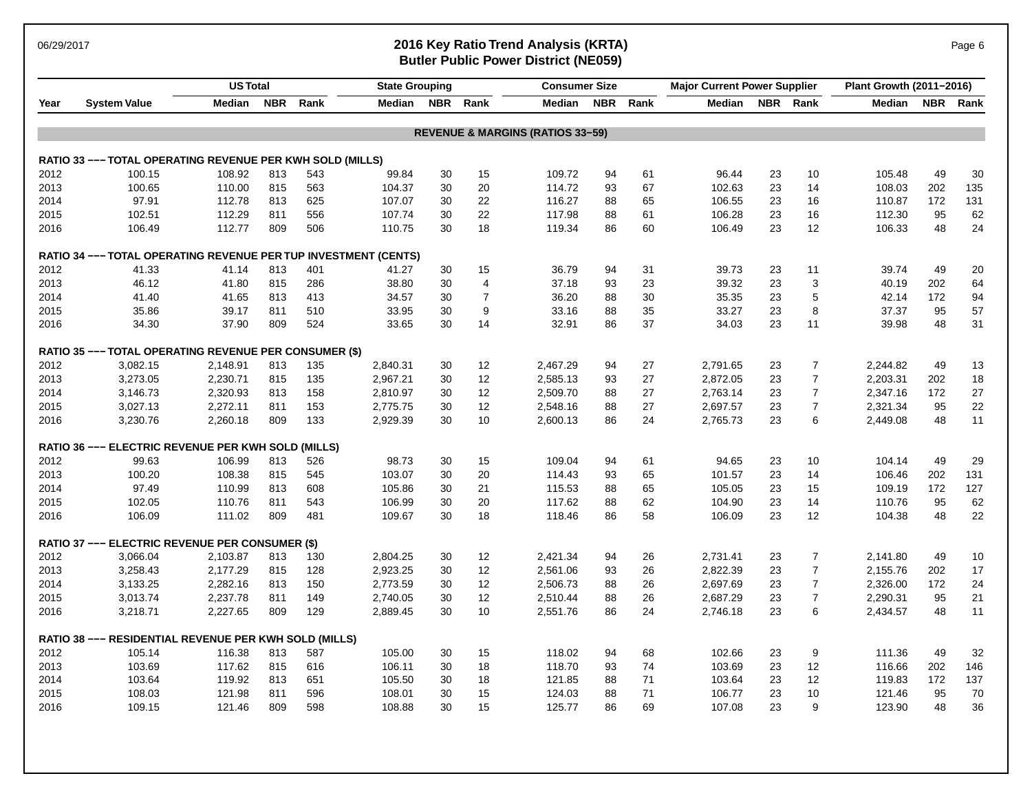# 2016 Key Ratio Trend Analysis (KRTA)

## Butler Public Power District (NE059)

| Year | System Value | US Total Median | US Total NBR | US Total Rank | State Grouping Median | State Grouping NBR | State Grouping Rank | Consumer Size Median | Consumer Size NBR | Consumer Size Rank | Major Current Power Supplier Median | Major Current Power Supplier NBR | Major Current Power Supplier Rank | Plant Growth (2011−2016) Median | Plant Growth (2011−2016) NBR | Plant Growth (2011−2016) Rank |
|---|---|---|---|---|---|---|---|---|---|---|---|---|---|---|---|---|
| **REVENUE & MARGINS (RATIOS 33−59)** | | | | | | | | | | | | | | | | |
| **RATIO 33 −−− TOTAL OPERATING REVENUE PER KWH SOLD (MILLS)** | | | | | | | | | | | | | | | | |
| 2012 | 100.15 | 108.92 | 813 | 543 | 99.84 | 30 | 15 | 109.72 | 94 | 61 | 96.44 | 23 | 10 | 105.48 | 49 | 30 |
| 2013 | 100.65 | 110.00 | 815 | 563 | 104.37 | 30 | 20 | 114.72 | 93 | 67 | 102.63 | 23 | 14 | 108.03 | 202 | 135 |
| 2014 | 97.91 | 112.78 | 813 | 625 | 107.07 | 30 | 22 | 116.27 | 88 | 65 | 106.55 | 23 | 16 | 110.87 | 172 | 131 |
| 2015 | 102.51 | 112.29 | 811 | 556 | 107.74 | 30 | 22 | 117.98 | 88 | 61 | 106.28 | 23 | 16 | 112.30 | 95 | 62 |
| 2016 | 106.49 | 112.77 | 809 | 506 | 110.75 | 30 | 18 | 119.34 | 86 | 60 | 106.49 | 23 | 12 | 106.33 | 48 | 24 |
| **RATIO 34 −−− TOTAL OPERATING REVENUE PER TUP INVESTMENT (CENTS)** | | | | | | | | | | | | | | | | |
| 2012 | 41.33 | 41.14 | 813 | 401 | 41.27 | 30 | 15 | 36.79 | 94 | 31 | 39.73 | 23 | 11 | 39.74 | 49 | 20 |
| 2013 | 46.12 | 41.80 | 815 | 286 | 38.80 | 30 | 4 | 37.18 | 93 | 23 | 39.32 | 23 | 3 | 40.19 | 202 | 64 |
| 2014 | 41.40 | 41.65 | 813 | 413 | 34.57 | 30 | 7 | 36.20 | 88 | 30 | 35.35 | 23 | 5 | 42.14 | 172 | 94 |
| 2015 | 35.86 | 39.17 | 811 | 510 | 33.95 | 30 | 9 | 33.16 | 88 | 35 | 33.27 | 23 | 8 | 37.37 | 95 | 57 |
| 2016 | 34.30 | 37.90 | 809 | 524 | 33.65 | 30 | 14 | 32.91 | 86 | 37 | 34.03 | 23 | 11 | 39.98 | 48 | 31 |
| **RATIO 35 −−− TOTAL OPERATING REVENUE PER CONSUMER ($)** | | | | | | | | | | | | | | | | |
| 2012 | 3,082.15 | 2,148.91 | 813 | 135 | 2,840.31 | 30 | 12 | 2,467.29 | 94 | 27 | 2,791.65 | 23 | 7 | 2,244.82 | 49 | 13 |
| 2013 | 3,273.05 | 2,230.71 | 815 | 135 | 2,967.21 | 30 | 12 | 2,585.13 | 93 | 27 | 2,872.05 | 23 | 7 | 2,203.31 | 202 | 18 |
| 2014 | 3,146.73 | 2,320.93 | 813 | 158 | 2,810.97 | 30 | 12 | 2,509.70 | 88 | 27 | 2,763.14 | 23 | 7 | 2,347.16 | 172 | 27 |
| 2015 | 3,027.13 | 2,272.11 | 811 | 153 | 2,775.75 | 30 | 12 | 2,548.16 | 88 | 27 | 2,697.57 | 23 | 7 | 2,321.34 | 95 | 22 |
| 2016 | 3,230.76 | 2,260.18 | 809 | 133 | 2,929.39 | 30 | 10 | 2,600.13 | 86 | 24 | 2,765.73 | 23 | 6 | 2,449.08 | 48 | 11 |
| **RATIO 36 −−− ELECTRIC REVENUE PER KWH SOLD (MILLS)** | | | | | | | | | | | | | | | | |
| 2012 | 99.63 | 106.99 | 813 | 526 | 98.73 | 30 | 15 | 109.04 | 94 | 61 | 94.65 | 23 | 10 | 104.14 | 49 | 29 |
| 2013 | 100.20 | 108.38 | 815 | 545 | 103.07 | 30 | 20 | 114.43 | 93 | 65 | 101.57 | 23 | 14 | 106.46 | 202 | 131 |
| 2014 | 97.49 | 110.99 | 813 | 608 | 105.86 | 30 | 21 | 115.53 | 88 | 65 | 105.05 | 23 | 15 | 109.19 | 172 | 127 |
| 2015 | 102.05 | 110.76 | 811 | 543 | 106.99 | 30 | 20 | 117.62 | 88 | 62 | 104.90 | 23 | 14 | 110.76 | 95 | 62 |
| 2016 | 106.09 | 111.02 | 809 | 481 | 109.67 | 30 | 18 | 118.46 | 86 | 58 | 106.09 | 23 | 12 | 104.38 | 48 | 22 |
| **RATIO 37 −−− ELECTRIC REVENUE PER CONSUMER ($)** | | | | | | | | | | | | | | | | |
| 2012 | 3,066.04 | 2,103.87 | 813 | 130 | 2,804.25 | 30 | 12 | 2,421.34 | 94 | 26 | 2,731.41 | 23 | 7 | 2,141.80 | 49 | 10 |
| 2013 | 3,258.43 | 2,177.29 | 815 | 128 | 2,923.25 | 30 | 12 | 2,561.06 | 93 | 26 | 2,822.39 | 23 | 7 | 2,155.76 | 202 | 17 |
| 2014 | 3,133.25 | 2,282.16 | 813 | 150 | 2,773.59 | 30 | 12 | 2,506.73 | 88 | 26 | 2,697.69 | 23 | 7 | 2,326.00 | 172 | 24 |
| 2015 | 3,013.74 | 2,237.78 | 811 | 149 | 2,740.05 | 30 | 12 | 2,510.44 | 88 | 26 | 2,687.29 | 23 | 7 | 2,290.31 | 95 | 21 |
| 2016 | 3,218.71 | 2,227.65 | 809 | 129 | 2,889.45 | 30 | 10 | 2,551.76 | 86 | 24 | 2,746.18 | 23 | 6 | 2,434.57 | 48 | 11 |
| **RATIO 38 −−− RESIDENTIAL REVENUE PER KWH SOLD (MILLS)** | | | | | | | | | | | | | | | | |
| 2012 | 105.14 | 116.38 | 813 | 587 | 105.00 | 30 | 15 | 118.02 | 94 | 68 | 102.66 | 23 | 9 | 111.36 | 49 | 32 |
| 2013 | 103.69 | 117.62 | 815 | 616 | 106.11 | 30 | 18 | 118.70 | 93 | 74 | 103.69 | 23 | 12 | 116.66 | 202 | 146 |
| 2014 | 103.64 | 119.92 | 813 | 651 | 105.50 | 30 | 18 | 121.85 | 88 | 71 | 103.64 | 23 | 12 | 119.83 | 172 | 137 |
| 2015 | 108.03 | 121.98 | 811 | 596 | 108.01 | 30 | 15 | 124.03 | 88 | 71 | 106.77 | 23 | 10 | 121.46 | 95 | 70 |
| 2016 | 109.15 | 121.46 | 809 | 598 | 108.88 | 30 | 15 | 125.77 | 86 | 69 | 107.08 | 23 | 9 | 123.90 | 48 | 36 |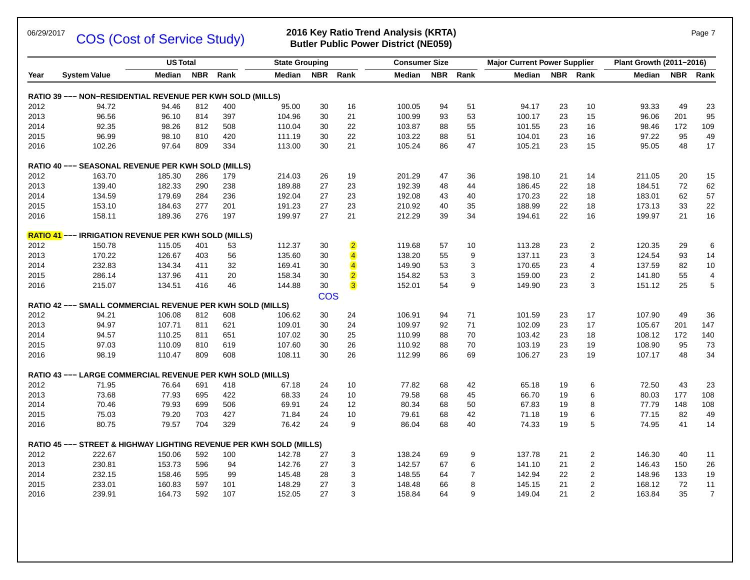06/29/2017 COS (Cost of Service Study)

## 2016 Key Ratio Trend Analysis (KRTA)
### Butler Public Power District (NE059)

| Year | System Value | US Total | | | State Grouping | | | Consumer Size | | | Major Current Power Supplier | | | Plant Growth (2011–2016) | | |
|---|---|---|---|---|---|---|---|---|---|---|---|---|---|---|---|---|
| | | Median | NBR | Rank | Median | NBR | Rank | Median | NBR | Rank | Median | NBR | Rank | Median | NBR | Rank |
| **RATIO 39 ––– NON–RESIDENTIAL REVENUE PER KWH SOLD (MILLS)** | | | | | | | | | | | | | | | | |
| 2012 | 94.72 | 94.46 | 812 | 400 | 95.00 | 30 | 16 | 100.05 | 94 | 51 | 94.17 | 23 | 10 | 93.33 | 49 | 23 |
| 2013 | 96.56 | 96.10 | 814 | 397 | 104.96 | 30 | 21 | 100.99 | 93 | 53 | 100.17 | 23 | 15 | 96.06 | 201 | 95 |
| 2014 | 92.35 | 98.26 | 812 | 508 | 110.04 | 30 | 22 | 103.87 | 88 | 55 | 101.55 | 23 | 16 | 98.46 | 172 | 109 |
| 2015 | 96.99 | 98.10 | 810 | 420 | 111.19 | 30 | 22 | 103.22 | 88 | 51 | 104.01 | 23 | 16 | 97.22 | 95 | 49 |
| 2016 | 102.26 | 97.64 | 809 | 334 | 113.00 | 30 | 21 | 105.24 | 86 | 47 | 105.21 | 23 | 15 | 95.05 | 48 | 17 |
| **RATIO 40 ––– SEASONAL REVENUE PER KWH SOLD (MILLS)** | | | | | | | | | | | | | | | | |
| 2012 | 163.70 | 185.30 | 286 | 179 | 214.03 | 26 | 19 | 201.29 | 47 | 36 | 198.10 | 21 | 14 | 211.05 | 20 | 15 |
| 2013 | 139.40 | 182.33 | 290 | 238 | 189.88 | 27 | 23 | 192.39 | 48 | 44 | 186.45 | 22 | 18 | 184.51 | 72 | 62 |
| 2014 | 134.59 | 179.69 | 284 | 236 | 192.04 | 27 | 23 | 192.08 | 43 | 40 | 170.23 | 22 | 18 | 183.01 | 62 | 57 |
| 2015 | 153.10 | 184.63 | 277 | 201 | 191.23 | 27 | 23 | 210.92 | 40 | 35 | 188.99 | 22 | 18 | 173.13 | 33 | 22 |
| 2016 | 158.11 | 189.36 | 276 | 197 | 199.97 | 27 | 21 | 212.29 | 39 | 34 | 194.61 | 22 | 16 | 199.97 | 21 | 16 |
| **RATIO 41 ––– IRRIGATION REVENUE PER KWH SOLD (MILLS)** | | | | | | | | | | | | | | | | |
| 2012 | 150.78 | 115.05 | 401 | 53 | 112.37 | 30 | 2 | 119.68 | 57 | 10 | 113.28 | 23 | 2 | 120.35 | 29 | 6 |
| 2013 | 170.22 | 126.67 | 403 | 56 | 135.60 | 30 | 4 | 138.20 | 55 | 9 | 137.11 | 23 | 3 | 124.54 | 93 | 14 |
| 2014 | 232.83 | 134.34 | 411 | 32 | 169.41 | 30 | 4 | 149.90 | 53 | 3 | 170.65 | 23 | 4 | 137.59 | 82 | 10 |
| 2015 | 286.14 | 137.96 | 411 | 20 | 158.34 | 30 | 2 | 154.82 | 53 | 3 | 159.00 | 23 | 2 | 141.80 | 55 | 4 |
| 2016 | 215.07 | 134.51 | 416 | 46 | 144.88 | 30 | 3 | 152.01 | 54 | 9 | 149.90 | 23 | 3 | 151.12 | 25 | 5 |
| | | | | | | COS | | | | | | | | | | |
| **RATIO 42 ––– SMALL COMMERCIAL REVENUE PER KWH SOLD (MILLS)** | | | | | | | | | | | | | | | | |
| 2012 | 94.21 | 106.08 | 812 | 608 | 106.62 | 30 | 24 | 106.91 | 94 | 71 | 101.59 | 23 | 17 | 107.90 | 49 | 36 |
| 2013 | 94.97 | 107.71 | 811 | 621 | 109.01 | 30 | 24 | 109.97 | 92 | 71 | 102.09 | 23 | 17 | 105.67 | 201 | 147 |
| 2014 | 94.57 | 110.25 | 811 | 651 | 107.02 | 30 | 25 | 110.99 | 88 | 70 | 103.42 | 23 | 18 | 108.12 | 172 | 140 |
| 2015 | 97.03 | 110.09 | 810 | 619 | 107.60 | 30 | 26 | 110.92 | 88 | 70 | 103.19 | 23 | 19 | 108.90 | 95 | 73 |
| 2016 | 98.19 | 110.47 | 809 | 608 | 108.11 | 30 | 26 | 112.99 | 86 | 69 | 106.27 | 23 | 19 | 107.17 | 48 | 34 |
| **RATIO 43 ––– LARGE COMMERCIAL REVENUE PER KWH SOLD (MILLS)** | | | | | | | | | | | | | | | | |
| 2012 | 71.95 | 76.64 | 691 | 418 | 67.18 | 24 | 10 | 77.82 | 68 | 42 | 65.18 | 19 | 6 | 72.50 | 43 | 23 |
| 2013 | 73.68 | 77.93 | 695 | 422 | 68.33 | 24 | 10 | 79.58 | 68 | 45 | 66.70 | 19 | 6 | 80.03 | 177 | 108 |
| 2014 | 70.46 | 79.93 | 699 | 506 | 69.91 | 24 | 12 | 80.34 | 68 | 50 | 67.83 | 19 | 8 | 77.79 | 148 | 108 |
| 2015 | 75.03 | 79.20 | 703 | 427 | 71.84 | 24 | 10 | 79.61 | 68 | 42 | 71.18 | 19 | 6 | 77.15 | 82 | 49 |
| 2016 | 80.75 | 79.57 | 704 | 329 | 76.42 | 24 | 9 | 86.04 | 68 | 40 | 74.33 | 19 | 5 | 74.95 | 41 | 14 |
| **RATIO 45 ––– STREET & HIGHWAY LIGHTING REVENUE PER KWH SOLD (MILLS)** | | | | | | | | | | | | | | | | |
| 2012 | 222.67 | 150.06 | 592 | 100 | 142.78 | 27 | 3 | 138.24 | 69 | 9 | 137.78 | 21 | 2 | 146.30 | 40 | 11 |
| 2013 | 230.81 | 153.73 | 596 | 94 | 142.76 | 27 | 3 | 142.57 | 67 | 6 | 141.10 | 21 | 2 | 146.43 | 150 | 26 |
| 2014 | 232.15 | 158.46 | 595 | 99 | 145.48 | 28 | 3 | 148.55 | 64 | 7 | 142.94 | 22 | 2 | 148.96 | 133 | 19 |
| 2015 | 233.01 | 160.83 | 597 | 101 | 148.29 | 27 | 3 | 148.48 | 66 | 8 | 145.15 | 21 | 2 | 168.12 | 72 | 11 |
| 2016 | 239.91 | 164.73 | 592 | 107 | 152.05 | 27 | 3 | 158.84 | 64 | 9 | 149.04 | 21 | 2 | 163.84 | 35 | 7 |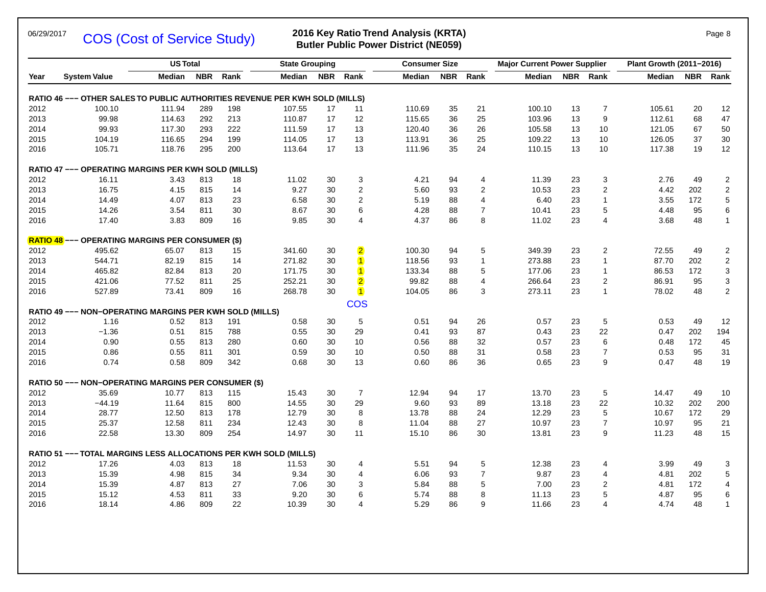# COS (Cost of Service Study)

## 2016 Key Ratio Trend Analysis (KRTA)
### Butler Public Power District (NE059)

06/29/2017

| Year | System Value | US Total Median | US Total NBR | US Total Rank | State Grouping Median | State Grouping NBR | State Grouping Rank | Consumer Size Median | Consumer Size NBR | Consumer Size Rank | Major Current Power Supplier Median | Major Current Power Supplier NBR | Major Current Power Supplier Rank | Plant Growth (2011–2016) Median | Plant Growth (2011–2016) NBR | Plant Growth (2011–2016) Rank |
|---|---|---|---|---|---|---|---|---|---|---|---|---|---|---|---|---|
| **RATIO 46 ––– OTHER SALES TO PUBLIC AUTHORITIES REVENUE PER KWH SOLD (MILLS)** | | | | | | | | | | | | | | | | |
| 2012 | 100.10 | 111.94 | 289 | 198 | 107.55 | 17 | 11 | 110.69 | 35 | 21 | 100.10 | 13 | 7 | 105.61 | 20 | 12 |
| 2013 | 99.98 | 114.63 | 292 | 213 | 110.87 | 17 | 12 | 115.65 | 36 | 25 | 103.96 | 13 | 9 | 112.61 | 68 | 47 |
| 2014 | 99.93 | 117.30 | 293 | 222 | 111.59 | 17 | 13 | 120.40 | 36 | 26 | 105.58 | 13 | 10 | 121.05 | 67 | 50 |
| 2015 | 104.19 | 116.65 | 294 | 199 | 114.05 | 17 | 13 | 113.91 | 36 | 25 | 109.22 | 13 | 10 | 126.05 | 37 | 30 |
| 2016 | 105.71 | 118.76 | 295 | 200 | 113.64 | 17 | 13 | 111.96 | 35 | 24 | 110.15 | 13 | 10 | 117.38 | 19 | 12 |
| **RATIO 47 ––– OPERATING MARGINS PER KWH SOLD (MILLS)** | | | | | | | | | | | | | | | | |
| 2012 | 16.11 | 3.43 | 813 | 18 | 11.02 | 30 | 3 | 4.21 | 94 | 4 | 11.39 | 23 | 3 | 2.76 | 49 | 2 |
| 2013 | 16.75 | 4.15 | 815 | 14 | 9.27 | 30 | 2 | 5.60 | 93 | 2 | 10.53 | 23 | 2 | 4.42 | 202 | 2 |
| 2014 | 14.49 | 4.07 | 813 | 23 | 6.58 | 30 | 2 | 5.19 | 88 | 4 | 6.40 | 23 | 1 | 3.55 | 172 | 5 |
| 2015 | 14.26 | 3.54 | 811 | 30 | 8.67 | 30 | 6 | 4.28 | 88 | 7 | 10.41 | 23 | 5 | 4.48 | 95 | 6 |
| 2016 | 17.40 | 3.83 | 809 | 16 | 9.85 | 30 | 4 | 4.37 | 86 | 8 | 11.02 | 23 | 4 | 3.68 | 48 | 1 |
| **RATIO 48 ––– OPERATING MARGINS PER CONSUMER ($)** | | | | | | | | | | | | | | | | |
| 2012 | 495.62 | 65.07 | 813 | 15 | 341.60 | 30 | 2 | 100.30 | 94 | 5 | 349.39 | 23 | 2 | 72.55 | 49 | 2 |
| 2013 | 544.71 | 82.19 | 815 | 14 | 271.82 | 30 | 1 | 118.56 | 93 | 1 | 273.88 | 23 | 1 | 87.70 | 202 | 2 |
| 2014 | 465.82 | 82.84 | 813 | 20 | 171.75 | 30 | 1 | 133.34 | 88 | 5 | 177.06 | 23 | 1 | 86.53 | 172 | 3 |
| 2015 | 421.06 | 77.52 | 811 | 25 | 252.21 | 30 | 2 | 99.82 | 88 | 4 | 266.64 | 23 | 2 | 86.91 | 95 | 3 |
| 2016 | 527.89 | 73.41 | 809 | 16 | 268.78 | 30 | 1 | 104.05 | 86 | 3 | 273.11 | 23 | 1 | 78.02 | 48 | 2 |
| | | | | | | | COS | | | | | | | | | |
| **RATIO 49 ––– NON–OPERATING MARGINS PER KWH SOLD (MILLS)** | | | | | | | | | | | | | | | | |
| 2012 | 1.16 | 0.52 | 813 | 191 | 0.58 | 30 | 5 | 0.51 | 94 | 26 | 0.57 | 23 | 5 | 0.53 | 49 | 12 |
| 2013 | −1.36 | 0.51 | 815 | 788 | 0.55 | 30 | 29 | 0.41 | 93 | 87 | 0.43 | 23 | 22 | 0.47 | 202 | 194 |
| 2014 | 0.90 | 0.55 | 813 | 280 | 0.60 | 30 | 10 | 0.56 | 88 | 32 | 0.57 | 23 | 6 | 0.48 | 172 | 45 |
| 2015 | 0.86 | 0.55 | 811 | 301 | 0.59 | 30 | 10 | 0.50 | 88 | 31 | 0.58 | 23 | 7 | 0.53 | 95 | 31 |
| 2016 | 0.74 | 0.58 | 809 | 342 | 0.68 | 30 | 13 | 0.60 | 86 | 36 | 0.65 | 23 | 9 | 0.47 | 48 | 19 |
| **RATIO 50 ––– NON–OPERATING MARGINS PER CONSUMER ($)** | | | | | | | | | | | | | | | | |
| 2012 | 35.69 | 10.77 | 813 | 115 | 15.43 | 30 | 7 | 12.94 | 94 | 17 | 13.70 | 23 | 5 | 14.47 | 49 | 10 |
| 2013 | −44.19 | 11.64 | 815 | 800 | 14.55 | 30 | 29 | 9.60 | 93 | 89 | 13.18 | 23 | 22 | 10.32 | 202 | 200 |
| 2014 | 28.77 | 12.50 | 813 | 178 | 12.79 | 30 | 8 | 13.78 | 88 | 24 | 12.29 | 23 | 5 | 10.67 | 172 | 29 |
| 2015 | 25.37 | 12.58 | 811 | 234 | 12.43 | 30 | 8 | 11.04 | 88 | 27 | 10.97 | 23 | 7 | 10.97 | 95 | 21 |
| 2016 | 22.58 | 13.30 | 809 | 254 | 14.97 | 30 | 11 | 15.10 | 86 | 30 | 13.81 | 23 | 9 | 11.23 | 48 | 15 |
| **RATIO 51 ––– TOTAL MARGINS LESS ALLOCATIONS PER KWH SOLD (MILLS)** | | | | | | | | | | | | | | | | |
| 2012 | 17.26 | 4.03 | 813 | 18 | 11.53 | 30 | 4 | 5.51 | 94 | 5 | 12.38 | 23 | 4 | 3.99 | 49 | 3 |
| 2013 | 15.39 | 4.98 | 815 | 34 | 9.34 | 30 | 4 | 6.06 | 93 | 7 | 9.87 | 23 | 4 | 4.81 | 202 | 5 |
| 2014 | 15.39 | 4.87 | 813 | 27 | 7.06 | 30 | 3 | 5.84 | 88 | 5 | 7.00 | 23 | 2 | 4.81 | 172 | 4 |
| 2015 | 15.12 | 4.53 | 811 | 33 | 9.20 | 30 | 6 | 5.74 | 88 | 8 | 11.13 | 23 | 5 | 4.87 | 95 | 6 |
| 2016 | 18.14 | 4.86 | 809 | 22 | 10.39 | 30 | 4 | 5.29 | 86 | 9 | 11.66 | 23 | 4 | 4.74 | 48 | 1 |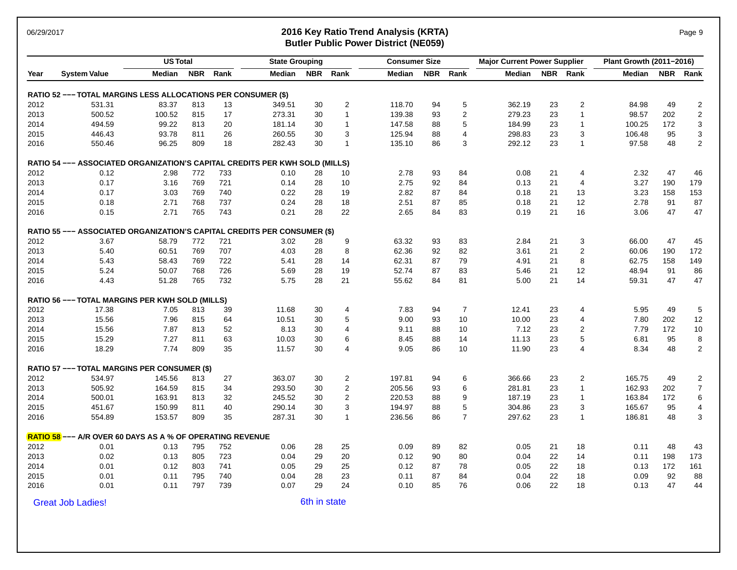# 2016 Key Ratio Trend Analysis (KRTA)
## Butler Public Power District (NE059)

| Year | System Value | US Total Median | US Total NBR | US Total Rank | State Grouping Median | State Grouping NBR | State Grouping Rank | Consumer Size Median | Consumer Size NBR | Consumer Size Rank | Major Current Power Supplier Median | Major Current Power Supplier NBR | Major Current Power Supplier Rank | Plant Growth (2011−2016) Median | Plant Growth (2011−2016) NBR | Plant Growth (2011−2016) Rank |
|---|---|---|---|---|---|---|---|---|---|---|---|---|---|---|---|---|
| **RATIO 52 −−− TOTAL MARGINS LESS ALLOCATIONS PER CONSUMER ($)** | | | | | | | | | | | | | | | | |
| 2012 | 531.31 | 83.37 | 813 | 13 | 349.51 | 30 | 2 | 118.70 | 94 | 5 | 362.19 | 23 | 2 | 84.98 | 49 | 2 |
| 2013 | 500.52 | 100.52 | 815 | 17 | 273.31 | 30 | 1 | 139.38 | 93 | 2 | 279.23 | 23 | 1 | 98.57 | 202 | 2 |
| 2014 | 494.59 | 99.22 | 813 | 20 | 181.14 | 30 | 1 | 147.58 | 88 | 5 | 184.99 | 23 | 1 | 100.25 | 172 | 3 |
| 2015 | 446.43 | 93.78 | 811 | 26 | 260.55 | 30 | 3 | 125.94 | 88 | 4 | 298.83 | 23 | 3 | 106.48 | 95 | 3 |
| 2016 | 550.46 | 96.25 | 809 | 18 | 282.43 | 30 | 1 | 135.10 | 86 | 3 | 292.12 | 23 | 1 | 97.58 | 48 | 2 |
| **RATIO 54 −−− ASSOCIATED ORGANIZATION'S CAPITAL CREDITS PER KWH SOLD (MILLS)** | | | | | | | | | | | | | | | | |
| 2012 | 0.12 | 2.98 | 772 | 733 | 0.10 | 28 | 10 | 2.78 | 93 | 84 | 0.08 | 21 | 4 | 2.32 | 47 | 46 |
| 2013 | 0.17 | 3.16 | 769 | 721 | 0.14 | 28 | 10 | 2.75 | 92 | 84 | 0.13 | 21 | 4 | 3.27 | 190 | 179 |
| 2014 | 0.17 | 3.03 | 769 | 740 | 0.22 | 28 | 19 | 2.82 | 87 | 84 | 0.18 | 21 | 13 | 3.23 | 158 | 153 |
| 2015 | 0.18 | 2.71 | 768 | 737 | 0.24 | 28 | 18 | 2.51 | 87 | 85 | 0.18 | 21 | 12 | 2.78 | 91 | 87 |
| 2016 | 0.15 | 2.71 | 765 | 743 | 0.21 | 28 | 22 | 2.65 | 84 | 83 | 0.19 | 21 | 16 | 3.06 | 47 | 47 |
| **RATIO 55 −−− ASSOCIATED ORGANIZATION'S CAPITAL CREDITS PER CONSUMER ($)** | | | | | | | | | | | | | | | | |
| 2012 | 3.67 | 58.79 | 772 | 721 | 3.02 | 28 | 9 | 63.32 | 93 | 83 | 2.84 | 21 | 3 | 66.00 | 47 | 45 |
| 2013 | 5.40 | 60.51 | 769 | 707 | 4.03 | 28 | 8 | 62.36 | 92 | 82 | 3.61 | 21 | 2 | 60.06 | 190 | 172 |
| 2014 | 5.43 | 58.43 | 769 | 722 | 5.41 | 28 | 14 | 62.31 | 87 | 79 | 4.91 | 21 | 8 | 62.75 | 158 | 149 |
| 2015 | 5.24 | 50.07 | 768 | 726 | 5.69 | 28 | 19 | 52.74 | 87 | 83 | 5.46 | 21 | 12 | 48.94 | 91 | 86 |
| 2016 | 4.43 | 51.28 | 765 | 732 | 5.75 | 28 | 21 | 55.62 | 84 | 81 | 5.00 | 21 | 14 | 59.31 | 47 | 47 |
| **RATIO 56 −−− TOTAL MARGINS PER KWH SOLD (MILLS)** | | | | | | | | | | | | | | | | |
| 2012 | 17.38 | 7.05 | 813 | 39 | 11.68 | 30 | 4 | 7.83 | 94 | 7 | 12.41 | 23 | 4 | 5.95 | 49 | 5 |
| 2013 | 15.56 | 7.96 | 815 | 64 | 10.51 | 30 | 5 | 9.00 | 93 | 10 | 10.00 | 23 | 4 | 7.80 | 202 | 12 |
| 2014 | 15.56 | 7.87 | 813 | 52 | 8.13 | 30 | 4 | 9.11 | 88 | 10 | 7.12 | 23 | 2 | 7.79 | 172 | 10 |
| 2015 | 15.29 | 7.27 | 811 | 63 | 10.03 | 30 | 6 | 8.45 | 88 | 14 | 11.13 | 23 | 5 | 6.81 | 95 | 8 |
| 2016 | 18.29 | 7.74 | 809 | 35 | 11.57 | 30 | 4 | 9.05 | 86 | 10 | 11.90 | 23 | 4 | 8.34 | 48 | 2 |
| **RATIO 57 −−− TOTAL MARGINS PER CONSUMER ($)** | | | | | | | | | | | | | | | | |
| 2012 | 534.97 | 145.56 | 813 | 27 | 363.07 | 30 | 2 | 197.81 | 94 | 6 | 366.66 | 23 | 2 | 165.75 | 49 | 2 |
| 2013 | 505.92 | 164.59 | 815 | 34 | 293.50 | 30 | 2 | 205.56 | 93 | 6 | 281.81 | 23 | 1 | 162.93 | 202 | 7 |
| 2014 | 500.01 | 163.91 | 813 | 32 | 245.52 | 30 | 2 | 220.53 | 88 | 9 | 187.19 | 23 | 1 | 163.84 | 172 | 6 |
| 2015 | 451.67 | 150.99 | 811 | 40 | 290.14 | 30 | 3 | 194.97 | 88 | 5 | 304.86 | 23 | 3 | 165.67 | 95 | 4 |
| 2016 | 554.89 | 153.57 | 809 | 35 | 287.31 | 30 | 1 | 236.56 | 86 | 7 | 297.62 | 23 | 1 | 186.81 | 48 | 3 |
| **RATIO 58 −−− A/R OVER 60 DAYS AS A % OF OPERATING REVENUE** | | | | | | | | | | | | | | | | |
| 2012 | 0.01 | 0.13 | 795 | 752 | 0.06 | 28 | 25 | 0.09 | 89 | 82 | 0.05 | 21 | 18 | 0.11 | 48 | 43 |
| 2013 | 0.02 | 0.13 | 805 | 723 | 0.04 | 29 | 20 | 0.12 | 90 | 80 | 0.04 | 22 | 14 | 0.11 | 198 | 173 |
| 2014 | 0.01 | 0.12 | 803 | 741 | 0.05 | 29 | 25 | 0.12 | 87 | 78 | 0.05 | 22 | 18 | 0.13 | 172 | 161 |
| 2015 | 0.01 | 0.11 | 795 | 740 | 0.04 | 28 | 23 | 0.11 | 87 | 84 | 0.04 | 22 | 18 | 0.09 | 92 | 88 |
| 2016 | 0.01 | 0.11 | 797 | 739 | 0.07 | 29 | 24 | 0.10 | 85 | 76 | 0.06 | 22 | 18 | 0.13 | 47 | 44 |

Great Job Ladies!

6th in state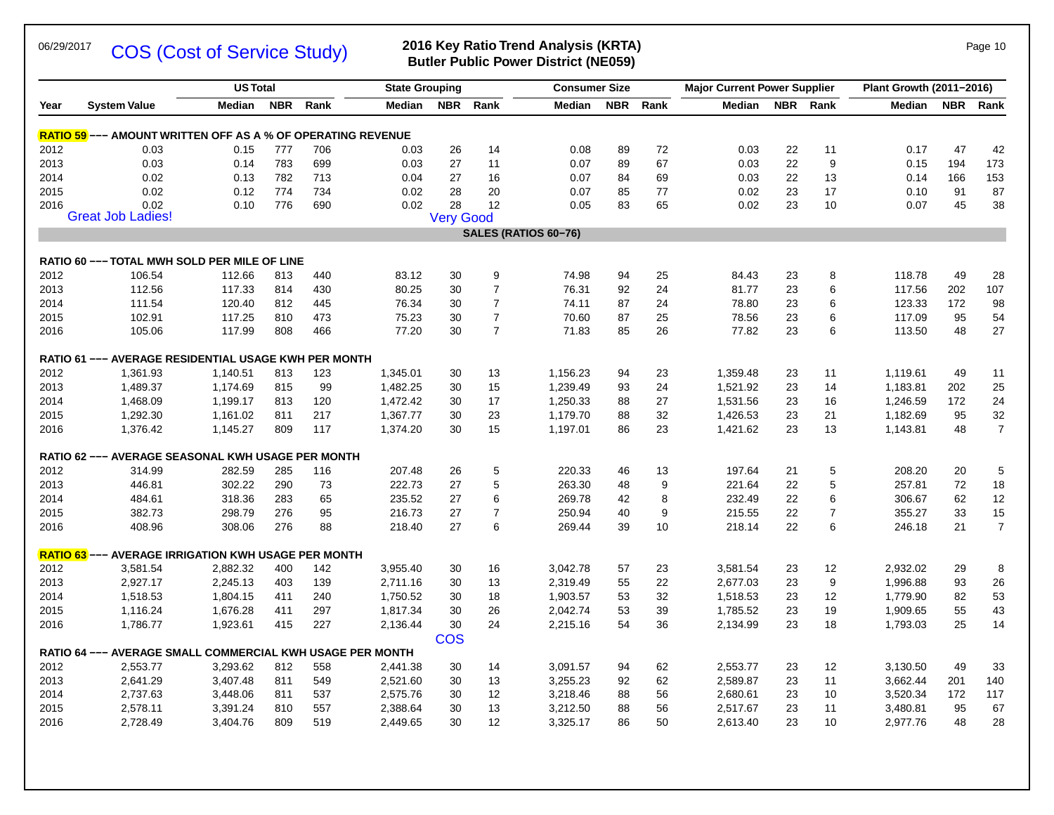# COS (Cost of Service Study)

## 2016 Key Ratio Trend Analysis (KRTA)
### Butler Public Power District (NE059)

| Year | System Value | US Total Median | US Total NBR | US Total Rank | State Grouping Median | State Grouping NBR | State Grouping Rank | Consumer Size Median | Consumer Size NBR | Consumer Size Rank | Major Current Power Supplier Median | Major Current Power Supplier NBR | Major Current Power Supplier Rank | Plant Growth (2011−2016) Median | Plant Growth (2011−2016) NBR | Plant Growth (2011−2016) Rank |
|---|---|---|---|---|---|---|---|---|---|---|---|---|---|---|---|---|
| **RATIO 59 −−− AMOUNT WRITTEN OFF AS A % OF OPERATING REVENUE** | | | | | | | | | | | | | | | | |
| 2012 | 0.03 | 0.15 | 777 | 706 | 0.03 | 26 | 14 | 0.08 | 89 | 72 | 0.03 | 22 | 11 | 0.17 | 47 | 42 |
| 2013 | 0.03 | 0.14 | 783 | 699 | 0.03 | 27 | 11 | 0.07 | 89 | 67 | 0.03 | 22 | 9 | 0.15 | 194 | 173 |
| 2014 | 0.02 | 0.13 | 782 | 713 | 0.04 | 27 | 16 | 0.07 | 84 | 69 | 0.03 | 22 | 13 | 0.14 | 166 | 153 |
| 2015 | 0.02 | 0.12 | 774 | 734 | 0.02 | 28 | 20 | 0.07 | 85 | 77 | 0.02 | 23 | 17 | 0.10 | 91 | 87 |
| 2016 | 0.02 | 0.10 | 776 | 690 | 0.02 | 28 | 12 | 0.05 | 83 | 65 | 0.02 | 23 | 10 | 0.07 | 45 | 38 |
| | Great Job Ladies! | | | | | Very Good | | | | | | | | | | |
| **SALES (RATIOS 60−76)** | | | | | | | | | | | | | | | | |
| **RATIO 60 −−− TOTAL MWH SOLD PER MILE OF LINE** | | | | | | | | | | | | | | | | |
| 2012 | 106.54 | 112.66 | 813 | 440 | 83.12 | 30 | 9 | 74.98 | 94 | 25 | 84.43 | 23 | 8 | 118.78 | 49 | 28 |
| 2013 | 112.56 | 117.33 | 814 | 430 | 80.25 | 30 | 7 | 76.31 | 92 | 24 | 81.77 | 23 | 6 | 117.56 | 202 | 107 |
| 2014 | 111.54 | 120.40 | 812 | 445 | 76.34 | 30 | 7 | 74.11 | 87 | 24 | 78.80 | 23 | 6 | 123.33 | 172 | 98 |
| 2015 | 102.91 | 117.25 | 810 | 473 | 75.23 | 30 | 7 | 70.60 | 87 | 25 | 78.56 | 23 | 6 | 117.09 | 95 | 54 |
| 2016 | 105.06 | 117.99 | 808 | 466 | 77.20 | 30 | 7 | 71.83 | 85 | 26 | 77.82 | 23 | 6 | 113.50 | 48 | 27 |
| **RATIO 61 −−− AVERAGE RESIDENTIAL USAGE KWH PER MONTH** | | | | | | | | | | | | | | | | |
| 2012 | 1,361.93 | 1,140.51 | 813 | 123 | 1,345.01 | 30 | 13 | 1,156.23 | 94 | 23 | 1,359.48 | 23 | 11 | 1,119.61 | 49 | 11 |
| 2013 | 1,489.37 | 1,174.69 | 815 | 99 | 1,482.25 | 30 | 15 | 1,239.49 | 93 | 24 | 1,521.92 | 23 | 14 | 1,183.81 | 202 | 25 |
| 2014 | 1,468.09 | 1,199.17 | 813 | 120 | 1,472.42 | 30 | 17 | 1,250.33 | 88 | 27 | 1,531.56 | 23 | 16 | 1,246.59 | 172 | 24 |
| 2015 | 1,292.30 | 1,161.02 | 811 | 217 | 1,367.77 | 30 | 23 | 1,179.70 | 88 | 32 | 1,426.53 | 23 | 21 | 1,182.69 | 95 | 32 |
| 2016 | 1,376.42 | 1,145.27 | 809 | 117 | 1,374.20 | 30 | 15 | 1,197.01 | 86 | 23 | 1,421.62 | 23 | 13 | 1,143.81 | 48 | 7 |
| **RATIO 62 −−− AVERAGE SEASONAL KWH USAGE PER MONTH** | | | | | | | | | | | | | | | | |
| 2012 | 314.99 | 282.59 | 285 | 116 | 207.48 | 26 | 5 | 220.33 | 46 | 13 | 197.64 | 21 | 5 | 208.20 | 20 | 5 |
| 2013 | 446.81 | 302.22 | 290 | 73 | 222.73 | 27 | 5 | 263.30 | 48 | 9 | 221.64 | 22 | 5 | 257.81 | 72 | 18 |
| 2014 | 484.61 | 318.36 | 283 | 65 | 235.52 | 27 | 6 | 269.78 | 42 | 8 | 232.49 | 22 | 6 | 306.67 | 62 | 12 |
| 2015 | 382.73 | 298.79 | 276 | 95 | 216.73 | 27 | 7 | 250.94 | 40 | 9 | 215.55 | 22 | 7 | 355.27 | 33 | 15 |
| 2016 | 408.96 | 308.06 | 276 | 88 | 218.40 | 27 | 6 | 269.44 | 39 | 10 | 218.14 | 22 | 6 | 246.18 | 21 | 7 |
| **RATIO 63 −−− AVERAGE IRRIGATION KWH USAGE PER MONTH** | | | | | | | | | | | | | | | | |
| 2012 | 3,581.54 | 2,882.32 | 400 | 142 | 3,955.40 | 30 | 16 | 3,042.78 | 57 | 23 | 3,581.54 | 23 | 12 | 2,932.02 | 29 | 8 |
| 2013 | 2,927.17 | 2,245.13 | 403 | 139 | 2,711.16 | 30 | 13 | 2,319.49 | 55 | 22 | 2,677.03 | 23 | 9 | 1,996.88 | 93 | 26 |
| 2014 | 1,518.53 | 1,804.15 | 411 | 240 | 1,750.52 | 30 | 18 | 1,903.57 | 53 | 32 | 1,518.53 | 23 | 12 | 1,779.90 | 82 | 53 |
| 2015 | 1,116.24 | 1,676.28 | 411 | 297 | 1,817.34 | 30 | 26 | 2,042.74 | 53 | 39 | 1,785.52 | 23 | 19 | 1,909.65 | 55 | 43 |
| 2016 | 1,786.77 | 1,923.61 | 415 | 227 | 2,136.44 | 30 | 24 | 2,215.16 | 54 | 36 | 2,134.99 | 23 | 18 | 1,793.03 | 25 | 14 |
| | | | | | | COS | | | | | | | | | | |
| **RATIO 64 −−− AVERAGE SMALL COMMERCIAL KWH USAGE PER MONTH** | | | | | | | | | | | | | | | | |
| 2012 | 2,553.77 | 3,293.62 | 812 | 558 | 2,441.38 | 30 | 14 | 3,091.57 | 94 | 62 | 2,553.77 | 23 | 12 | 3,130.50 | 49 | 33 |
| 2013 | 2,641.29 | 3,407.48 | 811 | 549 | 2,521.60 | 30 | 13 | 3,255.23 | 92 | 62 | 2,589.87 | 23 | 11 | 3,662.44 | 201 | 140 |
| 2014 | 2,737.63 | 3,448.06 | 811 | 537 | 2,575.76 | 30 | 12 | 3,218.46 | 88 | 56 | 2,680.61 | 23 | 10 | 3,520.34 | 172 | 117 |
| 2015 | 2,578.11 | 3,391.24 | 810 | 557 | 2,388.64 | 30 | 13 | 3,212.50 | 88 | 56 | 2,517.67 | 23 | 11 | 3,480.81 | 95 | 67 |
| 2016 | 2,728.49 | 3,404.76 | 809 | 519 | 2,449.65 | 30 | 12 | 3,325.17 | 86 | 50 | 2,613.40 | 23 | 10 | 2,977.76 | 48 | 28 |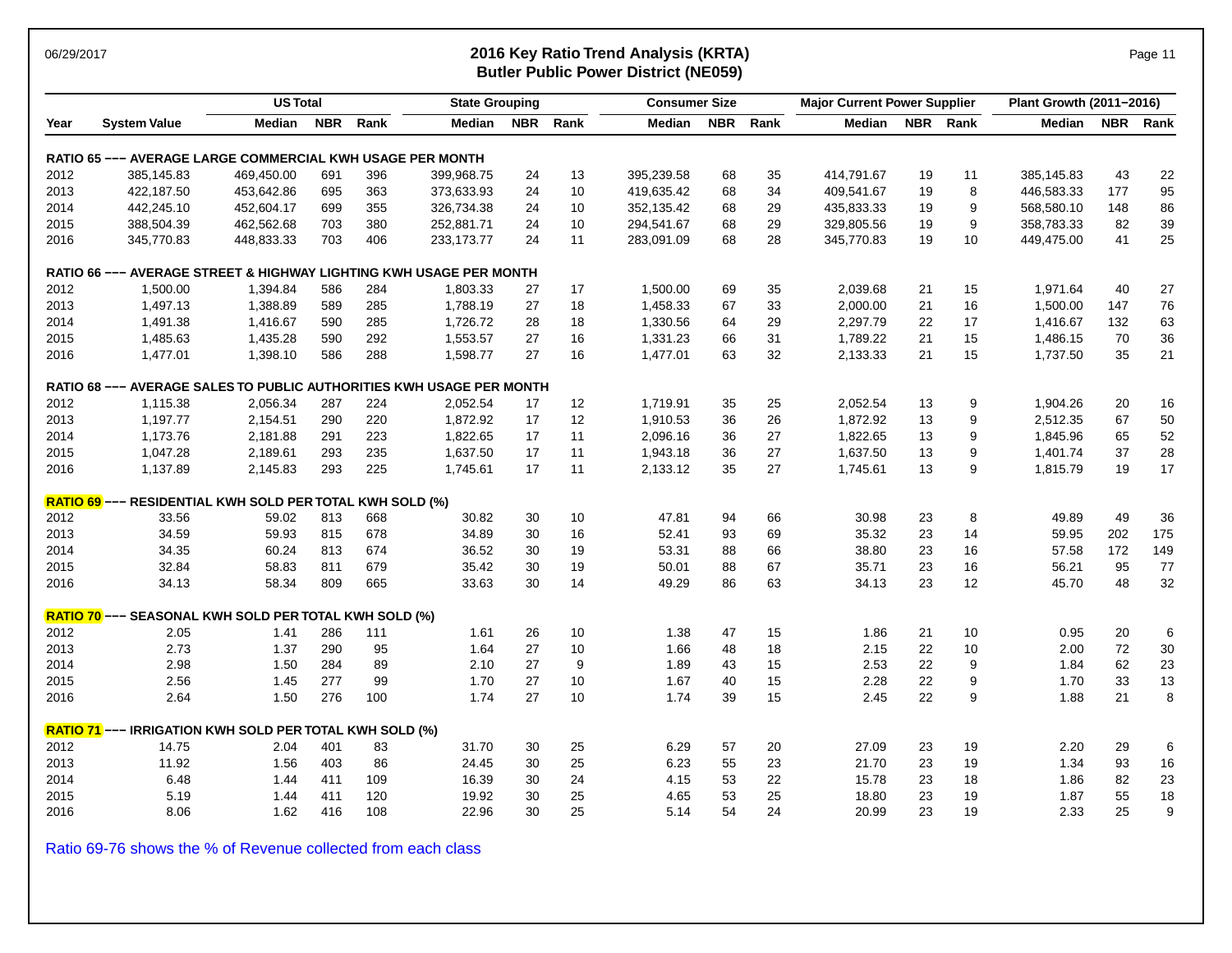# 2016 Key Ratio Trend Analysis (KRTA)
## Butler Public Power District (NE059)

| Year | System Value | US Total Median | US Total NBR | US Total Rank | State Grouping Median | State Grouping NBR | State Grouping Rank | Consumer Size Median | Consumer Size NBR | Consumer Size Rank | Major Current Power Supplier Median | Major Current Power Supplier NBR | Major Current Power Supplier Rank | Plant Growth (2011–2016) Median | Plant Growth (2011–2016) NBR | Plant Growth (2011–2016) Rank |
|---|---|---|---|---|---|---|---|---|---|---|---|---|---|---|---|---|
| **RATIO 65 ––– AVERAGE LARGE COMMERCIAL KWH USAGE PER MONTH** | | | | | | | | | | | | | | | | |
| 2012 | 385,145.83 | 469,450.00 | 691 | 396 | 399,968.75 | 24 | 13 | 395,239.58 | 68 | 35 | 414,791.67 | 19 | 11 | 385,145.83 | 43 | 22 |
| 2013 | 422,187.50 | 453,642.86 | 695 | 363 | 373,633.93 | 24 | 10 | 419,635.42 | 68 | 34 | 409,541.67 | 19 | 8 | 446,583.33 | 177 | 95 |
| 2014 | 442,245.10 | 452,604.17 | 699 | 355 | 326,734.38 | 24 | 10 | 352,135.42 | 68 | 29 | 435,833.33 | 19 | 9 | 568,580.10 | 148 | 86 |
| 2015 | 388,504.39 | 462,562.68 | 703 | 380 | 252,881.71 | 24 | 10 | 294,541.67 | 68 | 29 | 329,805.56 | 19 | 9 | 358,783.33 | 82 | 39 |
| 2016 | 345,770.83 | 448,833.33 | 703 | 406 | 233,173.77 | 24 | 11 | 283,091.09 | 68 | 28 | 345,770.83 | 19 | 10 | 449,475.00 | 41 | 25 |
| **RATIO 66 ––– AVERAGE STREET & HIGHWAY LIGHTING KWH USAGE PER MONTH** | | | | | | | | | | | | | | | | |
| 2012 | 1,500.00 | 1,394.84 | 586 | 284 | 1,803.33 | 27 | 17 | 1,500.00 | 69 | 35 | 2,039.68 | 21 | 15 | 1,971.64 | 40 | 27 |
| 2013 | 1,497.13 | 1,388.89 | 589 | 285 | 1,788.19 | 27 | 18 | 1,458.33 | 67 | 33 | 2,000.00 | 21 | 16 | 1,500.00 | 147 | 76 |
| 2014 | 1,491.38 | 1,416.67 | 590 | 285 | 1,726.72 | 28 | 18 | 1,330.56 | 64 | 29 | 2,297.79 | 22 | 17 | 1,416.67 | 132 | 63 |
| 2015 | 1,485.63 | 1,435.28 | 590 | 292 | 1,553.57 | 27 | 16 | 1,331.23 | 66 | 31 | 1,789.22 | 21 | 15 | 1,486.15 | 70 | 36 |
| 2016 | 1,477.01 | 1,398.10 | 586 | 288 | 1,598.77 | 27 | 16 | 1,477.01 | 63 | 32 | 2,133.33 | 21 | 15 | 1,737.50 | 35 | 21 |
| **RATIO 68 ––– AVERAGE SALES TO PUBLIC AUTHORITIES KWH USAGE PER MONTH** | | | | | | | | | | | | | | | | |
| 2012 | 1,115.38 | 2,056.34 | 287 | 224 | 2,052.54 | 17 | 12 | 1,719.91 | 35 | 25 | 2,052.54 | 13 | 9 | 1,904.26 | 20 | 16 |
| 2013 | 1,197.77 | 2,154.51 | 290 | 220 | 1,872.92 | 17 | 12 | 1,910.53 | 36 | 26 | 1,872.92 | 13 | 9 | 2,512.35 | 67 | 50 |
| 2014 | 1,173.76 | 2,181.88 | 291 | 223 | 1,822.65 | 17 | 11 | 2,096.16 | 36 | 27 | 1,822.65 | 13 | 9 | 1,845.96 | 65 | 52 |
| 2015 | 1,047.28 | 2,189.61 | 293 | 235 | 1,637.50 | 17 | 11 | 1,943.18 | 36 | 27 | 1,637.50 | 13 | 9 | 1,401.74 | 37 | 28 |
| 2016 | 1,137.89 | 2,145.83 | 293 | 225 | 1,745.61 | 17 | 11 | 2,133.12 | 35 | 27 | 1,745.61 | 13 | 9 | 1,815.79 | 19 | 17 |
| **RATIO 69 ––– RESIDENTIAL KWH SOLD PER TOTAL KWH SOLD (%)** | | | | | | | | | | | | | | | | |
| 2012 | 33.56 | 59.02 | 813 | 668 | 30.82 | 30 | 10 | 47.81 | 94 | 66 | 30.98 | 23 | 8 | 49.89 | 49 | 36 |
| 2013 | 34.59 | 59.93 | 815 | 678 | 34.89 | 30 | 16 | 52.41 | 93 | 69 | 35.32 | 23 | 14 | 59.95 | 202 | 175 |
| 2014 | 34.35 | 60.24 | 813 | 674 | 36.52 | 30 | 19 | 53.31 | 88 | 66 | 38.80 | 23 | 16 | 57.58 | 172 | 149 |
| 2015 | 32.84 | 58.83 | 811 | 679 | 35.42 | 30 | 19 | 50.01 | 88 | 67 | 35.71 | 23 | 16 | 56.21 | 95 | 77 |
| 2016 | 34.13 | 58.34 | 809 | 665 | 33.63 | 30 | 14 | 49.29 | 86 | 63 | 34.13 | 23 | 12 | 45.70 | 48 | 32 |
| **RATIO 70 ––– SEASONAL KWH SOLD PER TOTAL KWH SOLD (%)** | | | | | | | | | | | | | | | | |
| 2012 | 2.05 | 1.41 | 286 | 111 | 1.61 | 26 | 10 | 1.38 | 47 | 15 | 1.86 | 21 | 10 | 0.95 | 20 | 6 |
| 2013 | 2.73 | 1.37 | 290 | 95 | 1.64 | 27 | 10 | 1.66 | 48 | 18 | 2.15 | 22 | 10 | 2.00 | 72 | 30 |
| 2014 | 2.98 | 1.50 | 284 | 89 | 2.10 | 27 | 9 | 1.89 | 43 | 15 | 2.53 | 22 | 9 | 1.84 | 62 | 23 |
| 2015 | 2.56 | 1.45 | 277 | 99 | 1.70 | 27 | 10 | 1.67 | 40 | 15 | 2.28 | 22 | 9 | 1.70 | 33 | 13 |
| 2016 | 2.64 | 1.50 | 276 | 100 | 1.74 | 27 | 10 | 1.74 | 39 | 15 | 2.45 | 22 | 9 | 1.88 | 21 | 8 |
| **RATIO 71 ––– IRRIGATION KWH SOLD PER TOTAL KWH SOLD (%)** | | | | | | | | | | | | | | | | |
| 2012 | 14.75 | 2.04 | 401 | 83 | 31.70 | 30 | 25 | 6.29 | 57 | 20 | 27.09 | 23 | 19 | 2.20 | 29 | 6 |
| 2013 | 11.92 | 1.56 | 403 | 86 | 24.45 | 30 | 25 | 6.23 | 55 | 23 | 21.70 | 23 | 19 | 1.34 | 93 | 16 |
| 2014 | 6.48 | 1.44 | 411 | 109 | 16.39 | 30 | 24 | 4.15 | 53 | 22 | 15.78 | 23 | 18 | 1.86 | 82 | 23 |
| 2015 | 5.19 | 1.44 | 411 | 120 | 19.92 | 30 | 25 | 4.65 | 53 | 25 | 18.80 | 23 | 19 | 1.87 | 55 | 18 |
| 2016 | 8.06 | 1.62 | 416 | 108 | 22.96 | 30 | 25 | 5.14 | 54 | 24 | 20.99 | 23 | 19 | 2.33 | 25 | 9 |

Ratio 69-76 shows the % of Revenue collected from each class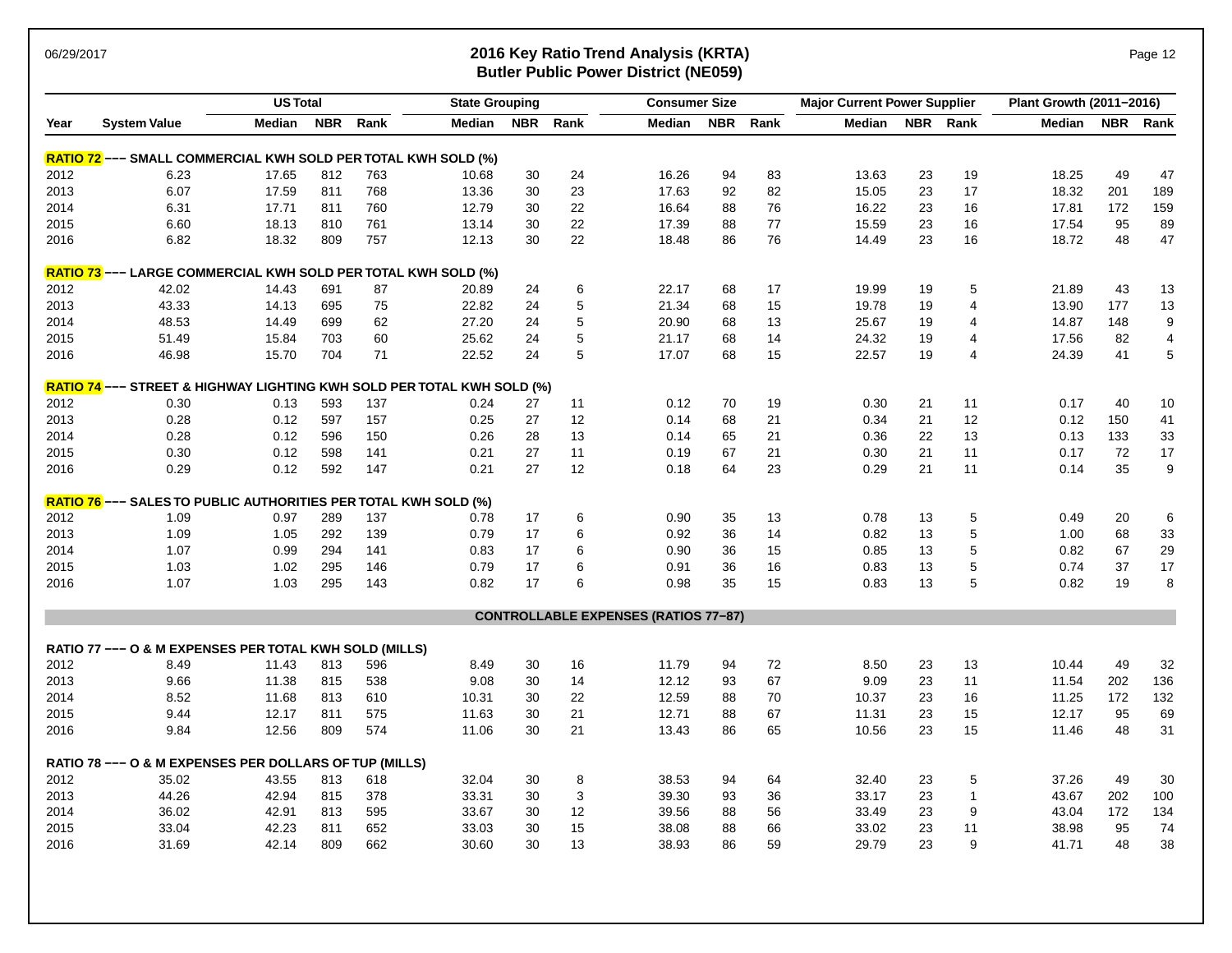# 2016 Key Ratio Trend Analysis (KRTA)
## Butler Public Power District (NE059)

| Year | System Value | US Total Median | US Total NBR | US Total Rank | State Grouping Median | State Grouping NBR | State Grouping Rank | Consumer Size Median | Consumer Size NBR | Consumer Size Rank | Major Current Power Supplier Median | Major Current Power Supplier NBR | Major Current Power Supplier Rank | Plant Growth (2011–2016) Median | Plant Growth (2011–2016) NBR | Plant Growth (2011–2016) Rank |
|---|---|---|---|---|---|---|---|---|---|---|---|---|---|---|---|---|
| **RATIO 72 ––– SMALL COMMERCIAL KWH SOLD PER TOTAL KWH SOLD (%)** | | | | | | | | | | | | | | | | |
| 2012 | 6.23 | 17.65 | 812 | 763 | 10.68 | 30 | 24 | 16.26 | 94 | 83 | 13.63 | 23 | 19 | 18.25 | 49 | 47 |
| 2013 | 6.07 | 17.59 | 811 | 768 | 13.36 | 30 | 23 | 17.63 | 92 | 82 | 15.05 | 23 | 17 | 18.32 | 201 | 189 |
| 2014 | 6.31 | 17.71 | 811 | 760 | 12.79 | 30 | 22 | 16.64 | 88 | 76 | 16.22 | 23 | 16 | 17.81 | 172 | 159 |
| 2015 | 6.60 | 18.13 | 810 | 761 | 13.14 | 30 | 22 | 17.39 | 88 | 77 | 15.59 | 23 | 16 | 17.54 | 95 | 89 |
| 2016 | 6.82 | 18.32 | 809 | 757 | 12.13 | 30 | 22 | 18.48 | 86 | 76 | 14.49 | 23 | 16 | 18.72 | 48 | 47 |
| **RATIO 73 ––– LARGE COMMERCIAL KWH SOLD PER TOTAL KWH SOLD (%)** | | | | | | | | | | | | | | | | |
| 2012 | 42.02 | 14.43 | 691 | 87 | 20.89 | 24 | 6 | 22.17 | 68 | 17 | 19.99 | 19 | 5 | 21.89 | 43 | 13 |
| 2013 | 43.33 | 14.13 | 695 | 75 | 22.82 | 24 | 5 | 21.34 | 68 | 15 | 19.78 | 19 | 4 | 13.90 | 177 | 13 |
| 2014 | 48.53 | 14.49 | 699 | 62 | 27.20 | 24 | 5 | 20.90 | 68 | 13 | 25.67 | 19 | 4 | 14.87 | 148 | 9 |
| 2015 | 51.49 | 15.84 | 703 | 60 | 25.62 | 24 | 5 | 21.17 | 68 | 14 | 24.32 | 19 | 4 | 17.56 | 82 | 4 |
| 2016 | 46.98 | 15.70 | 704 | 71 | 22.52 | 24 | 5 | 17.07 | 68 | 15 | 22.57 | 19 | 4 | 24.39 | 41 | 5 |
| **RATIO 74 ––– STREET & HIGHWAY LIGHTING KWH SOLD PER TOTAL KWH SOLD (%)** | | | | | | | | | | | | | | | | |
| 2012 | 0.30 | 0.13 | 593 | 137 | 0.24 | 27 | 11 | 0.12 | 70 | 19 | 0.30 | 21 | 11 | 0.17 | 40 | 10 |
| 2013 | 0.28 | 0.12 | 597 | 157 | 0.25 | 27 | 12 | 0.14 | 68 | 21 | 0.34 | 21 | 12 | 0.12 | 150 | 41 |
| 2014 | 0.28 | 0.12 | 596 | 150 | 0.26 | 28 | 13 | 0.14 | 65 | 21 | 0.36 | 22 | 13 | 0.13 | 133 | 33 |
| 2015 | 0.30 | 0.12 | 598 | 141 | 0.21 | 27 | 11 | 0.19 | 67 | 21 | 0.30 | 21 | 11 | 0.17 | 72 | 17 |
| 2016 | 0.29 | 0.12 | 592 | 147 | 0.21 | 27 | 12 | 0.18 | 64 | 23 | 0.29 | 21 | 11 | 0.14 | 35 | 9 |
| **RATIO 76 ––– SALES TO PUBLIC AUTHORITIES PER TOTAL KWH SOLD (%)** | | | | | | | | | | | | | | | | |
| 2012 | 1.09 | 0.97 | 289 | 137 | 0.78 | 17 | 6 | 0.90 | 35 | 13 | 0.78 | 13 | 5 | 0.49 | 20 | 6 |
| 2013 | 1.09 | 1.05 | 292 | 139 | 0.79 | 17 | 6 | 0.92 | 36 | 14 | 0.82 | 13 | 5 | 1.00 | 68 | 33 |
| 2014 | 1.07 | 0.99 | 294 | 141 | 0.83 | 17 | 6 | 0.90 | 36 | 15 | 0.85 | 13 | 5 | 0.82 | 67 | 29 |
| 2015 | 1.03 | 1.02 | 295 | 146 | 0.79 | 17 | 6 | 0.91 | 36 | 16 | 0.83 | 13 | 5 | 0.74 | 37 | 17 |
| 2016 | 1.07 | 1.03 | 295 | 143 | 0.82 | 17 | 6 | 0.98 | 35 | 15 | 0.83 | 13 | 5 | 0.82 | 19 | 8 |
| **CONTROLLABLE EXPENSES (RATIOS 77–87)** | | | | | | | | | | | | | | | | |
| **RATIO 77 ––– O & M EXPENSES PER TOTAL KWH SOLD (MILLS)** | | | | | | | | | | | | | | | | |
| 2012 | 8.49 | 11.43 | 813 | 596 | 8.49 | 30 | 16 | 11.79 | 94 | 72 | 8.50 | 23 | 13 | 10.44 | 49 | 32 |
| 2013 | 9.66 | 11.38 | 815 | 538 | 9.08 | 30 | 14 | 12.12 | 93 | 67 | 9.09 | 23 | 11 | 11.54 | 202 | 136 |
| 2014 | 8.52 | 11.68 | 813 | 610 | 10.31 | 30 | 22 | 12.59 | 88 | 70 | 10.37 | 23 | 16 | 11.25 | 172 | 132 |
| 2015 | 9.44 | 12.17 | 811 | 575 | 11.63 | 30 | 21 | 12.71 | 88 | 67 | 11.31 | 23 | 15 | 12.17 | 95 | 69 |
| 2016 | 9.84 | 12.56 | 809 | 574 | 11.06 | 30 | 21 | 13.43 | 86 | 65 | 10.56 | 23 | 15 | 11.46 | 48 | 31 |
| **RATIO 78 ––– O & M EXPENSES PER DOLLARS OF TUP (MILLS)** | | | | | | | | | | | | | | | | |
| 2012 | 35.02 | 43.55 | 813 | 618 | 32.04 | 30 | 8 | 38.53 | 94 | 64 | 32.40 | 23 | 5 | 37.26 | 49 | 30 |
| 2013 | 44.26 | 42.94 | 815 | 378 | 33.31 | 30 | 3 | 39.30 | 93 | 36 | 33.17 | 23 | 1 | 43.67 | 202 | 100 |
| 2014 | 36.02 | 42.91 | 813 | 595 | 33.67 | 30 | 12 | 39.56 | 88 | 56 | 33.49 | 23 | 9 | 43.04 | 172 | 134 |
| 2015 | 33.04 | 42.23 | 811 | 652 | 33.03 | 30 | 15 | 38.08 | 88 | 66 | 33.02 | 23 | 11 | 38.98 | 95 | 74 |
| 2016 | 31.69 | 42.14 | 809 | 662 | 30.60 | 30 | 13 | 38.93 | 86 | 59 | 29.79 | 23 | 9 | 41.71 | 48 | 38 |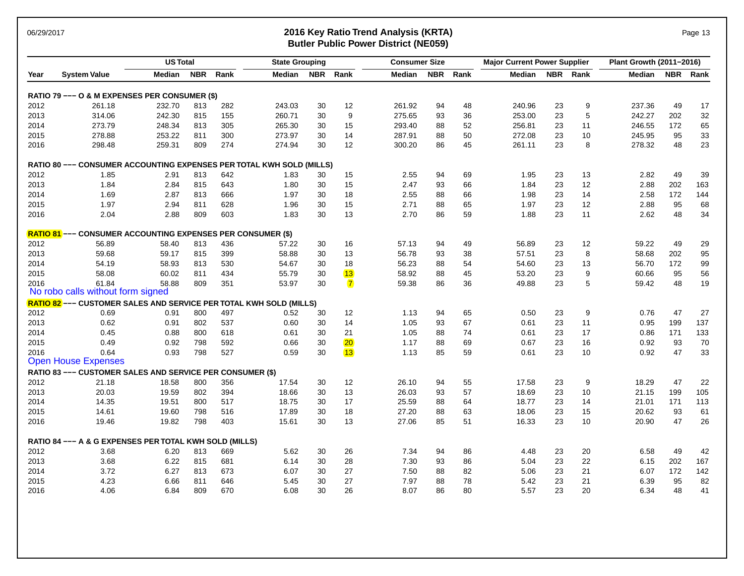# 2016 Key Ratio Trend Analysis (KRTA)
## Butler Public Power District (NE059)

06/29/2017

| Year | System Value | US Total Median | US Total NBR | US Total Rank | State Grouping Median | State Grouping NBR | State Grouping Rank | Consumer Size Median | Consumer Size NBR | Consumer Size Rank | Major Current Power Supplier Median | Major Current Power Supplier NBR | Major Current Power Supplier Rank | Plant Growth (2011−2016) Median | Plant Growth (2011−2016) NBR | Plant Growth (2011−2016) Rank |
|---|---|---|---|---|---|---|---|---|---|---|---|---|---|---|---|---|
| **RATIO 79 −−− O & M EXPENSES PER CONSUMER ($)** | | | | | | | | | | | | | | | | |
| 2012 | 261.18 | 232.70 | 813 | 282 | 243.03 | 30 | 12 | 261.92 | 94 | 48 | 240.96 | 23 | 9 | 237.36 | 49 | 17 |
| 2013 | 314.06 | 242.30 | 815 | 155 | 260.71 | 30 | 9 | 275.65 | 93 | 36 | 253.00 | 23 | 5 | 242.27 | 202 | 32 |
| 2014 | 273.79 | 248.34 | 813 | 305 | 265.30 | 30 | 15 | 293.40 | 88 | 52 | 256.81 | 23 | 11 | 246.55 | 172 | 65 |
| 2015 | 278.88 | 253.22 | 811 | 300 | 273.97 | 30 | 14 | 287.91 | 88 | 50 | 272.08 | 23 | 10 | 245.95 | 95 | 33 |
| 2016 | 298.48 | 259.31 | 809 | 274 | 274.94 | 30 | 12 | 300.20 | 86 | 45 | 261.11 | 23 | 8 | 278.32 | 48 | 23 |
| **RATIO 80 −−− CONSUMER ACCOUNTING EXPENSES PER TOTAL KWH SOLD (MILLS)** | | | | | | | | | | | | | | | | |
| 2012 | 1.85 | 2.91 | 813 | 642 | 1.83 | 30 | 15 | 2.55 | 94 | 69 | 1.95 | 23 | 13 | 2.82 | 49 | 39 |
| 2013 | 1.84 | 2.84 | 815 | 643 | 1.80 | 30 | 15 | 2.47 | 93 | 66 | 1.84 | 23 | 12 | 2.88 | 202 | 163 |
| 2014 | 1.69 | 2.87 | 813 | 666 | 1.97 | 30 | 18 | 2.55 | 88 | 66 | 1.98 | 23 | 14 | 2.58 | 172 | 144 |
| 2015 | 1.97 | 2.94 | 811 | 628 | 1.96 | 30 | 15 | 2.71 | 88 | 65 | 1.97 | 23 | 12 | 2.88 | 95 | 68 |
| 2016 | 2.04 | 2.88 | 809 | 603 | 1.83 | 30 | 13 | 2.70 | 86 | 59 | 1.88 | 23 | 11 | 2.62 | 48 | 34 |
| **RATIO 81 −−− CONSUMER ACCOUNTING EXPENSES PER CONSUMER ($)** | | | | | | | | | | | | | | | | |
| 2012 | 56.89 | 58.40 | 813 | 436 | 57.22 | 30 | 16 | 57.13 | 94 | 49 | 56.89 | 23 | 12 | 59.22 | 49 | 29 |
| 2013 | 59.68 | 59.17 | 815 | 399 | 58.88 | 30 | 13 | 56.78 | 93 | 38 | 57.51 | 23 | 8 | 58.68 | 202 | 95 |
| 2014 | 54.19 | 58.93 | 813 | 530 | 54.67 | 30 | 18 | 56.23 | 88 | 54 | 54.60 | 23 | 13 | 56.70 | 172 | 99 |
| 2015 | 58.08 | 60.02 | 811 | 434 | 55.79 | 30 | 13 | 58.92 | 88 | 45 | 53.20 | 23 | 9 | 60.66 | 95 | 56 |
| 2016 | 61.84 | 58.88 | 809 | 351 | 53.97 | 30 | 7 | 59.38 | 86 | 36 | 49.88 | 23 | 5 | 59.42 | 48 | 19 |
| No robo calls without form signed | | | | | | | | | | | | | | | | |
| **RATIO 82 −−− CUSTOMER SALES AND SERVICE PER TOTAL KWH SOLD (MILLS)** | | | | | | | | | | | | | | | | |
| 2012 | 0.69 | 0.91 | 800 | 497 | 0.52 | 30 | 12 | 1.13 | 94 | 65 | 0.50 | 23 | 9 | 0.76 | 47 | 27 |
| 2013 | 0.62 | 0.91 | 802 | 537 | 0.60 | 30 | 14 | 1.05 | 93 | 67 | 0.61 | 23 | 11 | 0.95 | 199 | 137 |
| 2014 | 0.45 | 0.88 | 800 | 618 | 0.61 | 30 | 21 | 1.05 | 88 | 74 | 0.61 | 23 | 17 | 0.86 | 171 | 133 |
| 2015 | 0.49 | 0.92 | 798 | 592 | 0.66 | 30 | 20 | 1.17 | 88 | 69 | 0.67 | 23 | 16 | 0.92 | 93 | 70 |
| 2016 | 0.64 | 0.93 | 798 | 527 | 0.59 | 30 | 13 | 1.13 | 85 | 59 | 0.61 | 23 | 10 | 0.92 | 47 | 33 |
| Open House Expenses | | | | | | | | | | | | | | | | |
| **RATIO 83 −−− CUSTOMER SALES AND SERVICE PER CONSUMER ($)** | | | | | | | | | | | | | | | | |
| 2012 | 21.18 | 18.58 | 800 | 356 | 17.54 | 30 | 12 | 26.10 | 94 | 55 | 17.58 | 23 | 9 | 18.29 | 47 | 22 |
| 2013 | 20.03 | 19.59 | 802 | 394 | 18.66 | 30 | 13 | 26.03 | 93 | 57 | 18.69 | 23 | 10 | 21.15 | 199 | 105 |
| 2014 | 14.35 | 19.51 | 800 | 517 | 18.75 | 30 | 17 | 25.59 | 88 | 64 | 18.77 | 23 | 14 | 21.01 | 171 | 113 |
| 2015 | 14.61 | 19.60 | 798 | 516 | 17.89 | 30 | 18 | 27.20 | 88 | 63 | 18.06 | 23 | 15 | 20.62 | 93 | 61 |
| 2016 | 19.46 | 19.82 | 798 | 403 | 15.61 | 30 | 13 | 27.06 | 85 | 51 | 16.33 | 23 | 10 | 20.90 | 47 | 26 |
| **RATIO 84 −−− A & G EXPENSES PER TOTAL KWH SOLD (MILLS)** | | | | | | | | | | | | | | | | |
| 2012 | 3.68 | 6.20 | 813 | 669 | 5.62 | 30 | 26 | 7.34 | 94 | 86 | 4.48 | 23 | 20 | 6.58 | 49 | 42 |
| 2013 | 3.68 | 6.22 | 815 | 681 | 6.14 | 30 | 28 | 7.30 | 93 | 86 | 5.04 | 23 | 22 | 6.15 | 202 | 167 |
| 2014 | 3.72 | 6.27 | 813 | 673 | 6.07 | 30 | 27 | 7.50 | 88 | 82 | 5.06 | 23 | 21 | 6.07 | 172 | 142 |
| 2015 | 4.23 | 6.66 | 811 | 646 | 5.45 | 30 | 27 | 7.97 | 88 | 78 | 5.42 | 23 | 21 | 6.39 | 95 | 82 |
| 2016 | 4.06 | 6.84 | 809 | 670 | 6.08 | 30 | 26 | 8.07 | 86 | 80 | 5.57 | 23 | 20 | 6.34 | 48 | 41 |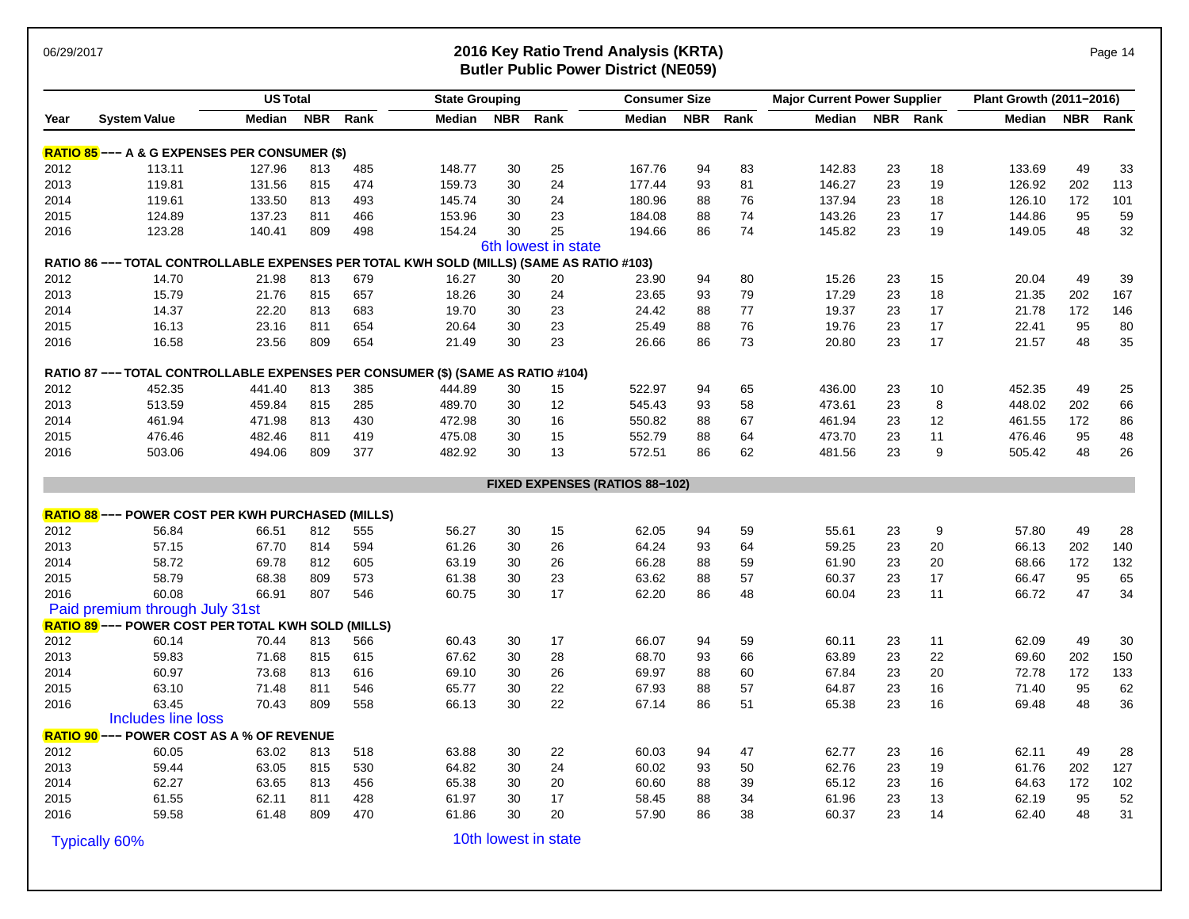# 2016 Key Ratio Trend Analysis (KRTA)
## Butler Public Power District (NE059)

06/29/2017

| Year | System Value | US Total Median | US Total NBR | US Total Rank | State Grouping Median | State Grouping NBR | State Grouping Rank | Consumer Size Median | Consumer Size NBR | Consumer Size Rank | Major Current Power Supplier Median | Major Current Power Supplier NBR | Major Current Power Supplier Rank | Plant Growth (2011−2016) Median | Plant Growth NBR | Plant Growth Rank |
|---|---|---|---|---|---|---|---|---|---|---|---|---|---|---|---|---|
| **RATIO 85 −−− A & G EXPENSES PER CONSUMER ($)** | | | | | | | | | | | | | | | | |
| 2012 | 113.11 | 127.96 | 813 | 485 | 148.77 | 30 | 25 | 167.76 | 94 | 83 | 142.83 | 23 | 18 | 133.69 | 49 | 33 |
| 2013 | 119.81 | 131.56 | 815 | 474 | 159.73 | 30 | 24 | 177.44 | 93 | 81 | 146.27 | 23 | 19 | 126.92 | 202 | 113 |
| 2014 | 119.61 | 133.50 | 813 | 493 | 145.74 | 30 | 24 | 180.96 | 88 | 76 | 137.94 | 23 | 18 | 126.10 | 172 | 101 |
| 2015 | 124.89 | 137.23 | 811 | 466 | 153.96 | 30 | 23 | 184.08 | 88 | 74 | 143.26 | 23 | 17 | 144.86 | 95 | 59 |
| 2016 | 123.28 | 140.41 | 809 | 498 | 154.24 | 30 | 25 | 194.66 | 86 | 74 | 145.82 | 23 | 19 | 149.05 | 48 | 32 |
| | | | | | 6th lowest in state | | | | | | | | | | | |
| **RATIO 86 −−− TOTAL CONTROLLABLE EXPENSES PER TOTAL KWH SOLD (MILLS) (SAME AS RATIO #103)** | | | | | | | | | | | | | | | | |
| 2012 | 14.70 | 21.98 | 813 | 679 | 16.27 | 30 | 20 | 23.90 | 94 | 80 | 15.26 | 23 | 15 | 20.04 | 49 | 39 |
| 2013 | 15.79 | 21.76 | 815 | 657 | 18.26 | 30 | 24 | 23.65 | 93 | 79 | 17.29 | 23 | 18 | 21.35 | 202 | 167 |
| 2014 | 14.37 | 22.20 | 813 | 683 | 19.70 | 30 | 23 | 24.42 | 88 | 77 | 19.37 | 23 | 17 | 21.78 | 172 | 146 |
| 2015 | 16.13 | 23.16 | 811 | 654 | 20.64 | 30 | 23 | 25.49 | 88 | 76 | 19.76 | 23 | 17 | 22.41 | 95 | 80 |
| 2016 | 16.58 | 23.56 | 809 | 654 | 21.49 | 30 | 23 | 26.66 | 86 | 73 | 20.80 | 23 | 17 | 21.57 | 48 | 35 |
| **RATIO 87 −−− TOTAL CONTROLLABLE EXPENSES PER CONSUMER ($) (SAME AS RATIO #104)** | | | | | | | | | | | | | | | | |
| 2012 | 452.35 | 441.40 | 813 | 385 | 444.89 | 30 | 15 | 522.97 | 94 | 65 | 436.00 | 23 | 10 | 452.35 | 49 | 25 |
| 2013 | 513.59 | 459.84 | 815 | 285 | 489.70 | 30 | 12 | 545.43 | 93 | 58 | 473.61 | 23 | 8 | 448.02 | 202 | 66 |
| 2014 | 461.94 | 471.98 | 813 | 430 | 472.98 | 30 | 16 | 550.82 | 88 | 67 | 461.94 | 23 | 12 | 461.55 | 172 | 86 |
| 2015 | 476.46 | 482.46 | 811 | 419 | 475.08 | 30 | 15 | 552.79 | 88 | 64 | 473.70 | 23 | 11 | 476.46 | 95 | 48 |
| 2016 | 503.06 | 494.06 | 809 | 377 | 482.92 | 30 | 13 | 572.51 | 86 | 62 | 481.56 | 23 | 9 | 505.42 | 48 | 26 |
| **FIXED EXPENSES (RATIOS 88−102)** | | | | | | | | | | | | | | | | |
| **RATIO 88 −−− POWER COST PER KWH PURCHASED (MILLS)** | | | | | | | | | | | | | | | | |
| 2012 | 56.84 | 66.51 | 812 | 555 | 56.27 | 30 | 15 | 62.05 | 94 | 59 | 55.61 | 23 | 9 | 57.80 | 49 | 28 |
| 2013 | 57.15 | 67.70 | 814 | 594 | 61.26 | 30 | 26 | 64.24 | 93 | 64 | 59.25 | 23 | 20 | 66.13 | 202 | 140 |
| 2014 | 58.72 | 69.78 | 812 | 605 | 63.19 | 30 | 26 | 66.28 | 88 | 59 | 61.90 | 23 | 20 | 68.66 | 172 | 132 |
| 2015 | 58.79 | 68.38 | 809 | 573 | 61.38 | 30 | 23 | 63.62 | 88 | 57 | 60.37 | 23 | 17 | 66.47 | 95 | 65 |
| 2016 | 60.08 | 66.91 | 807 | 546 | 60.75 | 30 | 17 | 62.20 | 86 | 48 | 60.04 | 23 | 11 | 66.72 | 47 | 34 |
| Paid premium through July 31st | | | | | | | | | | | | | | | | |
| **RATIO 89 −−− POWER COST PER TOTAL KWH SOLD (MILLS)** | | | | | | | | | | | | | | | | |
| 2012 | 60.14 | 70.44 | 813 | 566 | 60.43 | 30 | 17 | 66.07 | 94 | 59 | 60.11 | 23 | 11 | 62.09 | 49 | 30 |
| 2013 | 59.83 | 71.68 | 815 | 615 | 67.62 | 30 | 28 | 68.70 | 93 | 66 | 63.89 | 23 | 22 | 69.60 | 202 | 150 |
| 2014 | 60.97 | 73.68 | 813 | 616 | 69.10 | 30 | 26 | 69.97 | 88 | 60 | 67.84 | 23 | 20 | 72.78 | 172 | 133 |
| 2015 | 63.10 | 71.48 | 811 | 546 | 65.77 | 30 | 22 | 67.93 | 88 | 57 | 64.87 | 23 | 16 | 71.40 | 95 | 62 |
| 2016 | 63.45 | 70.43 | 809 | 558 | 66.13 | 30 | 22 | 67.14 | 86 | 51 | 65.38 | 23 | 16 | 69.48 | 48 | 36 |
| | Includes line loss | | | | | | | | | | | | | | | |
| **RATIO 90 −−− POWER COST AS A % OF REVENUE** | | | | | | | | | | | | | | | | |
| 2012 | 60.05 | 63.02 | 813 | 518 | 63.88 | 30 | 22 | 60.03 | 94 | 47 | 62.77 | 23 | 16 | 62.11 | 49 | 28 |
| 2013 | 59.44 | 63.05 | 815 | 530 | 64.82 | 30 | 24 | 60.02 | 93 | 50 | 62.76 | 23 | 19 | 61.76 | 202 | 127 |
| 2014 | 62.27 | 63.65 | 813 | 456 | 65.38 | 30 | 20 | 60.60 | 88 | 39 | 65.12 | 23 | 16 | 64.63 | 172 | 102 |
| 2015 | 61.55 | 62.11 | 811 | 428 | 61.97 | 30 | 17 | 58.45 | 88 | 34 | 61.96 | 23 | 13 | 62.19 | 95 | 52 |
| 2016 | 59.58 | 61.48 | 809 | 470 | 61.86 | 30 | 20 | 57.90 | 86 | 38 | 60.37 | 23 | 14 | 62.40 | 48 | 31 |
| Typically 60% | | | | | 10th lowest in state | | | | | | | | | | | |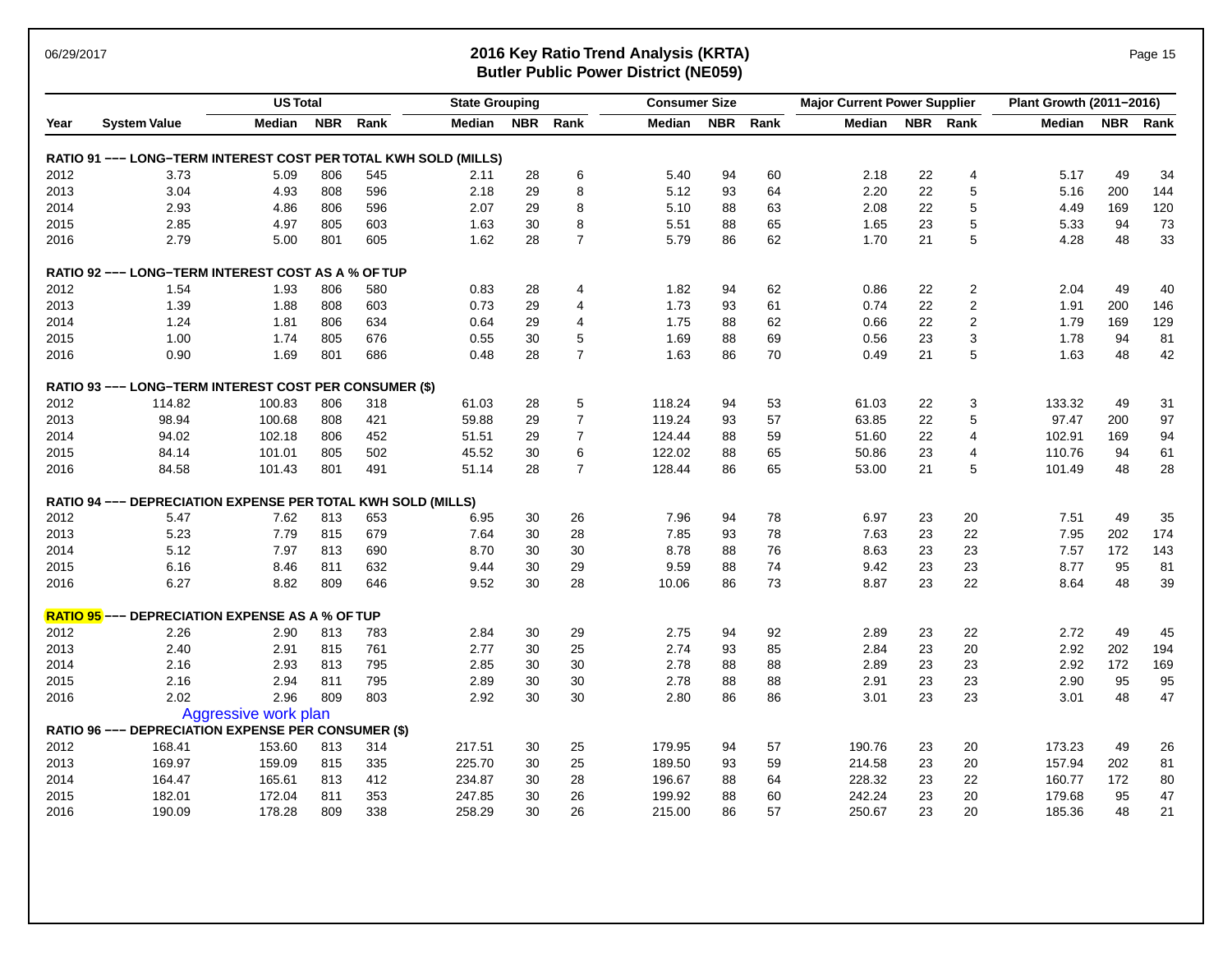# 2016 Key Ratio Trend Analysis (KRTA)

## Butler Public Power District (NE059)

06/29/2017

| Year | System Value | US Total Median | US Total NBR | US Total Rank | State Grouping Median | State Grouping NBR | State Grouping Rank | Consumer Size Median | Consumer Size NBR | Consumer Size Rank | Major Current Power Supplier Median | Major Current Power Supplier NBR | Major Current Power Supplier Rank | Plant Growth (2011–2016) Median | Plant Growth (2011–2016) NBR | Plant Growth (2011–2016) Rank |
|---|---|---|---|---|---|---|---|---|---|---|---|---|---|---|---|---|
| **RATIO 91 ––– LONG–TERM INTEREST COST PER TOTAL KWH SOLD (MILLS)** | | | | | | | | | | | | | | | | |
| 2012 | 3.73 | 5.09 | 806 | 545 | 2.11 | 28 | 6 | 5.40 | 94 | 60 | 2.18 | 22 | 4 | 5.17 | 49 | 34 |
| 2013 | 3.04 | 4.93 | 808 | 596 | 2.18 | 29 | 8 | 5.12 | 93 | 64 | 2.20 | 22 | 5 | 5.16 | 200 | 144 |
| 2014 | 2.93 | 4.86 | 806 | 596 | 2.07 | 29 | 8 | 5.10 | 88 | 63 | 2.08 | 22 | 5 | 4.49 | 169 | 120 |
| 2015 | 2.85 | 4.97 | 805 | 603 | 1.63 | 30 | 8 | 5.51 | 88 | 65 | 1.65 | 23 | 5 | 5.33 | 94 | 73 |
| 2016 | 2.79 | 5.00 | 801 | 605 | 1.62 | 28 | 7 | 5.79 | 86 | 62 | 1.70 | 21 | 5 | 4.28 | 48 | 33 |
| **RATIO 92 ––– LONG–TERM INTEREST COST AS A % OF TUP** | | | | | | | | | | | | | | | | |
| 2012 | 1.54 | 1.93 | 806 | 580 | 0.83 | 28 | 4 | 1.82 | 94 | 62 | 0.86 | 22 | 2 | 2.04 | 49 | 40 |
| 2013 | 1.39 | 1.88 | 808 | 603 | 0.73 | 29 | 4 | 1.73 | 93 | 61 | 0.74 | 22 | 2 | 1.91 | 200 | 146 |
| 2014 | 1.24 | 1.81 | 806 | 634 | 0.64 | 29 | 4 | 1.75 | 88 | 62 | 0.66 | 22 | 2 | 1.79 | 169 | 129 |
| 2015 | 1.00 | 1.74 | 805 | 676 | 0.55 | 30 | 5 | 1.69 | 88 | 69 | 0.56 | 23 | 3 | 1.78 | 94 | 81 |
| 2016 | 0.90 | 1.69 | 801 | 686 | 0.48 | 28 | 7 | 1.63 | 86 | 70 | 0.49 | 21 | 5 | 1.63 | 48 | 42 |
| **RATIO 93 ––– LONG–TERM INTEREST COST PER CONSUMER ($)** | | | | | | | | | | | | | | | | |
| 2012 | 114.82 | 100.83 | 806 | 318 | 61.03 | 28 | 5 | 118.24 | 94 | 53 | 61.03 | 22 | 3 | 133.32 | 49 | 31 |
| 2013 | 98.94 | 100.68 | 808 | 421 | 59.88 | 29 | 7 | 119.24 | 93 | 57 | 63.85 | 22 | 5 | 97.47 | 200 | 97 |
| 2014 | 94.02 | 102.18 | 806 | 452 | 51.51 | 29 | 7 | 124.44 | 88 | 59 | 51.60 | 22 | 4 | 102.91 | 169 | 94 |
| 2015 | 84.14 | 101.01 | 805 | 502 | 45.52 | 30 | 6 | 122.02 | 88 | 65 | 50.86 | 23 | 4 | 110.76 | 94 | 61 |
| 2016 | 84.58 | 101.43 | 801 | 491 | 51.14 | 28 | 7 | 128.44 | 86 | 65 | 53.00 | 21 | 5 | 101.49 | 48 | 28 |
| **RATIO 94 ––– DEPRECIATION EXPENSE PER TOTAL KWH SOLD (MILLS)** | | | | | | | | | | | | | | | | |
| 2012 | 5.47 | 7.62 | 813 | 653 | 6.95 | 30 | 26 | 7.96 | 94 | 78 | 6.97 | 23 | 20 | 7.51 | 49 | 35 |
| 2013 | 5.23 | 7.79 | 815 | 679 | 7.64 | 30 | 28 | 7.85 | 93 | 78 | 7.63 | 23 | 22 | 7.95 | 202 | 174 |
| 2014 | 5.12 | 7.97 | 813 | 690 | 8.70 | 30 | 30 | 8.78 | 88 | 76 | 8.63 | 23 | 23 | 7.57 | 172 | 143 |
| 2015 | 6.16 | 8.46 | 811 | 632 | 9.44 | 30 | 29 | 9.59 | 88 | 74 | 9.42 | 23 | 23 | 8.77 | 95 | 81 |
| 2016 | 6.27 | 8.82 | 809 | 646 | 9.52 | 30 | 28 | 10.06 | 86 | 73 | 8.87 | 23 | 22 | 8.64 | 48 | 39 |
| **RATIO 95 ––– DEPRECIATION EXPENSE AS A % OF TUP** | | | | | | | | | | | | | | | | |
| 2012 | 2.26 | 2.90 | 813 | 783 | 2.84 | 30 | 29 | 2.75 | 94 | 92 | 2.89 | 23 | 22 | 2.72 | 49 | 45 |
| 2013 | 2.40 | 2.91 | 815 | 761 | 2.77 | 30 | 25 | 2.74 | 93 | 85 | 2.84 | 23 | 20 | 2.92 | 202 | 194 |
| 2014 | 2.16 | 2.93 | 813 | 795 | 2.85 | 30 | 30 | 2.78 | 88 | 88 | 2.89 | 23 | 23 | 2.92 | 172 | 169 |
| 2015 | 2.16 | 2.94 | 811 | 795 | 2.89 | 30 | 30 | 2.78 | 88 | 88 | 2.91 | 23 | 23 | 2.90 | 95 | 95 |
| 2016 | 2.02 | 2.96 | 809 | 803 | 2.92 | 30 | 30 | 2.80 | 86 | 86 | 3.01 | 23 | 23 | 3.01 | 48 | 47 |
| | Aggressive work plan | | | | | | | | | | | | | | | |
| **RATIO 96 ––– DEPRECIATION EXPENSE PER CONSUMER ($)** | | | | | | | | | | | | | | | | |
| 2012 | 168.41 | 153.60 | 813 | 314 | 217.51 | 30 | 25 | 179.95 | 94 | 57 | 190.76 | 23 | 20 | 173.23 | 49 | 26 |
| 2013 | 169.97 | 159.09 | 815 | 335 | 225.70 | 30 | 25 | 189.50 | 93 | 59 | 214.58 | 23 | 20 | 157.94 | 202 | 81 |
| 2014 | 164.47 | 165.61 | 813 | 412 | 234.87 | 30 | 28 | 196.67 | 88 | 64 | 228.32 | 23 | 22 | 160.77 | 172 | 80 |
| 2015 | 182.01 | 172.04 | 811 | 353 | 247.85 | 30 | 26 | 199.92 | 88 | 60 | 242.24 | 23 | 20 | 179.68 | 95 | 47 |
| 2016 | 190.09 | 178.28 | 809 | 338 | 258.29 | 30 | 26 | 215.00 | 86 | 57 | 250.67 | 23 | 20 | 185.36 | 48 | 21 |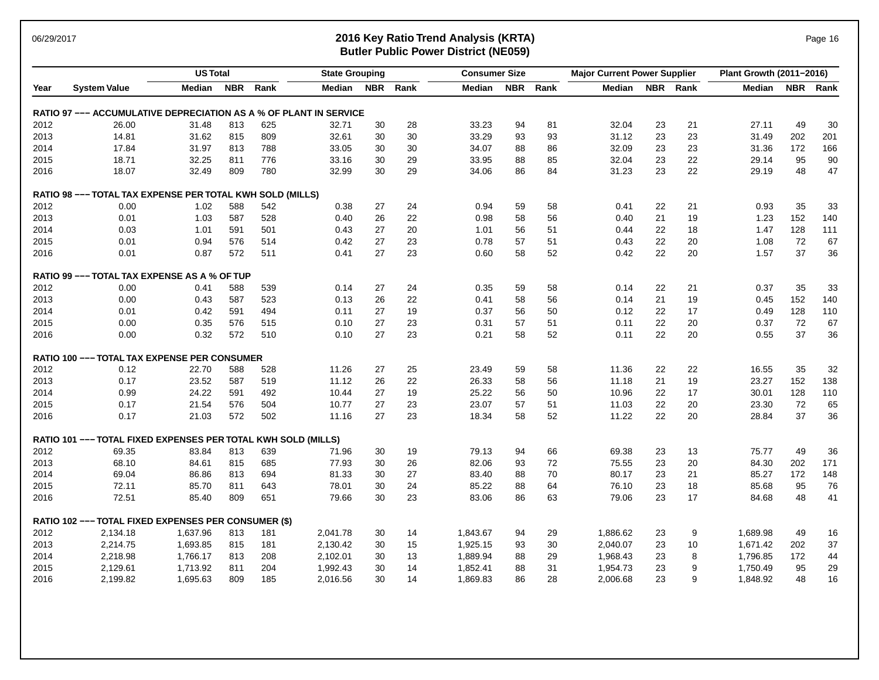# 2016 Key Ratio Trend Analysis (KRTA)
## Butler Public Power District (NE059)

06/29/2017

| Year | System Value | US Total | | | State Grouping | | | Consumer Size | | | Major Current Power Supplier | | | Plant Growth (2011−2016) | | |
|---|---|---|---|---|---|---|---|---|---|---|---|---|---|---|---|---|
| | | Median | NBR | Rank | Median | NBR | Rank | Median | NBR | Rank | Median | NBR | Rank | Median | NBR | Rank |
| **RATIO 97 −−− ACCUMULATIVE DEPRECIATION AS A % OF PLANT IN SERVICE** | | | | | | | | | | | | | | | | |
| 2012 | 26.00 | 31.48 | 813 | 625 | 32.71 | 30 | 28 | 33.23 | 94 | 81 | 32.04 | 23 | 21 | 27.11 | 49 | 30 |
| 2013 | 14.81 | 31.62 | 815 | 809 | 32.61 | 30 | 30 | 33.29 | 93 | 93 | 31.12 | 23 | 23 | 31.49 | 202 | 201 |
| 2014 | 17.84 | 31.97 | 813 | 788 | 33.05 | 30 | 30 | 34.07 | 88 | 86 | 32.09 | 23 | 23 | 31.36 | 172 | 166 |
| 2015 | 18.71 | 32.25 | 811 | 776 | 33.16 | 30 | 29 | 33.95 | 88 | 85 | 32.04 | 23 | 22 | 29.14 | 95 | 90 |
| 2016 | 18.07 | 32.49 | 809 | 780 | 32.99 | 30 | 29 | 34.06 | 86 | 84 | 31.23 | 23 | 22 | 29.19 | 48 | 47 |
| **RATIO 98 −−− TOTAL TAX EXPENSE PER TOTAL KWH SOLD (MILLS)** | | | | | | | | | | | | | | | | |
| 2012 | 0.00 | 1.02 | 588 | 542 | 0.38 | 27 | 24 | 0.94 | 59 | 58 | 0.41 | 22 | 21 | 0.93 | 35 | 33 |
| 2013 | 0.01 | 1.03 | 587 | 528 | 0.40 | 26 | 22 | 0.98 | 58 | 56 | 0.40 | 21 | 19 | 1.23 | 152 | 140 |
| 2014 | 0.03 | 1.01 | 591 | 501 | 0.43 | 27 | 20 | 1.01 | 56 | 51 | 0.44 | 22 | 18 | 1.47 | 128 | 111 |
| 2015 | 0.01 | 0.94 | 576 | 514 | 0.42 | 27 | 23 | 0.78 | 57 | 51 | 0.43 | 22 | 20 | 1.08 | 72 | 67 |
| 2016 | 0.01 | 0.87 | 572 | 511 | 0.41 | 27 | 23 | 0.60 | 58 | 52 | 0.42 | 22 | 20 | 1.57 | 37 | 36 |
| **RATIO 99 −−− TOTAL TAX EXPENSE AS A % OF TUP** | | | | | | | | | | | | | | | | |
| 2012 | 0.00 | 0.41 | 588 | 539 | 0.14 | 27 | 24 | 0.35 | 59 | 58 | 0.14 | 22 | 21 | 0.37 | 35 | 33 |
| 2013 | 0.00 | 0.43 | 587 | 523 | 0.13 | 26 | 22 | 0.41 | 58 | 56 | 0.14 | 21 | 19 | 0.45 | 152 | 140 |
| 2014 | 0.01 | 0.42 | 591 | 494 | 0.11 | 27 | 19 | 0.37 | 56 | 50 | 0.12 | 22 | 17 | 0.49 | 128 | 110 |
| 2015 | 0.00 | 0.35 | 576 | 515 | 0.10 | 27 | 23 | 0.31 | 57 | 51 | 0.11 | 22 | 20 | 0.37 | 72 | 67 |
| 2016 | 0.00 | 0.32 | 572 | 510 | 0.10 | 27 | 23 | 0.21 | 58 | 52 | 0.11 | 22 | 20 | 0.55 | 37 | 36 |
| **RATIO 100 −−− TOTAL TAX EXPENSE PER CONSUMER** | | | | | | | | | | | | | | | | |
| 2012 | 0.12 | 22.70 | 588 | 528 | 11.26 | 27 | 25 | 23.49 | 59 | 58 | 11.36 | 22 | 22 | 16.55 | 35 | 32 |
| 2013 | 0.17 | 23.52 | 587 | 519 | 11.12 | 26 | 22 | 26.33 | 58 | 56 | 11.18 | 21 | 19 | 23.27 | 152 | 138 |
| 2014 | 0.99 | 24.22 | 591 | 492 | 10.44 | 27 | 19 | 25.22 | 56 | 50 | 10.96 | 22 | 17 | 30.01 | 128 | 110 |
| 2015 | 0.17 | 21.54 | 576 | 504 | 10.77 | 27 | 23 | 23.07 | 57 | 51 | 11.03 | 22 | 20 | 23.30 | 72 | 65 |
| 2016 | 0.17 | 21.03 | 572 | 502 | 11.16 | 27 | 23 | 18.34 | 58 | 52 | 11.22 | 22 | 20 | 28.84 | 37 | 36 |
| **RATIO 101 −−− TOTAL FIXED EXPENSES PER TOTAL KWH SOLD (MILLS)** | | | | | | | | | | | | | | | | |
| 2012 | 69.35 | 83.84 | 813 | 639 | 71.96 | 30 | 19 | 79.13 | 94 | 66 | 69.38 | 23 | 13 | 75.77 | 49 | 36 |
| 2013 | 68.10 | 84.61 | 815 | 685 | 77.93 | 30 | 26 | 82.06 | 93 | 72 | 75.55 | 23 | 20 | 84.30 | 202 | 171 |
| 2014 | 69.04 | 86.86 | 813 | 694 | 81.33 | 30 | 27 | 83.40 | 88 | 70 | 80.17 | 23 | 21 | 85.27 | 172 | 148 |
| 2015 | 72.11 | 85.70 | 811 | 643 | 78.01 | 30 | 24 | 85.22 | 88 | 64 | 76.10 | 23 | 18 | 85.68 | 95 | 76 |
| 2016 | 72.51 | 85.40 | 809 | 651 | 79.66 | 30 | 23 | 83.06 | 86 | 63 | 79.06 | 23 | 17 | 84.68 | 48 | 41 |
| **RATIO 102 −−− TOTAL FIXED EXPENSES PER CONSUMER ($)** | | | | | | | | | | | | | | | | |
| 2012 | 2,134.18 | 1,637.96 | 813 | 181 | 2,041.78 | 30 | 14 | 1,843.67 | 94 | 29 | 1,886.62 | 23 | 9 | 1,689.98 | 49 | 16 |
| 2013 | 2,214.75 | 1,693.85 | 815 | 181 | 2,130.42 | 30 | 15 | 1,925.15 | 93 | 30 | 2,040.07 | 23 | 10 | 1,671.42 | 202 | 37 |
| 2014 | 2,218.98 | 1,766.17 | 813 | 208 | 2,102.01 | 30 | 13 | 1,889.94 | 88 | 29 | 1,968.43 | 23 | 8 | 1,796.85 | 172 | 44 |
| 2015 | 2,129.61 | 1,713.92 | 811 | 204 | 1,992.43 | 30 | 14 | 1,852.41 | 88 | 31 | 1,954.73 | 23 | 9 | 1,750.49 | 95 | 29 |
| 2016 | 2,199.82 | 1,695.63 | 809 | 185 | 2,016.56 | 30 | 14 | 1,869.83 | 86 | 28 | 2,006.68 | 23 | 9 | 1,848.92 | 48 | 16 |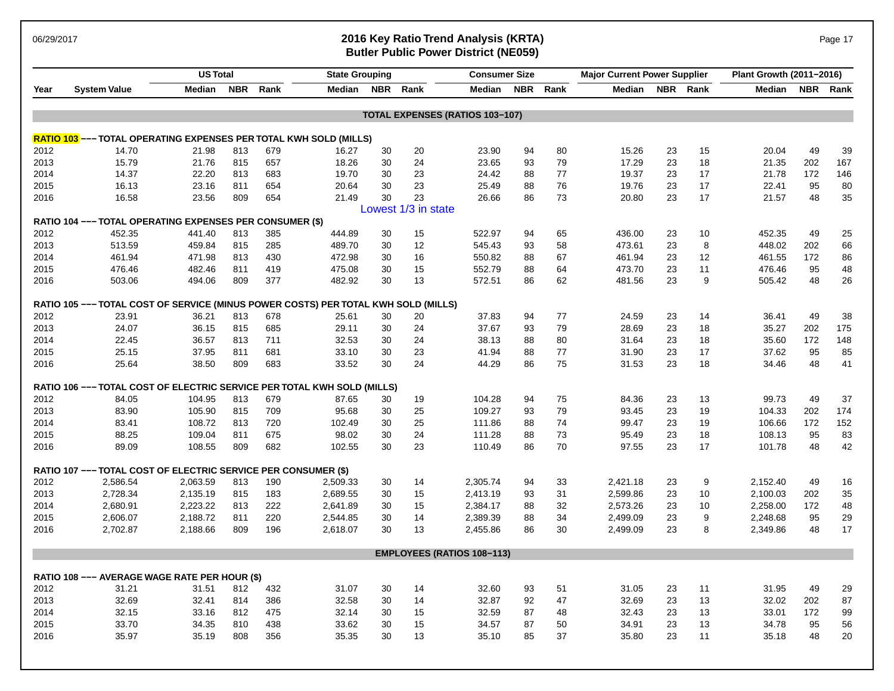# 2016 Key Ratio Trend Analysis (KRTA)

## Butler Public Power District (NE059)

| Year | System Value | US Total Median | US Total NBR | US Total Rank | State Grouping Median | State Grouping NBR | State Grouping Rank | Consumer Size Median | Consumer Size NBR | Consumer Size Rank | Major Current Power Supplier Median | Major Current Power Supplier NBR | Major Current Power Supplier Rank | Plant Growth (2011−2016) Median | Plant Growth (2011−2016) NBR | Plant Growth (2011−2016) Rank |
|---|---|---|---|---|---|---|---|---|---|---|---|---|---|---|---|---|
| **TOTAL EXPENSES (RATIOS 103−107)** | | | | | | | | | | | | | | | | |
| **RATIO 103 −−− TOTAL OPERATING EXPENSES PER TOTAL KWH SOLD (MILLS)** | | | | | | | | | | | | | | | | |
| 2012 | 14.70 | 21.98 | 813 | 679 | 16.27 | 30 | 20 | 23.90 | 94 | 80 | 15.26 | 23 | 15 | 20.04 | 49 | 39 |
| 2013 | 15.79 | 21.76 | 815 | 657 | 18.26 | 30 | 24 | 23.65 | 93 | 79 | 17.29 | 23 | 18 | 21.35 | 202 | 167 |
| 2014 | 14.37 | 22.20 | 813 | 683 | 19.70 | 30 | 23 | 24.42 | 88 | 77 | 19.37 | 23 | 17 | 21.78 | 172 | 146 |
| 2015 | 16.13 | 23.16 | 811 | 654 | 20.64 | 30 | 23 | 25.49 | 88 | 76 | 19.76 | 23 | 17 | 22.41 | 95 | 80 |
| 2016 | 16.58 | 23.56 | 809 | 654 | 21.49 | 30 | 23 | 26.66 | 86 | 73 | 20.80 | 23 | 17 | 21.57 | 48 | 35 |
| | | | | | Lowest 1/3 in state | | | | | | | | | | | |
| **RATIO 104 −−− TOTAL OPERATING EXPENSES PER CONSUMER ($)** | | | | | | | | | | | | | | | | |
| 2012 | 452.35 | 441.40 | 813 | 385 | 444.89 | 30 | 15 | 522.97 | 94 | 65 | 436.00 | 23 | 10 | 452.35 | 49 | 25 |
| 2013 | 513.59 | 459.84 | 815 | 285 | 489.70 | 30 | 12 | 545.43 | 93 | 58 | 473.61 | 23 | 8 | 448.02 | 202 | 66 |
| 2014 | 461.94 | 471.98 | 813 | 430 | 472.98 | 30 | 16 | 550.82 | 88 | 67 | 461.94 | 23 | 12 | 461.55 | 172 | 86 |
| 2015 | 476.46 | 482.46 | 811 | 419 | 475.08 | 30 | 15 | 552.79 | 88 | 64 | 473.70 | 23 | 11 | 476.46 | 95 | 48 |
| 2016 | 503.06 | 494.06 | 809 | 377 | 482.92 | 30 | 13 | 572.51 | 86 | 62 | 481.56 | 23 | 9 | 505.42 | 48 | 26 |
| **RATIO 105 −−− TOTAL COST OF SERVICE (MINUS POWER COSTS) PER TOTAL KWH SOLD (MILLS)** | | | | | | | | | | | | | | | | |
| 2012 | 23.91 | 36.21 | 813 | 678 | 25.61 | 30 | 20 | 37.83 | 94 | 77 | 24.59 | 23 | 14 | 36.41 | 49 | 38 |
| 2013 | 24.07 | 36.15 | 815 | 685 | 29.11 | 30 | 24 | 37.67 | 93 | 79 | 28.69 | 23 | 18 | 35.27 | 202 | 175 |
| 2014 | 22.45 | 36.57 | 813 | 711 | 32.53 | 30 | 24 | 38.13 | 88 | 80 | 31.64 | 23 | 18 | 35.60 | 172 | 148 |
| 2015 | 25.15 | 37.95 | 811 | 681 | 33.10 | 30 | 23 | 41.94 | 88 | 77 | 31.90 | 23 | 17 | 37.62 | 95 | 85 |
| 2016 | 25.64 | 38.50 | 809 | 683 | 33.52 | 30 | 24 | 44.29 | 86 | 75 | 31.53 | 23 | 18 | 34.46 | 48 | 41 |
| **RATIO 106 −−− TOTAL COST OF ELECTRIC SERVICE PER TOTAL KWH SOLD (MILLS)** | | | | | | | | | | | | | | | | |
| 2012 | 84.05 | 104.95 | 813 | 679 | 87.65 | 30 | 19 | 104.28 | 94 | 75 | 84.36 | 23 | 13 | 99.73 | 49 | 37 |
| 2013 | 83.90 | 105.90 | 815 | 709 | 95.68 | 30 | 25 | 109.27 | 93 | 79 | 93.45 | 23 | 19 | 104.33 | 202 | 174 |
| 2014 | 83.41 | 108.72 | 813 | 720 | 102.49 | 30 | 25 | 111.86 | 88 | 74 | 99.47 | 23 | 19 | 106.66 | 172 | 152 |
| 2015 | 88.25 | 109.04 | 811 | 675 | 98.02 | 30 | 24 | 111.28 | 88 | 73 | 95.49 | 23 | 18 | 108.13 | 95 | 83 |
| 2016 | 89.09 | 108.55 | 809 | 682 | 102.55 | 30 | 23 | 110.49 | 86 | 70 | 97.55 | 23 | 17 | 101.78 | 48 | 42 |
| **RATIO 107 −−− TOTAL COST OF ELECTRIC SERVICE PER CONSUMER ($)** | | | | | | | | | | | | | | | | |
| 2012 | 2,586.54 | 2,063.59 | 813 | 190 | 2,509.33 | 30 | 14 | 2,305.74 | 94 | 33 | 2,421.18 | 23 | 9 | 2,152.40 | 49 | 16 |
| 2013 | 2,728.34 | 2,135.19 | 815 | 183 | 2,689.55 | 30 | 15 | 2,413.19 | 93 | 31 | 2,599.86 | 23 | 10 | 2,100.03 | 202 | 35 |
| 2014 | 2,680.91 | 2,223.22 | 813 | 222 | 2,641.89 | 30 | 15 | 2,384.17 | 88 | 32 | 2,573.26 | 23 | 10 | 2,258.00 | 172 | 48 |
| 2015 | 2,606.07 | 2,188.72 | 811 | 220 | 2,544.85 | 30 | 14 | 2,389.39 | 88 | 34 | 2,499.09 | 23 | 9 | 2,248.68 | 95 | 29 |
| 2016 | 2,702.87 | 2,188.66 | 809 | 196 | 2,618.07 | 30 | 13 | 2,455.86 | 86 | 30 | 2,499.09 | 23 | 8 | 2,349.86 | 48 | 17 |
| **EMPLOYEES (RATIOS 108−113)** | | | | | | | | | | | | | | | | |
| **RATIO 108 −−− AVERAGE WAGE RATE PER HOUR ($)** | | | | | | | | | | | | | | | | |
| 2012 | 31.21 | 31.51 | 812 | 432 | 31.07 | 30 | 14 | 32.60 | 93 | 51 | 31.05 | 23 | 11 | 31.95 | 49 | 29 |
| 2013 | 32.69 | 32.41 | 814 | 386 | 32.58 | 30 | 14 | 32.87 | 92 | 47 | 32.69 | 23 | 13 | 32.02 | 202 | 87 |
| 2014 | 32.15 | 33.16 | 812 | 475 | 32.14 | 30 | 15 | 32.59 | 87 | 48 | 32.43 | 23 | 13 | 33.01 | 172 | 99 |
| 2015 | 33.70 | 34.35 | 810 | 438 | 33.62 | 30 | 15 | 34.57 | 87 | 50 | 34.91 | 23 | 13 | 34.78 | 95 | 56 |
| 2016 | 35.97 | 35.19 | 808 | 356 | 35.35 | 30 | 13 | 35.10 | 85 | 37 | 35.80 | 23 | 11 | 35.18 | 48 | 20 |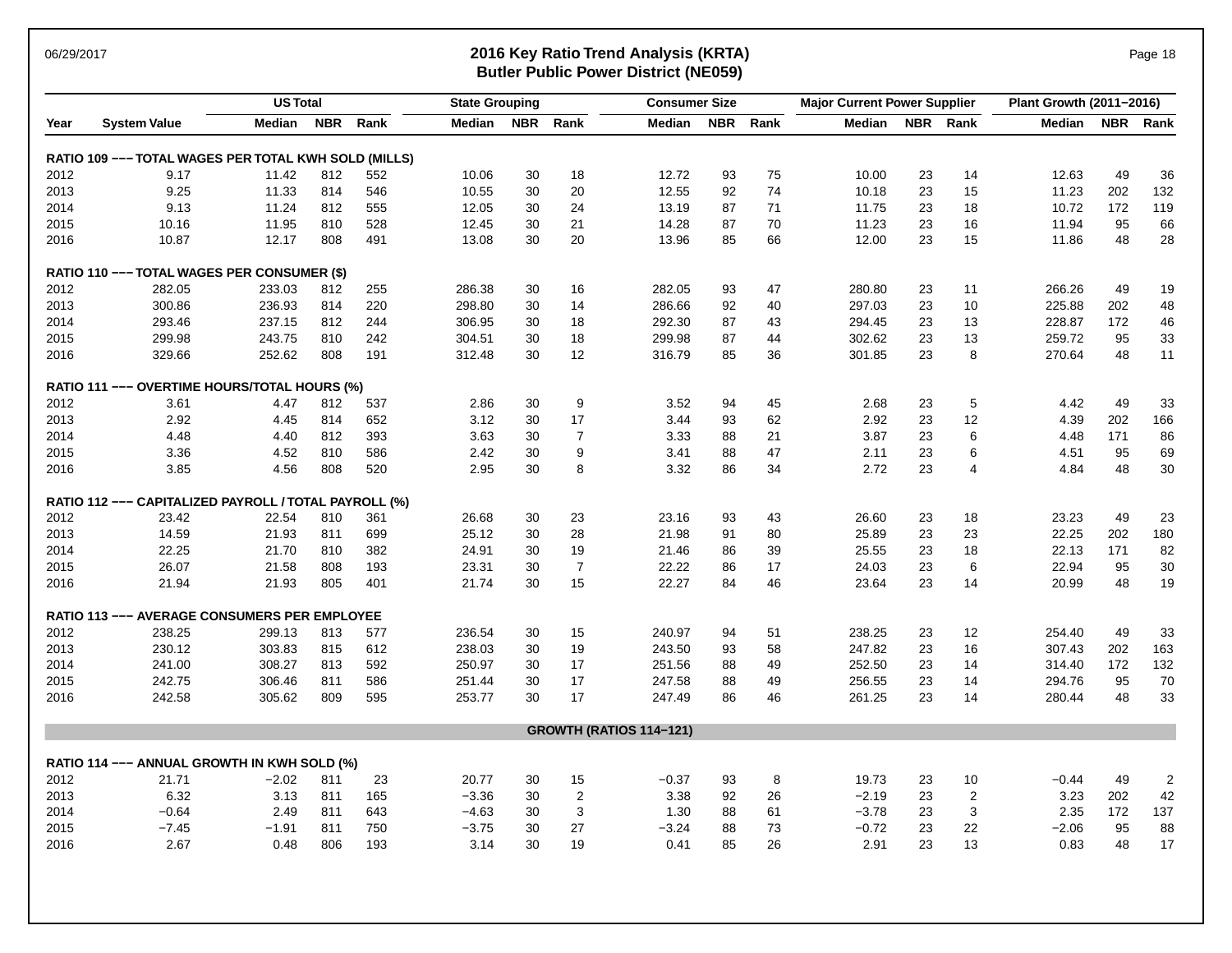# 2016 Key Ratio Trend Analysis (KRTA)

## Butler Public Power District (NE059)

| Year | System Value | US Total | | | State Grouping | | | Consumer Size | | | Major Current Power Supplier | | | Plant Growth (2011−2016) | | |
|---|---|---|---|---|---|---|---|---|---|---|---|---|---|---|---|---|
| | | Median | NBR | Rank | Median | NBR | Rank | Median | NBR | Rank | Median | NBR | Rank | Median | NBR | Rank |
| **RATIO 109 −−− TOTAL WAGES PER TOTAL KWH SOLD (MILLS)** | | | | | | | | | | | | | | | | |
| 2012 | 9.17 | 11.42 | 812 | 552 | 10.06 | 30 | 18 | 12.72 | 93 | 75 | 10.00 | 23 | 14 | 12.63 | 49 | 36 |
| 2013 | 9.25 | 11.33 | 814 | 546 | 10.55 | 30 | 20 | 12.55 | 92 | 74 | 10.18 | 23 | 15 | 11.23 | 202 | 132 |
| 2014 | 9.13 | 11.24 | 812 | 555 | 12.05 | 30 | 24 | 13.19 | 87 | 71 | 11.75 | 23 | 18 | 10.72 | 172 | 119 |
| 2015 | 10.16 | 11.95 | 810 | 528 | 12.45 | 30 | 21 | 14.28 | 87 | 70 | 11.23 | 23 | 16 | 11.94 | 95 | 66 |
| 2016 | 10.87 | 12.17 | 808 | 491 | 13.08 | 30 | 20 | 13.96 | 85 | 66 | 12.00 | 23 | 15 | 11.86 | 48 | 28 |
| **RATIO 110 −−− TOTAL WAGES PER CONSUMER ($)** | | | | | | | | | | | | | | | | |
| 2012 | 282.05 | 233.03 | 812 | 255 | 286.38 | 30 | 16 | 282.05 | 93 | 47 | 280.80 | 23 | 11 | 266.26 | 49 | 19 |
| 2013 | 300.86 | 236.93 | 814 | 220 | 298.80 | 30 | 14 | 286.66 | 92 | 40 | 297.03 | 23 | 10 | 225.88 | 202 | 48 |
| 2014 | 293.46 | 237.15 | 812 | 244 | 306.95 | 30 | 18 | 292.30 | 87 | 43 | 294.45 | 23 | 13 | 228.87 | 172 | 46 |
| 2015 | 299.98 | 243.75 | 810 | 242 | 304.51 | 30 | 18 | 299.98 | 87 | 44 | 302.62 | 23 | 13 | 259.72 | 95 | 33 |
| 2016 | 329.66 | 252.62 | 808 | 191 | 312.48 | 30 | 12 | 316.79 | 85 | 36 | 301.85 | 23 | 8 | 270.64 | 48 | 11 |
| **RATIO 111 −−− OVERTIME HOURS/TOTAL HOURS (%)** | | | | | | | | | | | | | | | | |
| 2012 | 3.61 | 4.47 | 812 | 537 | 2.86 | 30 | 9 | 3.52 | 94 | 45 | 2.68 | 23 | 5 | 4.42 | 49 | 33 |
| 2013 | 2.92 | 4.45 | 814 | 652 | 3.12 | 30 | 17 | 3.44 | 93 | 62 | 2.92 | 23 | 12 | 4.39 | 202 | 166 |
| 2014 | 4.48 | 4.40 | 812 | 393 | 3.63 | 30 | 7 | 3.33 | 88 | 21 | 3.87 | 23 | 6 | 4.48 | 171 | 86 |
| 2015 | 3.36 | 4.52 | 810 | 586 | 2.42 | 30 | 9 | 3.41 | 88 | 47 | 2.11 | 23 | 6 | 4.51 | 95 | 69 |
| 2016 | 3.85 | 4.56 | 808 | 520 | 2.95 | 30 | 8 | 3.32 | 86 | 34 | 2.72 | 23 | 4 | 4.84 | 48 | 30 |
| **RATIO 112 −−− CAPITALIZED PAYROLL / TOTAL PAYROLL (%)** | | | | | | | | | | | | | | | | |
| 2012 | 23.42 | 22.54 | 810 | 361 | 26.68 | 30 | 23 | 23.16 | 93 | 43 | 26.60 | 23 | 18 | 23.23 | 49 | 23 |
| 2013 | 14.59 | 21.93 | 811 | 699 | 25.12 | 30 | 28 | 21.98 | 91 | 80 | 25.89 | 23 | 23 | 22.25 | 202 | 180 |
| 2014 | 22.25 | 21.70 | 810 | 382 | 24.91 | 30 | 19 | 21.46 | 86 | 39 | 25.55 | 23 | 18 | 22.13 | 171 | 82 |
| 2015 | 26.07 | 21.58 | 808 | 193 | 23.31 | 30 | 7 | 22.22 | 86 | 17 | 24.03 | 23 | 6 | 22.94 | 95 | 30 |
| 2016 | 21.94 | 21.93 | 805 | 401 | 21.74 | 30 | 15 | 22.27 | 84 | 46 | 23.64 | 23 | 14 | 20.99 | 48 | 19 |
| **RATIO 113 −−− AVERAGE CONSUMERS PER EMPLOYEE** | | | | | | | | | | | | | | | | |
| 2012 | 238.25 | 299.13 | 813 | 577 | 236.54 | 30 | 15 | 240.97 | 94 | 51 | 238.25 | 23 | 12 | 254.40 | 49 | 33 |
| 2013 | 230.12 | 303.83 | 815 | 612 | 238.03 | 30 | 19 | 243.50 | 93 | 58 | 247.82 | 23 | 16 | 307.43 | 202 | 163 |
| 2014 | 241.00 | 308.27 | 813 | 592 | 250.97 | 30 | 17 | 251.56 | 88 | 49 | 252.50 | 23 | 14 | 314.40 | 172 | 132 |
| 2015 | 242.75 | 306.46 | 811 | 586 | 251.44 | 30 | 17 | 247.58 | 88 | 49 | 256.55 | 23 | 14 | 294.76 | 95 | 70 |
| 2016 | 242.58 | 305.62 | 809 | 595 | 253.77 | 30 | 17 | 247.49 | 86 | 46 | 261.25 | 23 | 14 | 280.44 | 48 | 33 |
| **GROWTH (RATIOS 114−121)** | | | | | | | | | | | | | | | | |
| **RATIO 114 −−− ANNUAL GROWTH IN KWH SOLD (%)** | | | | | | | | | | | | | | | | |
| 2012 | 21.71 | −2.02 | 811 | 23 | 20.77 | 30 | 15 | −0.37 | 93 | 8 | 19.73 | 23 | 10 | −0.44 | 49 | 2 |
| 2013 | 6.32 | 3.13 | 811 | 165 | −3.36 | 30 | 2 | 3.38 | 92 | 26 | −2.19 | 23 | 2 | 3.23 | 202 | 42 |
| 2014 | −0.64 | 2.49 | 811 | 643 | −4.63 | 30 | 3 | 1.30 | 88 | 61 | −3.78 | 23 | 3 | 2.35 | 172 | 137 |
| 2015 | −7.45 | −1.91 | 811 | 750 | −3.75 | 30 | 27 | −3.24 | 88 | 73 | −0.72 | 23 | 22 | −2.06 | 95 | 88 |
| 2016 | 2.67 | 0.48 | 806 | 193 | 3.14 | 30 | 19 | 0.41 | 85 | 26 | 2.91 | 23 | 13 | 0.83 | 48 | 17 |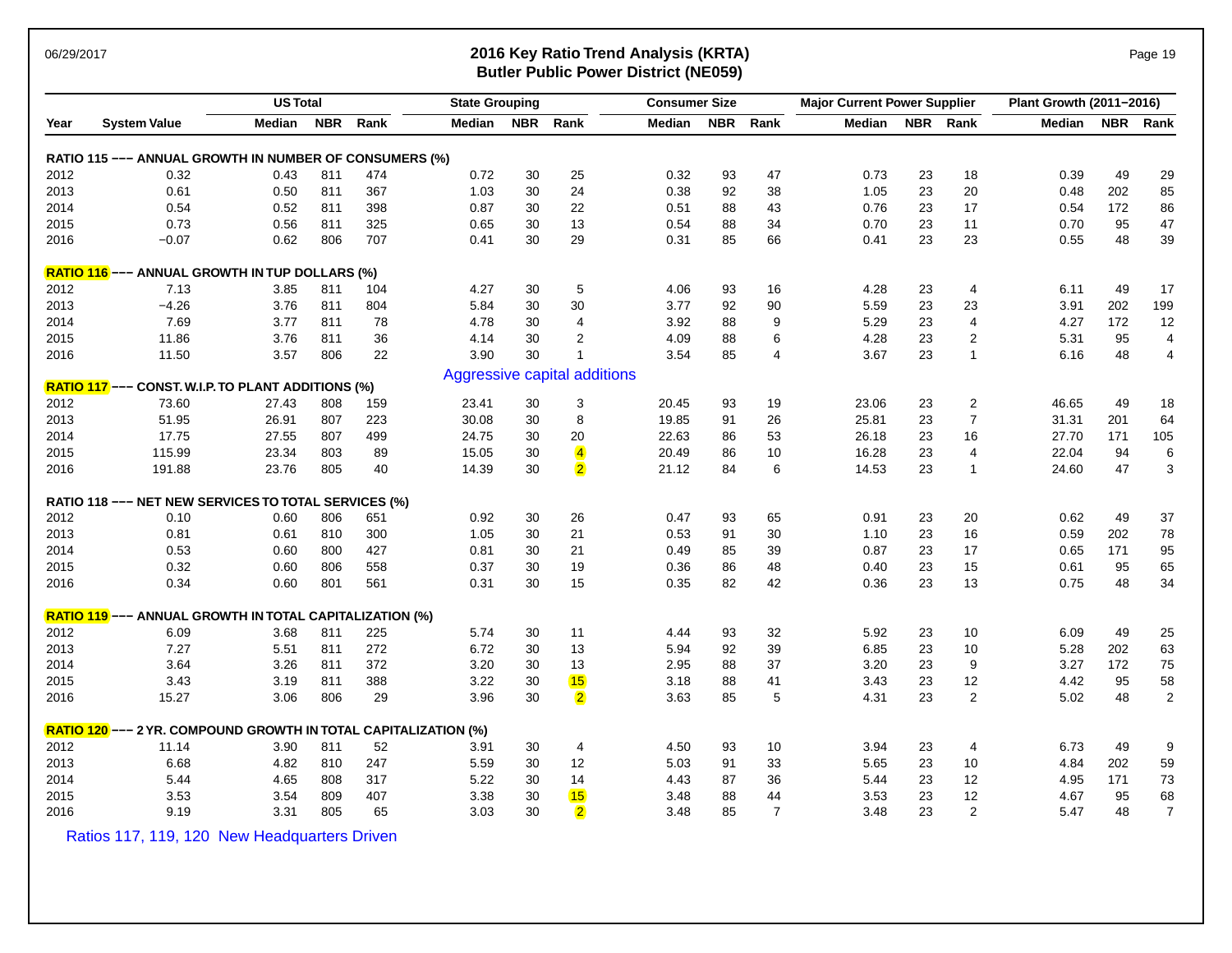06/29/2017

# 2016 Key Ratio Trend Analysis (KRTA)
## Butler Public Power District (NE059)

| Year | System Value | US Total Median | US Total NBR | US Total Rank | State Grouping Median | State Grouping NBR | State Grouping Rank | Consumer Size Median | Consumer Size NBR | Consumer Size Rank | Major Current Power Supplier Median | Major Current Power Supplier NBR | Major Current Power Supplier Rank | Plant Growth (2011−2016) Median | Plant Growth (2011−2016) NBR | Plant Growth (2011−2016) Rank |
|---|---|---|---|---|---|---|---|---|---|---|---|---|---|---|---|---|
| **RATIO 115 −−− ANNUAL GROWTH IN NUMBER OF CONSUMERS (%)** | | | | | | | | | | | | | | | | |
| 2012 | 0.32 | 0.43 | 811 | 474 | 0.72 | 30 | 25 | 0.32 | 93 | 47 | 0.73 | 23 | 18 | 0.39 | 49 | 29 |
| 2013 | 0.61 | 0.50 | 811 | 367 | 1.03 | 30 | 24 | 0.38 | 92 | 38 | 1.05 | 23 | 20 | 0.48 | 202 | 85 |
| 2014 | 0.54 | 0.52 | 811 | 398 | 0.87 | 30 | 22 | 0.51 | 88 | 43 | 0.76 | 23 | 17 | 0.54 | 172 | 86 |
| 2015 | 0.73 | 0.56 | 811 | 325 | 0.65 | 30 | 13 | 0.54 | 88 | 34 | 0.70 | 23 | 11 | 0.70 | 95 | 47 |
| 2016 | −0.07 | 0.62 | 806 | 707 | 0.41 | 30 | 29 | 0.31 | 85 | 66 | 0.41 | 23 | 23 | 0.55 | 48 | 39 |
| **RATIO 116 −−− ANNUAL GROWTH IN TUP DOLLARS (%)** | | | | | | | | | | | | | | | | |
| 2012 | 7.13 | 3.85 | 811 | 104 | 4.27 | 30 | 5 | 4.06 | 93 | 16 | 4.28 | 23 | 4 | 6.11 | 49 | 17 |
| 2013 | −4.26 | 3.76 | 811 | 804 | 5.84 | 30 | 30 | 3.77 | 92 | 90 | 5.59 | 23 | 23 | 3.91 | 202 | 199 |
| 2014 | 7.69 | 3.77 | 811 | 78 | 4.78 | 30 | 4 | 3.92 | 88 | 9 | 5.29 | 23 | 4 | 4.27 | 172 | 12 |
| 2015 | 11.86 | 3.76 | 811 | 36 | 4.14 | 30 | 2 | 4.09 | 88 | 6 | 4.28 | 23 | 2 | 5.31 | 95 | 4 |
| 2016 | 11.50 | 3.57 | 806 | 22 | 3.90 | 30 | 1 | 3.54 | 85 | 4 | 3.67 | 23 | 1 | 6.16 | 48 | 4 |
| **RATIO 117 −−− CONST. W.I.P. TO PLANT ADDITIONS (%)** | | | | | | | | | | | | | | | | |
| 2012 | 73.60 | 27.43 | 808 | 159 | 23.41 | 30 | 3 | 20.45 | 93 | 19 | 23.06 | 23 | 2 | 46.65 | 49 | 18 |
| 2013 | 51.95 | 26.91 | 807 | 223 | 30.08 | 30 | 8 | 19.85 | 91 | 26 | 25.81 | 23 | 7 | 31.31 | 201 | 64 |
| 2014 | 17.75 | 27.55 | 807 | 499 | 24.75 | 30 | 20 | 22.63 | 86 | 53 | 26.18 | 23 | 16 | 27.70 | 171 | 105 |
| 2015 | 115.99 | 23.34 | 803 | 89 | 15.05 | 30 | 4 | 20.49 | 86 | 10 | 16.28 | 23 | 4 | 22.04 | 94 | 6 |
| 2016 | 191.88 | 23.76 | 805 | 40 | 14.39 | 30 | 2 | 21.12 | 84 | 6 | 14.53 | 23 | 1 | 24.60 | 47 | 3 |
| **RATIO 118 −−− NET NEW SERVICES TO TOTAL SERVICES (%)** | | | | | | | | | | | | | | | | |
| 2012 | 0.10 | 0.60 | 806 | 651 | 0.92 | 30 | 26 | 0.47 | 93 | 65 | 0.91 | 23 | 20 | 0.62 | 49 | 37 |
| 2013 | 0.81 | 0.61 | 810 | 300 | 1.05 | 30 | 21 | 0.53 | 91 | 30 | 1.10 | 23 | 16 | 0.59 | 202 | 78 |
| 2014 | 0.53 | 0.60 | 800 | 427 | 0.81 | 30 | 21 | 0.49 | 85 | 39 | 0.87 | 23 | 17 | 0.65 | 171 | 95 |
| 2015 | 0.32 | 0.60 | 806 | 558 | 0.37 | 30 | 19 | 0.36 | 86 | 48 | 0.40 | 23 | 15 | 0.61 | 95 | 65 |
| 2016 | 0.34 | 0.60 | 801 | 561 | 0.31 | 30 | 15 | 0.35 | 82 | 42 | 0.36 | 23 | 13 | 0.75 | 48 | 34 |
| **RATIO 119 −−− ANNUAL GROWTH IN TOTAL CAPITALIZATION (%)** | | | | | | | | | | | | | | | | |
| 2012 | 6.09 | 3.68 | 811 | 225 | 5.74 | 30 | 11 | 4.44 | 93 | 32 | 5.92 | 23 | 10 | 6.09 | 49 | 25 |
| 2013 | 7.27 | 5.51 | 811 | 272 | 6.72 | 30 | 13 | 5.94 | 92 | 39 | 6.85 | 23 | 10 | 5.28 | 202 | 63 |
| 2014 | 3.64 | 3.26 | 811 | 372 | 3.20 | 30 | 13 | 2.95 | 88 | 37 | 3.20 | 23 | 9 | 3.27 | 172 | 75 |
| 2015 | 3.43 | 3.19 | 811 | 388 | 3.22 | 30 | 15 | 3.18 | 88 | 41 | 3.43 | 23 | 12 | 4.42 | 95 | 58 |
| 2016 | 15.27 | 3.06 | 806 | 29 | 3.96 | 30 | 2 | 3.63 | 85 | 5 | 4.31 | 23 | 2 | 5.02 | 48 | 2 |
| **RATIO 120 −−− 2 YR. COMPOUND GROWTH IN TOTAL CAPITALIZATION (%)** | | | | | | | | | | | | | | | | |
| 2012 | 11.14 | 3.90 | 811 | 52 | 3.91 | 30 | 4 | 4.50 | 93 | 10 | 3.94 | 23 | 4 | 6.73 | 49 | 9 |
| 2013 | 6.68 | 4.82 | 810 | 247 | 5.59 | 30 | 12 | 5.03 | 91 | 33 | 5.65 | 23 | 10 | 4.84 | 202 | 59 |
| 2014 | 5.44 | 4.65 | 808 | 317 | 5.22 | 30 | 14 | 4.43 | 87 | 36 | 5.44 | 23 | 12 | 4.95 | 171 | 73 |
| 2015 | 3.53 | 3.54 | 809 | 407 | 3.38 | 30 | 15 | 3.48 | 88 | 44 | 3.53 | 23 | 12 | 4.67 | 95 | 68 |
| 2016 | 9.19 | 3.31 | 805 | 65 | 3.03 | 30 | 2 | 3.48 | 85 | 7 | 3.48 | 23 | 2 | 5.47 | 48 | 7 |

Aggressive capital additions

Ratios 117, 119, 120 New Headquarters Driven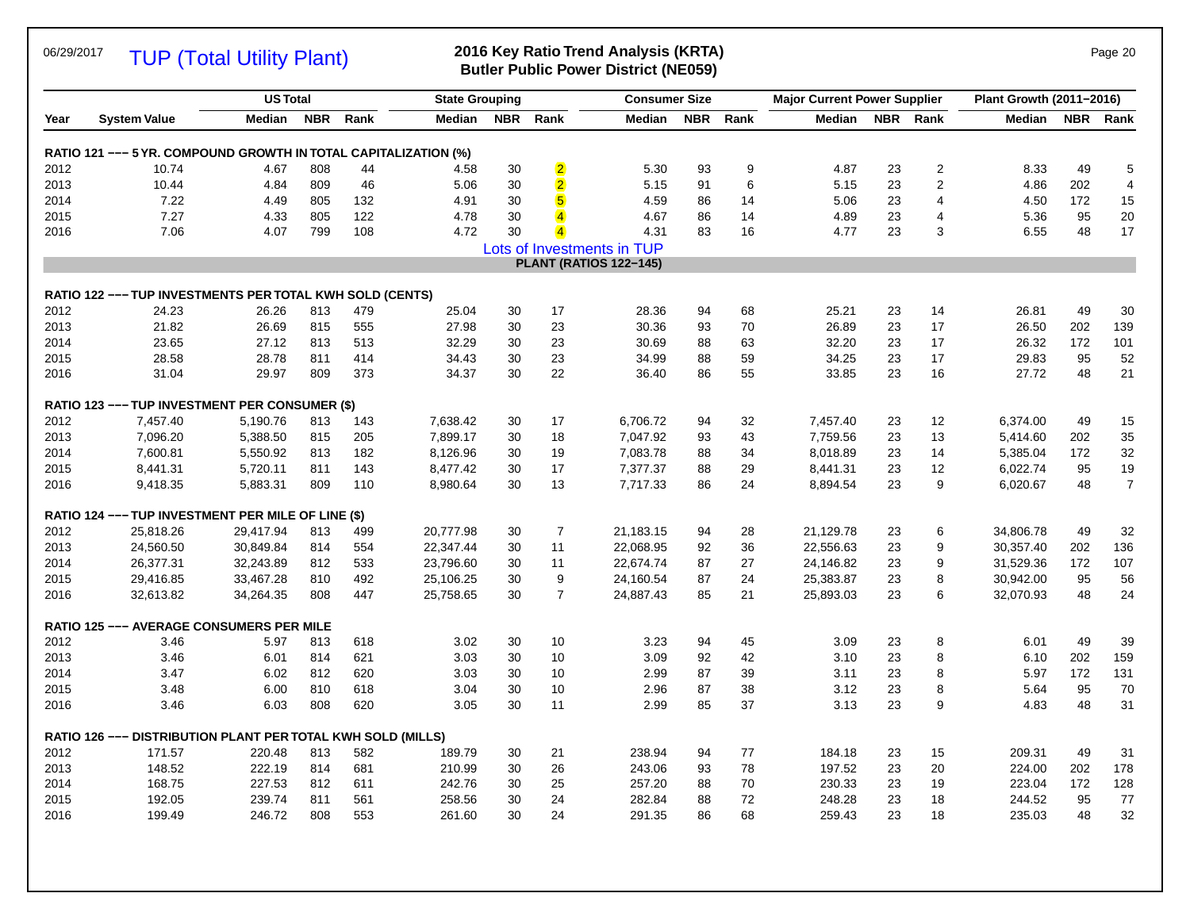# TUP (Total Utility Plant)

**2016 Key Ratio Trend Analysis (KRTA)**
**Butler Public Power District (NE059)**

06/29/2017

| Year | System Value | US Total Median | US Total NBR | US Total Rank | State Grouping Median | State Grouping NBR | State Grouping Rank | Consumer Size Median | Consumer Size NBR | Consumer Size Rank | Major Current Power Supplier Median | Major Current Power Supplier NBR | Major Current Power Supplier Rank | Plant Growth (2011–2016) Median | Plant Growth (2011–2016) NBR | Plant Growth (2011–2016) Rank |
|---|---|---|---|---|---|---|---|---|---|---|---|---|---|---|---|---|
| **RATIO 121 ––– 5 YR. COMPOUND GROWTH IN TOTAL CAPITALIZATION (%)** | | | | | | | | | | | | | | | | |
| 2012 | 10.74 | 4.67 | 808 | 44 | 4.58 | 30 | 2 | 5.30 | 93 | 9 | 4.87 | 23 | 2 | 8.33 | 49 | 5 |
| 2013 | 10.44 | 4.84 | 809 | 46 | 5.06 | 30 | 2 | 5.15 | 91 | 6 | 5.15 | 23 | 2 | 4.86 | 202 | 4 |
| 2014 | 7.22 | 4.49 | 805 | 132 | 4.91 | 30 | 5 | 4.59 | 86 | 14 | 5.06 | 23 | 4 | 4.50 | 172 | 15 |
| 2015 | 7.27 | 4.33 | 805 | 122 | 4.78 | 30 | 4 | 4.67 | 86 | 14 | 4.89 | 23 | 4 | 5.36 | 95 | 20 |
| 2016 | 7.06 | 4.07 | 799 | 108 | 4.72 | 30 | 4 | 4.31 | 83 | 16 | 4.77 | 23 | 3 | 6.55 | 48 | 17 |

Lots of Investments in TUP

**PLANT (RATIOS 122–145)**

| Year | System Value | US Total Median | US Total NBR | US Total Rank | State Grouping Median | State Grouping NBR | State Grouping Rank | Consumer Size Median | Consumer Size NBR | Consumer Size Rank | Major Current Power Supplier Median | Major Current Power Supplier NBR | Major Current Power Supplier Rank | Plant Growth (2011–2016) Median | Plant Growth (2011–2016) NBR | Plant Growth (2011–2016) Rank |
|---|---|---|---|---|---|---|---|---|---|---|---|---|---|---|---|---|
| **RATIO 122 ––– TUP INVESTMENTS PER TOTAL KWH SOLD (CENTS)** | | | | | | | | | | | | | | | | |
| 2012 | 24.23 | 26.26 | 813 | 479 | 25.04 | 30 | 17 | 28.36 | 94 | 68 | 25.21 | 23 | 14 | 26.81 | 49 | 30 |
| 2013 | 21.82 | 26.69 | 815 | 555 | 27.98 | 30 | 23 | 30.36 | 93 | 70 | 26.89 | 23 | 17 | 26.50 | 202 | 139 |
| 2014 | 23.65 | 27.12 | 813 | 513 | 32.29 | 30 | 23 | 30.69 | 88 | 63 | 32.20 | 23 | 17 | 26.32 | 172 | 101 |
| 2015 | 28.58 | 28.78 | 811 | 414 | 34.43 | 30 | 23 | 34.99 | 88 | 59 | 34.25 | 23 | 17 | 29.83 | 95 | 52 |
| 2016 | 31.04 | 29.97 | 809 | 373 | 34.37 | 30 | 22 | 36.40 | 86 | 55 | 33.85 | 23 | 16 | 27.72 | 48 | 21 |
| **RATIO 123 ––– TUP INVESTMENT PER CONSUMER ($)** | | | | | | | | | | | | | | | | |
| 2012 | 7,457.40 | 5,190.76 | 813 | 143 | 7,638.42 | 30 | 17 | 6,706.72 | 94 | 32 | 7,457.40 | 23 | 12 | 6,374.00 | 49 | 15 |
| 2013 | 7,096.20 | 5,388.50 | 815 | 205 | 7,899.17 | 30 | 18 | 7,047.92 | 93 | 43 | 7,759.56 | 23 | 13 | 5,414.60 | 202 | 35 |
| 2014 | 7,600.81 | 5,550.92 | 813 | 182 | 8,126.96 | 30 | 19 | 7,083.78 | 88 | 34 | 8,018.89 | 23 | 14 | 5,385.04 | 172 | 32 |
| 2015 | 8,441.31 | 5,720.11 | 811 | 143 | 8,477.42 | 30 | 17 | 7,377.37 | 88 | 29 | 8,441.31 | 23 | 12 | 6,022.74 | 95 | 19 |
| 2016 | 9,418.35 | 5,883.31 | 809 | 110 | 8,980.64 | 30 | 13 | 7,717.33 | 86 | 24 | 8,894.54 | 23 | 9 | 6,020.67 | 48 | 7 |
| **RATIO 124 ––– TUP INVESTMENT PER MILE OF LINE ($)** | | | | | | | | | | | | | | | | |
| 2012 | 25,818.26 | 29,417.94 | 813 | 499 | 20,777.98 | 30 | 7 | 21,183.15 | 94 | 28 | 21,129.78 | 23 | 6 | 34,806.78 | 49 | 32 |
| 2013 | 24,560.50 | 30,849.84 | 814 | 554 | 22,347.44 | 30 | 11 | 22,068.95 | 92 | 36 | 22,556.63 | 23 | 9 | 30,357.40 | 202 | 136 |
| 2014 | 26,377.31 | 32,243.89 | 812 | 533 | 23,796.60 | 30 | 11 | 22,674.74 | 87 | 27 | 24,146.82 | 23 | 9 | 31,529.36 | 172 | 107 |
| 2015 | 29,416.85 | 33,467.28 | 810 | 492 | 25,106.25 | 30 | 9 | 24,160.54 | 87 | 24 | 25,383.87 | 23 | 8 | 30,942.00 | 95 | 56 |
| 2016 | 32,613.82 | 34,264.35 | 808 | 447 | 25,758.65 | 30 | 7 | 24,887.43 | 85 | 21 | 25,893.03 | 23 | 6 | 32,070.93 | 48 | 24 |
| **RATIO 125 ––– AVERAGE CONSUMERS PER MILE** | | | | | | | | | | | | | | | | |
| 2012 | 3.46 | 5.97 | 813 | 618 | 3.02 | 30 | 10 | 3.23 | 94 | 45 | 3.09 | 23 | 8 | 6.01 | 49 | 39 |
| 2013 | 3.46 | 6.01 | 814 | 621 | 3.03 | 30 | 10 | 3.09 | 92 | 42 | 3.10 | 23 | 8 | 6.10 | 202 | 159 |
| 2014 | 3.47 | 6.02 | 812 | 620 | 3.03 | 30 | 10 | 2.99 | 87 | 39 | 3.11 | 23 | 8 | 5.97 | 172 | 131 |
| 2015 | 3.48 | 6.00 | 810 | 618 | 3.04 | 30 | 10 | 2.96 | 87 | 38 | 3.12 | 23 | 8 | 5.64 | 95 | 70 |
| 2016 | 3.46 | 6.03 | 808 | 620 | 3.05 | 30 | 11 | 2.99 | 85 | 37 | 3.13 | 23 | 9 | 4.83 | 48 | 31 |
| **RATIO 126 ––– DISTRIBUTION PLANT PER TOTAL KWH SOLD (MILLS)** | | | | | | | | | | | | | | | | |
| 2012 | 171.57 | 220.48 | 813 | 582 | 189.79 | 30 | 21 | 238.94 | 94 | 77 | 184.18 | 23 | 15 | 209.31 | 49 | 31 |
| 2013 | 148.52 | 222.19 | 814 | 681 | 210.99 | 30 | 26 | 243.06 | 93 | 78 | 197.52 | 23 | 20 | 224.00 | 202 | 178 |
| 2014 | 168.75 | 227.53 | 812 | 611 | 242.76 | 30 | 25 | 257.20 | 88 | 70 | 230.33 | 23 | 19 | 223.04 | 172 | 128 |
| 2015 | 192.05 | 239.74 | 811 | 561 | 258.56 | 30 | 24 | 282.84 | 88 | 72 | 248.28 | 23 | 18 | 244.52 | 95 | 77 |
| 2016 | 199.49 | 246.72 | 808 | 553 | 261.60 | 30 | 24 | 291.35 | 86 | 68 | 259.43 | 23 | 18 | 235.03 | 48 | 32 |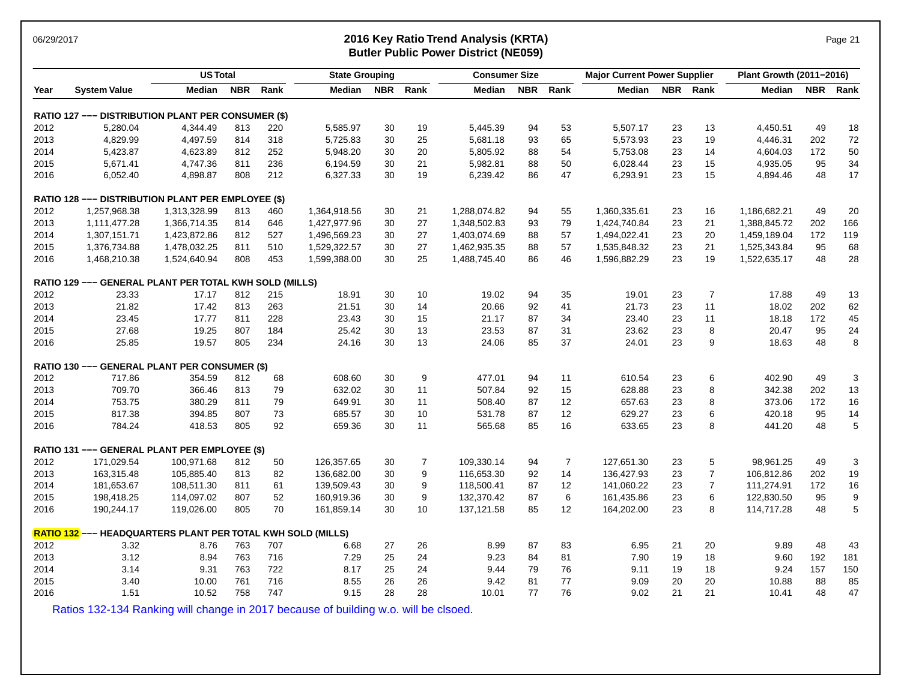## 2016 Key Ratio Trend Analysis (KRTA)
### Butler Public Power District (NE059)

| Year | System Value | US Total Median | US Total NBR | US Total Rank | State Grouping Median | State Grouping NBR | State Grouping Rank | Consumer Size Median | Consumer Size NBR | Consumer Size Rank | Major Current Power Supplier Median | Major Current Power Supplier NBR | Major Current Power Supplier Rank | Plant Growth (2011−2016) Median | Plant Growth (2011−2016) NBR | Plant Growth (2011−2016) Rank |
|---|---|---|---|---|---|---|---|---|---|---|---|---|---|---|---|---|
| **RATIO 127 −−− DISTRIBUTION PLANT PER CONSUMER ($)** | | | | | | | | | | | | | | | | |
| 2012 | 5,280.04 | 4,344.49 | 813 | 220 | 5,585.97 | 30 | 19 | 5,445.39 | 94 | 53 | 5,507.17 | 23 | 13 | 4,450.51 | 49 | 18 |
| 2013 | 4,829.99 | 4,497.59 | 814 | 318 | 5,725.83 | 30 | 25 | 5,681.18 | 93 | 65 | 5,573.93 | 23 | 19 | 4,446.31 | 202 | 72 |
| 2014 | 5,423.87 | 4,623.89 | 812 | 252 | 5,948.20 | 30 | 20 | 5,805.92 | 88 | 54 | 5,753.08 | 23 | 14 | 4,604.03 | 172 | 50 |
| 2015 | 5,671.41 | 4,747.36 | 811 | 236 | 6,194.59 | 30 | 21 | 5,982.81 | 88 | 50 | 6,028.44 | 23 | 15 | 4,935.05 | 95 | 34 |
| 2016 | 6,052.40 | 4,898.87 | 808 | 212 | 6,327.33 | 30 | 19 | 6,239.42 | 86 | 47 | 6,293.91 | 23 | 15 | 4,894.46 | 48 | 17 |
| **RATIO 128 −−− DISTRIBUTION PLANT PER EMPLOYEE ($)** | | | | | | | | | | | | | | | | |
| 2012 | 1,257,968.38 | 1,313,328.99 | 813 | 460 | 1,364,918.56 | 30 | 21 | 1,288,074.82 | 94 | 55 | 1,360,335.61 | 23 | 16 | 1,186,682.21 | 49 | 20 |
| 2013 | 1,111,477.28 | 1,366,714.35 | 814 | 646 | 1,427,977.96 | 30 | 27 | 1,348,502.83 | 93 | 79 | 1,424,740.84 | 23 | 21 | 1,388,845.72 | 202 | 166 |
| 2014 | 1,307,151.71 | 1,423,872.86 | 812 | 527 | 1,496,569.23 | 30 | 27 | 1,403,074.69 | 88 | 57 | 1,494,022.41 | 23 | 20 | 1,459,189.04 | 172 | 119 |
| 2015 | 1,376,734.88 | 1,478,032.25 | 811 | 510 | 1,529,322.57 | 30 | 27 | 1,462,935.35 | 88 | 57 | 1,535,848.32 | 23 | 21 | 1,525,343.84 | 95 | 68 |
| 2016 | 1,468,210.38 | 1,524,640.94 | 808 | 453 | 1,599,388.00 | 30 | 25 | 1,488,745.40 | 86 | 46 | 1,596,882.29 | 23 | 19 | 1,522,635.17 | 48 | 28 |
| **RATIO 129 −−− GENERAL PLANT PER TOTAL KWH SOLD (MILLS)** | | | | | | | | | | | | | | | | |
| 2012 | 23.33 | 17.17 | 812 | 215 | 18.91 | 30 | 10 | 19.02 | 94 | 35 | 19.01 | 23 | 7 | 17.88 | 49 | 13 |
| 2013 | 21.82 | 17.42 | 813 | 263 | 21.51 | 30 | 14 | 20.66 | 92 | 41 | 21.73 | 23 | 11 | 18.02 | 202 | 62 |
| 2014 | 23.45 | 17.77 | 811 | 228 | 23.43 | 30 | 15 | 21.17 | 87 | 34 | 23.40 | 23 | 11 | 18.18 | 172 | 45 |
| 2015 | 27.68 | 19.25 | 807 | 184 | 25.42 | 30 | 13 | 23.53 | 87 | 31 | 23.62 | 23 | 8 | 20.47 | 95 | 24 |
| 2016 | 25.85 | 19.57 | 805 | 234 | 24.16 | 30 | 13 | 24.06 | 85 | 37 | 24.01 | 23 | 9 | 18.63 | 48 | 8 |
| **RATIO 130 −−− GENERAL PLANT PER CONSUMER ($)** | | | | | | | | | | | | | | | | |
| 2012 | 717.86 | 354.59 | 812 | 68 | 608.60 | 30 | 9 | 477.01 | 94 | 11 | 610.54 | 23 | 6 | 402.90 | 49 | 3 |
| 2013 | 709.70 | 366.46 | 813 | 79 | 632.02 | 30 | 11 | 507.84 | 92 | 15 | 628.88 | 23 | 8 | 342.38 | 202 | 13 |
| 2014 | 753.75 | 380.29 | 811 | 79 | 649.91 | 30 | 11 | 508.40 | 87 | 12 | 657.63 | 23 | 8 | 373.06 | 172 | 16 |
| 2015 | 817.38 | 394.85 | 807 | 73 | 685.57 | 30 | 10 | 531.78 | 87 | 12 | 629.27 | 23 | 6 | 420.18 | 95 | 14 |
| 2016 | 784.24 | 418.53 | 805 | 92 | 659.36 | 30 | 11 | 565.68 | 85 | 16 | 633.65 | 23 | 8 | 441.20 | 48 | 5 |
| **RATIO 131 −−− GENERAL PLANT PER EMPLOYEE ($)** | | | | | | | | | | | | | | | | |
| 2012 | 171,029.54 | 100,971.68 | 812 | 50 | 126,357.65 | 30 | 7 | 109,330.14 | 94 | 7 | 127,651.30 | 23 | 5 | 98,961.25 | 49 | 3 |
| 2013 | 163,315.48 | 105,885.40 | 813 | 82 | 136,682.00 | 30 | 9 | 116,653.30 | 92 | 14 | 136,427.93 | 23 | 7 | 106,812.86 | 202 | 19 |
| 2014 | 181,653.67 | 108,511.30 | 811 | 61 | 139,509.43 | 30 | 9 | 118,500.41 | 87 | 12 | 141,060.22 | 23 | 7 | 111,274.91 | 172 | 16 |
| 2015 | 198,418.25 | 114,097.02 | 807 | 52 | 160,919.36 | 30 | 9 | 132,370.42 | 87 | 6 | 161,435.86 | 23 | 6 | 122,830.50 | 95 | 9 |
| 2016 | 190,244.17 | 119,026.00 | 805 | 70 | 161,859.14 | 30 | 10 | 137,121.58 | 85 | 12 | 164,202.00 | 23 | 8 | 114,717.28 | 48 | 5 |
| **RATIO 132 −−− HEADQUARTERS PLANT PER TOTAL KWH SOLD (MILLS)** | | | | | | | | | | | | | | | | |
| 2012 | 3.32 | 8.76 | 763 | 707 | 6.68 | 27 | 26 | 8.99 | 87 | 83 | 6.95 | 21 | 20 | 9.89 | 48 | 43 |
| 2013 | 3.12 | 8.94 | 763 | 716 | 7.29 | 25 | 24 | 9.23 | 84 | 81 | 7.90 | 19 | 18 | 9.60 | 192 | 181 |
| 2014 | 3.14 | 9.31 | 763 | 722 | 8.17 | 25 | 24 | 9.44 | 79 | 76 | 9.11 | 19 | 18 | 9.24 | 157 | 150 |
| 2015 | 3.40 | 10.00 | 761 | 716 | 8.55 | 26 | 26 | 9.42 | 81 | 77 | 9.09 | 20 | 20 | 10.88 | 88 | 85 |
| 2016 | 1.51 | 10.52 | 758 | 747 | 9.15 | 28 | 28 | 10.01 | 77 | 76 | 9.02 | 21 | 21 | 10.41 | 48 | 47 |

Ratios 132-134 Ranking will change in 2017 because of building w.o. will be clsoed.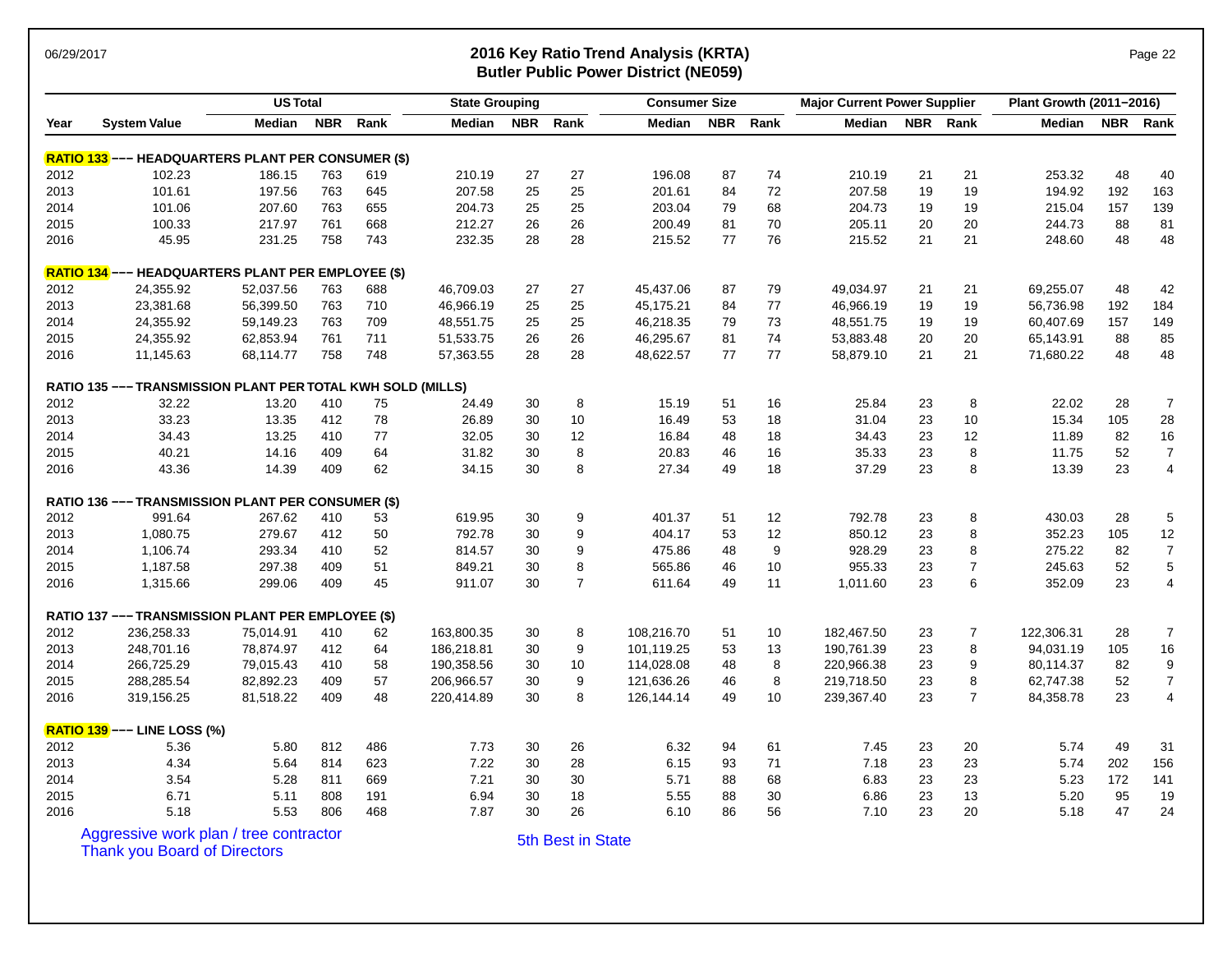# 2016 Key Ratio Trend Analysis (KRTA)
## Butler Public Power District (NE059)

06/29/2017

| Year | System Value | US Total | | | State Grouping | | | Consumer Size | | | Major Current Power Supplier | | | Plant Growth (2011–2016) | | |
|---|---|---|---|---|---|---|---|---|---|---|---|---|---|---|---|---|
| | | Median | NBR | Rank | Median | NBR | Rank | Median | NBR | Rank | Median | NBR | Rank | Median | NBR | Rank |
| **RATIO 133 ––– HEADQUARTERS PLANT PER CONSUMER ($)** | | | | | | | | | | | | | | | | |
| 2012 | 102.23 | 186.15 | 763 | 619 | 210.19 | 27 | 27 | 196.08 | 87 | 74 | 210.19 | 21 | 21 | 253.32 | 48 | 40 |
| 2013 | 101.61 | 197.56 | 763 | 645 | 207.58 | 25 | 25 | 201.61 | 84 | 72 | 207.58 | 19 | 19 | 194.92 | 192 | 163 |
| 2014 | 101.06 | 207.60 | 763 | 655 | 204.73 | 25 | 25 | 203.04 | 79 | 68 | 204.73 | 19 | 19 | 215.04 | 157 | 139 |
| 2015 | 100.33 | 217.97 | 761 | 668 | 212.27 | 26 | 26 | 200.49 | 81 | 70 | 205.11 | 20 | 20 | 244.73 | 88 | 81 |
| 2016 | 45.95 | 231.25 | 758 | 743 | 232.35 | 28 | 28 | 215.52 | 77 | 76 | 215.52 | 21 | 21 | 248.60 | 48 | 48 |
| **RATIO 134 ––– HEADQUARTERS PLANT PER EMPLOYEE ($)** | | | | | | | | | | | | | | | | |
| 2012 | 24,355.92 | 52,037.56 | 763 | 688 | 46,709.03 | 27 | 27 | 45,437.06 | 87 | 79 | 49,034.97 | 21 | 21 | 69,255.07 | 48 | 42 |
| 2013 | 23,381.68 | 56,399.50 | 763 | 710 | 46,966.19 | 25 | 25 | 45,175.21 | 84 | 77 | 46,966.19 | 19 | 19 | 56,736.98 | 192 | 184 |
| 2014 | 24,355.92 | 59,149.23 | 763 | 709 | 48,551.75 | 25 | 25 | 46,218.35 | 79 | 73 | 48,551.75 | 19 | 19 | 60,407.69 | 157 | 149 |
| 2015 | 24,355.92 | 62,853.94 | 761 | 711 | 51,533.75 | 26 | 26 | 46,295.67 | 81 | 74 | 53,883.48 | 20 | 20 | 65,143.91 | 88 | 85 |
| 2016 | 11,145.63 | 68,114.77 | 758 | 748 | 57,363.55 | 28 | 28 | 48,622.57 | 77 | 77 | 58,879.10 | 21 | 21 | 71,680.22 | 48 | 48 |
| **RATIO 135 ––– TRANSMISSION PLANT PER TOTAL KWH SOLD (MILLS)** | | | | | | | | | | | | | | | | |
| 2012 | 32.22 | 13.20 | 410 | 75 | 24.49 | 30 | 8 | 15.19 | 51 | 16 | 25.84 | 23 | 8 | 22.02 | 28 | 7 |
| 2013 | 33.23 | 13.35 | 412 | 78 | 26.89 | 30 | 10 | 16.49 | 53 | 18 | 31.04 | 23 | 10 | 15.34 | 105 | 28 |
| 2014 | 34.43 | 13.25 | 410 | 77 | 32.05 | 30 | 12 | 16.84 | 48 | 18 | 34.43 | 23 | 12 | 11.89 | 82 | 16 |
| 2015 | 40.21 | 14.16 | 409 | 64 | 31.82 | 30 | 8 | 20.83 | 46 | 16 | 35.33 | 23 | 8 | 11.75 | 52 | 7 |
| 2016 | 43.36 | 14.39 | 409 | 62 | 34.15 | 30 | 8 | 27.34 | 49 | 18 | 37.29 | 23 | 8 | 13.39 | 23 | 4 |
| **RATIO 136 ––– TRANSMISSION PLANT PER CONSUMER ($)** | | | | | | | | | | | | | | | | |
| 2012 | 991.64 | 267.62 | 410 | 53 | 619.95 | 30 | 9 | 401.37 | 51 | 12 | 792.78 | 23 | 8 | 430.03 | 28 | 5 |
| 2013 | 1,080.75 | 279.67 | 412 | 50 | 792.78 | 30 | 9 | 404.17 | 53 | 12 | 850.12 | 23 | 8 | 352.23 | 105 | 12 |
| 2014 | 1,106.74 | 293.34 | 410 | 52 | 814.57 | 30 | 9 | 475.86 | 48 | 9 | 928.29 | 23 | 8 | 275.22 | 82 | 7 |
| 2015 | 1,187.58 | 297.38 | 409 | 51 | 849.21 | 30 | 8 | 565.86 | 46 | 10 | 955.33 | 23 | 7 | 245.63 | 52 | 5 |
| 2016 | 1,315.66 | 299.06 | 409 | 45 | 911.07 | 30 | 7 | 611.64 | 49 | 11 | 1,011.60 | 23 | 6 | 352.09 | 23 | 4 |
| **RATIO 137 ––– TRANSMISSION PLANT PER EMPLOYEE ($)** | | | | | | | | | | | | | | | | |
| 2012 | 236,258.33 | 75,014.91 | 410 | 62 | 163,800.35 | 30 | 8 | 108,216.70 | 51 | 10 | 182,467.50 | 23 | 7 | 122,306.31 | 28 | 7 |
| 2013 | 248,701.16 | 78,874.97 | 412 | 64 | 186,218.81 | 30 | 9 | 101,119.25 | 53 | 13 | 190,761.39 | 23 | 8 | 94,031.19 | 105 | 16 |
| 2014 | 266,725.29 | 79,015.43 | 410 | 58 | 190,358.56 | 30 | 10 | 114,028.08 | 48 | 8 | 220,966.38 | 23 | 9 | 80,114.37 | 82 | 9 |
| 2015 | 288,285.54 | 82,892.23 | 409 | 57 | 206,966.57 | 30 | 9 | 121,636.26 | 46 | 8 | 219,718.50 | 23 | 8 | 62,747.38 | 52 | 7 |
| 2016 | 319,156.25 | 81,518.22 | 409 | 48 | 220,414.89 | 30 | 8 | 126,144.14 | 49 | 10 | 239,367.40 | 23 | 7 | 84,358.78 | 23 | 4 |
| **RATIO 139 ––– LINE LOSS (%)** | | | | | | | | | | | | | | | | |
| 2012 | 5.36 | 5.80 | 812 | 486 | 7.73 | 30 | 26 | 6.32 | 94 | 61 | 7.45 | 23 | 20 | 5.74 | 49 | 31 |
| 2013 | 4.34 | 5.64 | 814 | 623 | 7.22 | 30 | 28 | 6.15 | 93 | 71 | 7.18 | 23 | 23 | 5.74 | 202 | 156 |
| 2014 | 3.54 | 5.28 | 811 | 669 | 7.21 | 30 | 30 | 5.71 | 88 | 68 | 6.83 | 23 | 23 | 5.23 | 172 | 141 |
| 2015 | 6.71 | 5.11 | 808 | 191 | 6.94 | 30 | 18 | 5.55 | 88 | 30 | 6.86 | 23 | 13 | 5.20 | 95 | 19 |
| 2016 | 5.18 | 5.53 | 806 | 468 | 7.87 | 30 | 26 | 6.10 | 86 | 56 | 7.10 | 23 | 20 | 5.18 | 47 | 24 |

Aggressive work plan / tree contractor
Thank you Board of Directors

5th Best in State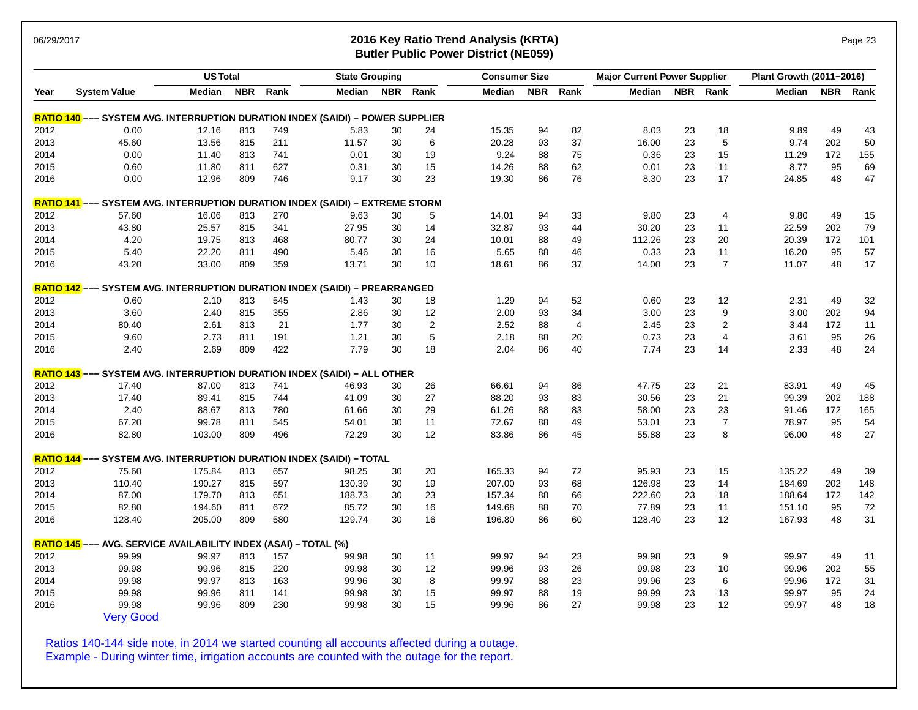# 2016 Key Ratio Trend Analysis (KRTA)
## Butler Public Power District (NE059)

| | | US Total | | | State Grouping | | | Consumer Size | | | Major Current Power Supplier | | | Plant Growth (2011–2016) | | |
|---|---|---|---|---|---|---|---|---|---|---|---|---|---|---|---|---|
| Year | System Value | Median | NBR | Rank | Median | NBR | Rank | Median | NBR | Rank | Median | NBR | Rank | Median | NBR | Rank |
| **RATIO 140** ––– SYSTEM AVG. INTERRUPTION DURATION INDEX (SAIDI) – POWER SUPPLIER | | | | | | | | | | | | | | | | |
| 2012 | 0.00 | 12.16 | 813 | 749 | 5.83 | 30 | 24 | 15.35 | 94 | 82 | 8.03 | 23 | 18 | 9.89 | 49 | 43 |
| 2013 | 45.60 | 13.56 | 815 | 211 | 11.57 | 30 | 6 | 20.28 | 93 | 37 | 16.00 | 23 | 5 | 9.74 | 202 | 50 |
| 2014 | 0.00 | 11.40 | 813 | 741 | 0.01 | 30 | 19 | 9.24 | 88 | 75 | 0.36 | 23 | 15 | 11.29 | 172 | 155 |
| 2015 | 0.60 | 11.80 | 811 | 627 | 0.31 | 30 | 15 | 14.26 | 88 | 62 | 0.01 | 23 | 11 | 8.77 | 95 | 69 |
| 2016 | 0.00 | 12.96 | 809 | 746 | 9.17 | 30 | 23 | 19.30 | 86 | 76 | 8.30 | 23 | 17 | 24.85 | 48 | 47 |
| **RATIO 141** ––– SYSTEM AVG. INTERRUPTION DURATION INDEX (SAIDI) – EXTREME STORM | | | | | | | | | | | | | | | | |
| 2012 | 57.60 | 16.06 | 813 | 270 | 9.63 | 30 | 5 | 14.01 | 94 | 33 | 9.80 | 23 | 4 | 9.80 | 49 | 15 |
| 2013 | 43.80 | 25.57 | 815 | 341 | 27.95 | 30 | 14 | 32.87 | 93 | 44 | 30.20 | 23 | 11 | 22.59 | 202 | 79 |
| 2014 | 4.20 | 19.75 | 813 | 468 | 80.77 | 30 | 24 | 10.01 | 88 | 49 | 112.26 | 23 | 20 | 20.39 | 172 | 101 |
| 2015 | 5.40 | 22.20 | 811 | 490 | 5.46 | 30 | 16 | 5.65 | 88 | 46 | 0.33 | 23 | 11 | 16.20 | 95 | 57 |
| 2016 | 43.20 | 33.00 | 809 | 359 | 13.71 | 30 | 10 | 18.61 | 86 | 37 | 14.00 | 23 | 7 | 11.07 | 48 | 17 |
| **RATIO 142** ––– SYSTEM AVG. INTERRUPTION DURATION INDEX (SAIDI) – PREARRANGED | | | | | | | | | | | | | | | | |
| 2012 | 0.60 | 2.10 | 813 | 545 | 1.43 | 30 | 18 | 1.29 | 94 | 52 | 0.60 | 23 | 12 | 2.31 | 49 | 32 |
| 2013 | 3.60 | 2.40 | 815 | 355 | 2.86 | 30 | 12 | 2.00 | 93 | 34 | 3.00 | 23 | 9 | 3.00 | 202 | 94 |
| 2014 | 80.40 | 2.61 | 813 | 21 | 1.77 | 30 | 2 | 2.52 | 88 | 4 | 2.45 | 23 | 2 | 3.44 | 172 | 11 |
| 2015 | 9.60 | 2.73 | 811 | 191 | 1.21 | 30 | 5 | 2.18 | 88 | 20 | 0.73 | 23 | 4 | 3.61 | 95 | 26 |
| 2016 | 2.40 | 2.69 | 809 | 422 | 7.79 | 30 | 18 | 2.04 | 86 | 40 | 7.74 | 23 | 14 | 2.33 | 48 | 24 |
| **RATIO 143** ––– SYSTEM AVG. INTERRUPTION DURATION INDEX (SAIDI) – ALL OTHER | | | | | | | | | | | | | | | | |
| 2012 | 17.40 | 87.00 | 813 | 741 | 46.93 | 30 | 26 | 66.61 | 94 | 86 | 47.75 | 23 | 21 | 83.91 | 49 | 45 |
| 2013 | 17.40 | 89.41 | 815 | 744 | 41.09 | 30 | 27 | 88.20 | 93 | 83 | 30.56 | 23 | 21 | 99.39 | 202 | 188 |
| 2014 | 2.40 | 88.67 | 813 | 780 | 61.66 | 30 | 29 | 61.26 | 88 | 83 | 58.00 | 23 | 23 | 91.46 | 172 | 165 |
| 2015 | 67.20 | 99.78 | 811 | 545 | 54.01 | 30 | 11 | 72.67 | 88 | 49 | 53.01 | 23 | 7 | 78.97 | 95 | 54 |
| 2016 | 82.80 | 103.00 | 809 | 496 | 72.29 | 30 | 12 | 83.86 | 86 | 45 | 55.88 | 23 | 8 | 96.00 | 48 | 27 |
| **RATIO 144** ––– SYSTEM AVG. INTERRUPTION DURATION INDEX (SAIDI) – TOTAL | | | | | | | | | | | | | | | | |
| 2012 | 75.60 | 175.84 | 813 | 657 | 98.25 | 30 | 20 | 165.33 | 94 | 72 | 95.93 | 23 | 15 | 135.22 | 49 | 39 |
| 2013 | 110.40 | 190.27 | 815 | 597 | 130.39 | 30 | 19 | 207.00 | 93 | 68 | 126.98 | 23 | 14 | 184.69 | 202 | 148 |
| 2014 | 87.00 | 179.70 | 813 | 651 | 188.73 | 30 | 23 | 157.34 | 88 | 66 | 222.60 | 23 | 18 | 188.64 | 172 | 142 |
| 2015 | 82.80 | 194.60 | 811 | 672 | 85.72 | 30 | 16 | 149.68 | 88 | 70 | 77.89 | 23 | 11 | 151.10 | 95 | 72 |
| 2016 | 128.40 | 205.00 | 809 | 580 | 129.74 | 30 | 16 | 196.80 | 86 | 60 | 128.40 | 23 | 12 | 167.93 | 48 | 31 |
| **RATIO 145** ––– AVG. SERVICE AVAILABILITY INDEX (ASAI) – TOTAL (%) | | | | | | | | | | | | | | | | |
| 2012 | 99.99 | 99.97 | 813 | 157 | 99.98 | 30 | 11 | 99.97 | 94 | 23 | 99.98 | 23 | 9 | 99.97 | 49 | 11 |
| 2013 | 99.98 | 99.96 | 815 | 220 | 99.98 | 30 | 12 | 99.96 | 93 | 26 | 99.98 | 23 | 10 | 99.96 | 202 | 55 |
| 2014 | 99.98 | 99.97 | 813 | 163 | 99.96 | 30 | 8 | 99.97 | 88 | 23 | 99.96 | 23 | 6 | 99.96 | 172 | 31 |
| 2015 | 99.98 | 99.96 | 811 | 141 | 99.98 | 30 | 15 | 99.97 | 88 | 19 | 99.99 | 23 | 13 | 99.97 | 95 | 24 |
| 2016 | 99.98 | 99.96 | 809 | 230 | 99.98 | 30 | 15 | 99.96 | 86 | 27 | 99.98 | 23 | 12 | 99.97 | 48 | 18 |
| | Very Good | | | | | | | | | | | | | | | |

Ratios 140-144 side note, in 2014 we started counting all accounts affected during a outage.
Example - During winter time, irrigation accounts are counted with the outage for the report.